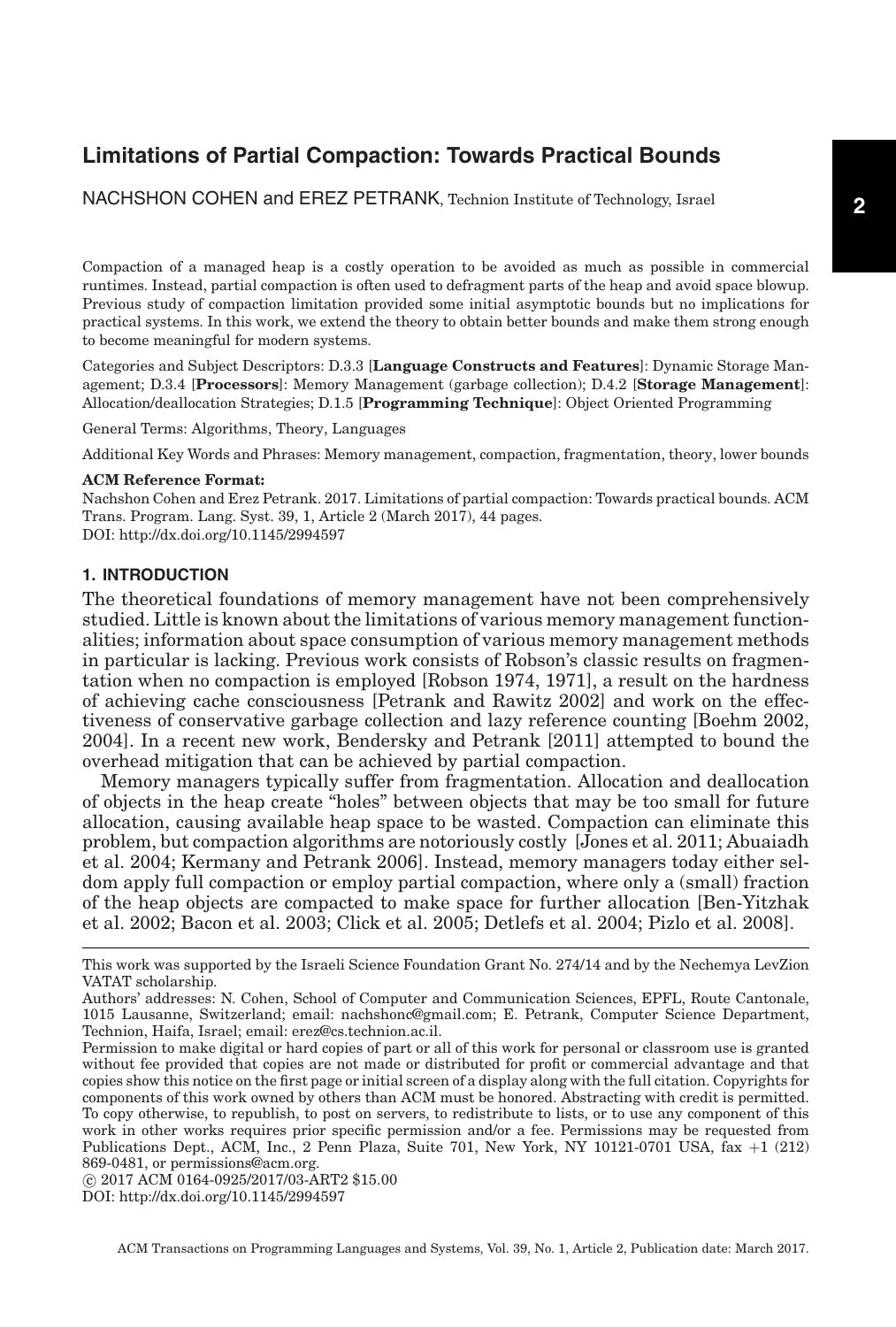# Limitations of Partial Compaction: Towards Practical Bounds

NACHSHON COHEN and EREZ PETRANK, Technion Institute of Technology, Israel

Compaction of a managed heap is a costly operation to be avoided as much as possible in commercial runtimes. Instead, partial compaction is often used to defragment parts of the heap and avoid space blowup. Previous study of compaction limitation provided some initial asymptotic bounds but no implications for practical systems. In this work, we extend the theory to obtain better bounds and make them strong enough to become meaningful for modern systems.

Categories and Subject Descriptors: D.3.3 [**Language Constructs and Features**]: Dynamic Storage Management; D.3.4 [**Processors**]: Memory Management (garbage collection); D.4.2 [**Storage Management**]: Allocation/deallocation Strategies; D.1.5 [**Programming Technique**]: Object Oriented Programming

General Terms: Algorithms, Theory, Languages

Additional Key Words and Phrases: Memory management, compaction, fragmentation, theory, lower bounds

**ACM Reference Format:**

Nachshon Cohen and Erez Petrank. 2017. Limitations of partial compaction: Towards practical bounds. ACM Trans. Program. Lang. Syst. 39, 1, Article 2 (March 2017), 44 pages.
DOI: http://dx.doi.org/10.1145/2994597

## 1. INTRODUCTION

The theoretical foundations of memory management have not been comprehensively studied. Little is known about the limitations of various memory management functionalities; information about space consumption of various memory management methods in particular is lacking. Previous work consists of Robson's classic results on fragmentation when no compaction is employed [Robson 1974, 1971], a result on the hardness of achieving cache consciousness [Petrank and Rawitz 2002] and work on the effectiveness of conservative garbage collection and lazy reference counting [Boehm 2002, 2004]. In a recent new work, Bendersky and Petrank [2011] attempted to bound the overhead mitigation that can be achieved by partial compaction.

Memory managers typically suffer from fragmentation. Allocation and deallocation of objects in the heap create "holes" between objects that may be too small for future allocation, causing available heap space to be wasted. Compaction can eliminate this problem, but compaction algorithms are notoriously costly [Jones et al. 2011; Abuaiadh et al. 2004; Kermany and Petrank 2006]. Instead, memory managers today either seldom apply full compaction or employ partial compaction, where only a (small) fraction of the heap objects are compacted to make space for further allocation [Ben-Yitzhak et al. 2002; Bacon et al. 2003; Click et al. 2005; Detlefs et al. 2004; Pizlo et al. 2008].

---

This work was supported by the Israeli Science Foundation Grant No. 274/14 and by the Nechemya LevZion VATAT scholarship.

Authors' addresses: N. Cohen, School of Computer and Communication Sciences, EPFL, Route Cantonale, 1015 Lausanne, Switzerland; email: nachshonc@gmail.com; E. Petrank, Computer Science Department, Technion, Haifa, Israel; email: erez@cs.technion.ac.il.

Permission to make digital or hard copies of part or all of this work for personal or classroom use is granted without fee provided that copies are not made or distributed for profit or commercial advantage and that copies show this notice on the first page or initial screen of a display along with the full citation. Copyrights for components of this work owned by others than ACM must be honored. Abstracting with credit is permitted. To copy otherwise, to republish, to post on servers, to redistribute to lists, or to use any component of this work in other works requires prior specific permission and/or a fee. Permissions may be requested from Publications Dept., ACM, Inc., 2 Penn Plaza, Suite 701, New York, NY 10121-0701 USA, fax +1 (212) 869-0481, or permissions@acm.org.

© 2017 ACM 0164-0925/2017/03-ART2 $15.00

DOI: http://dx.doi.org/10.1145/2994597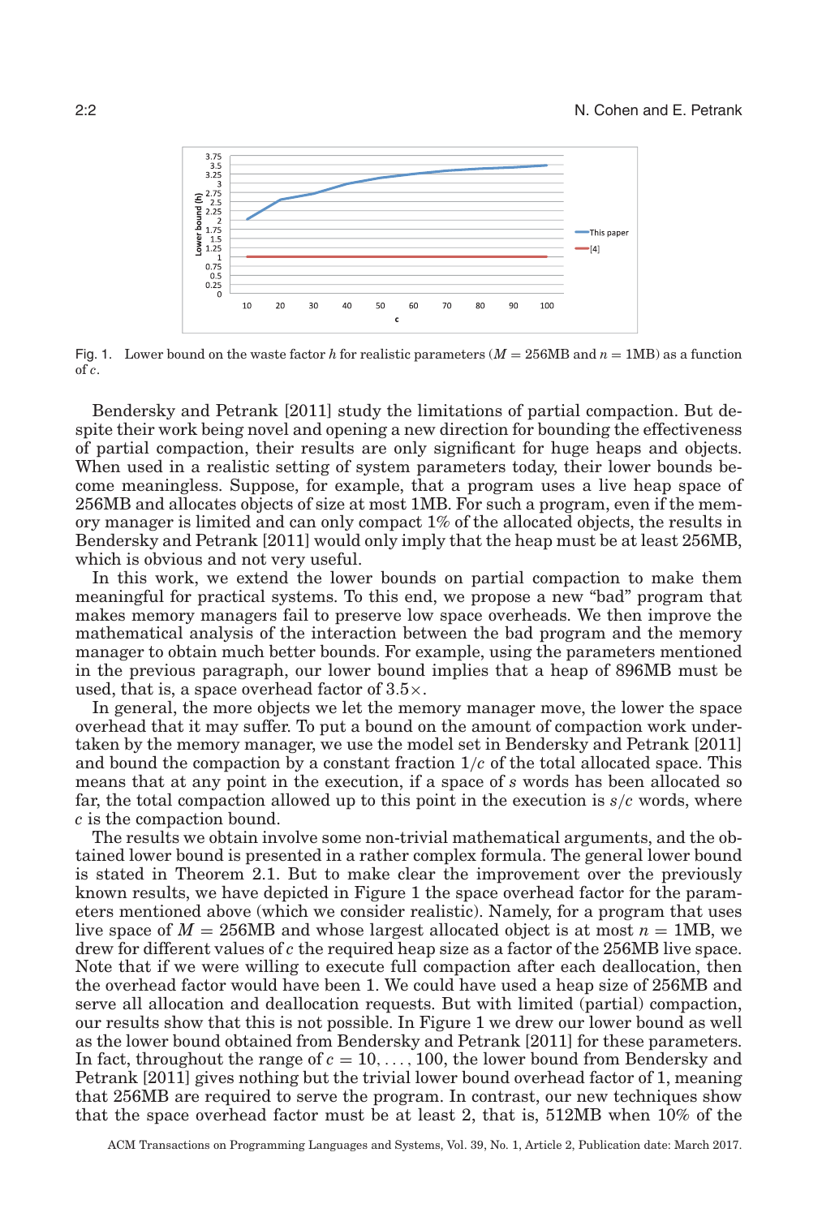Fig. 1. Lower bound on the waste factor $h$ for realistic parameters ($M = 256$MB and $n = 1$MB) as a function of $c$.

Bendersky and Petrank [2011] study the limitations of partial compaction. But despite their work being novel and opening a new direction for bounding the effectiveness of partial compaction, their results are only significant for huge heaps and objects. When used in a realistic setting of system parameters today, their lower bounds become meaningless. Suppose, for example, that a program uses a live heap space of 256MB and allocates objects of size at most 1MB. For such a program, even if the memory manager is limited and can only compact 1% of the allocated objects, the results in Bendersky and Petrank [2011] would only imply that the heap must be at least 256MB, which is obvious and not very useful.

In this work, we extend the lower bounds on partial compaction to make them meaningful for practical systems. To this end, we propose a new "bad" program that makes memory managers fail to preserve low space overheads. We then improve the mathematical analysis of the interaction between the bad program and the memory manager to obtain much better bounds. For example, using the parameters mentioned in the previous paragraph, our lower bound implies that a heap of 896MB must be used, that is, a space overhead factor of 3.5×.

In general, the more objects we let the memory manager move, the lower the space overhead that it may suffer. To put a bound on the amount of compaction work undertaken by the memory manager, we use the model set in Bendersky and Petrank [2011] and bound the compaction by a constant fraction $1/c$ of the total allocated space. This means that at any point in the execution, if a space of $s$ words has been allocated so far, the total compaction allowed up to this point in the execution is $s/c$ words, where $c$ is the compaction bound.

The results we obtain involve some non-trivial mathematical arguments, and the obtained lower bound is presented in a rather complex formula. The general lower bound is stated in Theorem 2.1. But to make clear the improvement over the previously known results, we have depicted in Figure 1 the space overhead factor for the parameters mentioned above (which we consider realistic). Namely, for a program that uses live space of $M = 256$MB and whose largest allocated object is at most $n = 1$MB, we drew for different values of $c$ the required heap size as a factor of the 256MB live space. Note that if we were willing to execute full compaction after each deallocation, then the overhead factor would have been 1. We could have used a heap size of 256MB and serve all allocation and deallocation requests. But with limited (partial) compaction, our results show that this is not possible. In Figure 1 we drew our lower bound as well as the lower bound obtained from Bendersky and Petrank [2011] for these parameters. In fact, throughout the range of $c = 10, \ldots, 100$, the lower bound from Bendersky and Petrank [2011] gives nothing but the trivial lower bound overhead factor of 1, meaning that 256MB are required to serve the program. In contrast, our new techniques show that the space overhead factor must be at least 2, that is, 512MB when 10% of the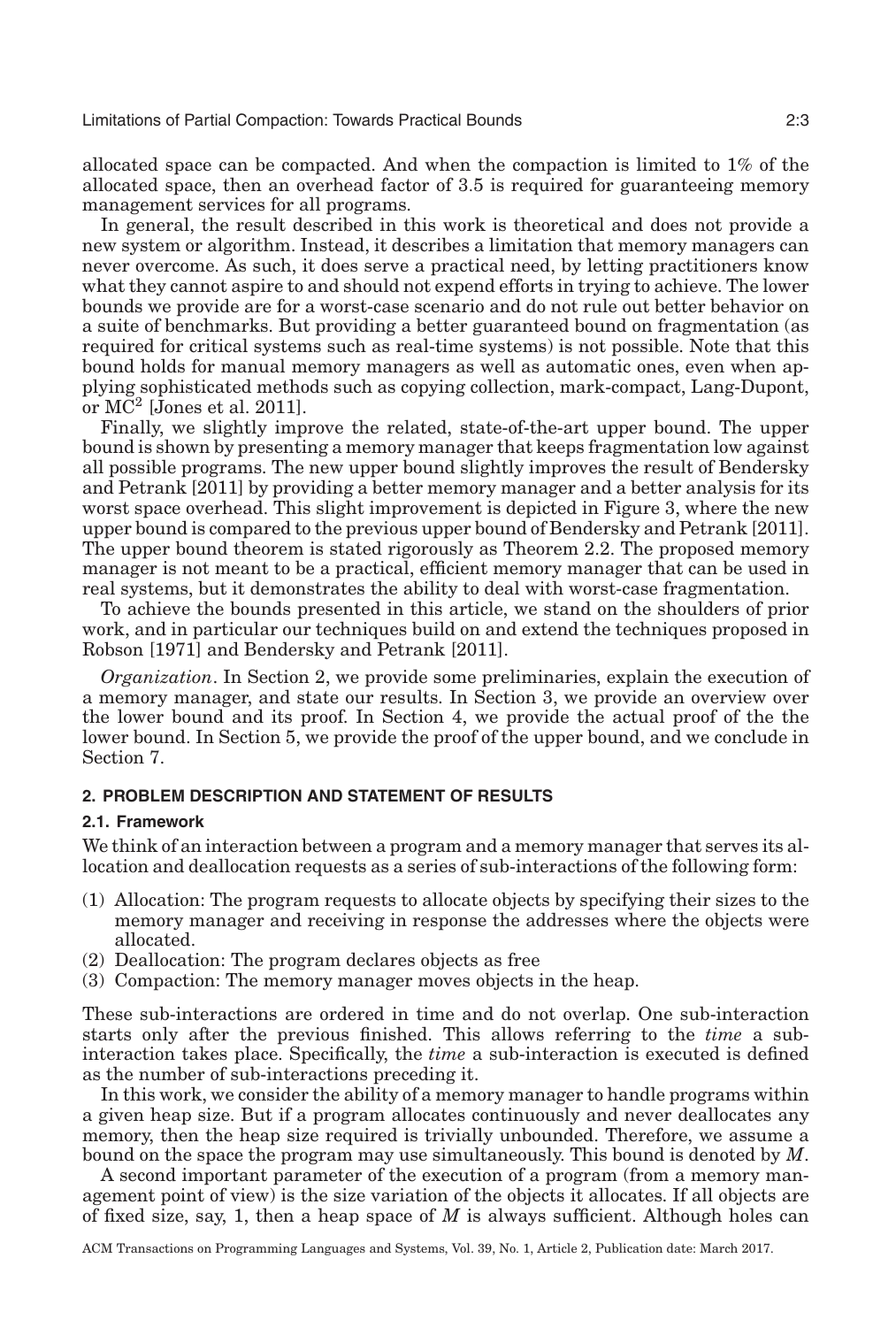allocated space can be compacted. And when the compaction is limited to 1% of the allocated space, then an overhead factor of 3.5 is required for guaranteeing memory management services for all programs.

In general, the result described in this work is theoretical and does not provide a new system or algorithm. Instead, it describes a limitation that memory managers can never overcome. As such, it does serve a practical need, by letting practitioners know what they cannot aspire to and should not expend efforts in trying to achieve. The lower bounds we provide are for a worst-case scenario and do not rule out better behavior on a suite of benchmarks. But providing a better guaranteed bound on fragmentation (as required for critical systems such as real-time systems) is not possible. Note that this bound holds for manual memory managers as well as automatic ones, even when applying sophisticated methods such as copying collection, mark-compact, Lang-Dupont, or $MC^2$ [Jones et al. 2011].

Finally, we slightly improve the related, state-of-the-art upper bound. The upper bound is shown by presenting a memory manager that keeps fragmentation low against all possible programs. The new upper bound slightly improves the result of Bendersky and Petrank [2011] by providing a better memory manager and a better analysis for its worst space overhead. This slight improvement is depicted in Figure 3, where the new upper bound is compared to the previous upper bound of Bendersky and Petrank [2011]. The upper bound theorem is stated rigorously as Theorem 2.2. The proposed memory manager is not meant to be a practical, efficient memory manager that can be used in real systems, but it demonstrates the ability to deal with worst-case fragmentation.

To achieve the bounds presented in this article, we stand on the shoulders of prior work, and in particular our techniques build on and extend the techniques proposed in Robson [1971] and Bendersky and Petrank [2011].

*Organization*. In Section 2, we provide some preliminaries, explain the execution of a memory manager, and state our results. In Section 3, we provide an overview over the lower bound and its proof. In Section 4, we provide the actual proof of the the lower bound. In Section 5, we provide the proof of the upper bound, and we conclude in Section 7.

## 2. PROBLEM DESCRIPTION AND STATEMENT OF RESULTS

### 2.1. Framework

We think of an interaction between a program and a memory manager that serves its allocation and deallocation requests as a series of sub-interactions of the following form:

(1) Allocation: The program requests to allocate objects by specifying their sizes to the memory manager and receiving in response the addresses where the objects were allocated.
(2) Deallocation: The program declares objects as free
(3) Compaction: The memory manager moves objects in the heap.

These sub-interactions are ordered in time and do not overlap. One sub-interaction starts only after the previous finished. This allows referring to the *time* a sub-interaction takes place. Specifically, the *time* a sub-interaction is executed is defined as the number of sub-interactions preceding it.

In this work, we consider the ability of a memory manager to handle programs within a given heap size. But if a program allocates continuously and never deallocates any memory, then the heap size required is trivially unbounded. Therefore, we assume a bound on the space the program may use simultaneously. This bound is denoted by $M$.

A second important parameter of the execution of a program (from a memory management point of view) is the size variation of the objects it allocates. If all objects are of fixed size, say, 1, then a heap space of $M$ is always sufficient. Although holes can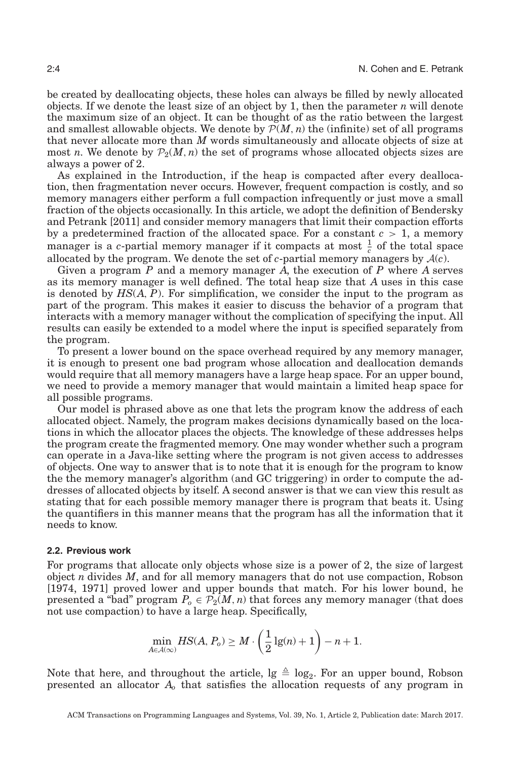be created by deallocating objects, these holes can always be filled by newly allocated objects. If we denote the least size of an object by 1, then the parameter $n$ will denote the maximum size of an object. It can be thought of as the ratio between the largest and smallest allowable objects. We denote by $\mathcal{P}(M, n)$ the (infinite) set of all programs that never allocate more than $M$ words simultaneously and allocate objects of size at most $n$. We denote by $\mathcal{P}_2(M, n)$ the set of programs whose allocated objects sizes are always a power of 2.

As explained in the Introduction, if the heap is compacted after every deallocation, then fragmentation never occurs. However, frequent compaction is costly, and so memory managers either perform a full compaction infrequently or just move a small fraction of the objects occasionally. In this article, we adopt the definition of Bendersky and Petrank [2011] and consider memory managers that limit their compaction efforts by a predetermined fraction of the allocated space. For a constant $c > 1$, a memory manager is a $c$-partial memory manager if it compacts at most $\frac{1}{c}$ of the total space allocated by the program. We denote the set of $c$-partial memory managers by $\mathcal{A}(c)$.

Given a program $P$ and a memory manager $A$, the execution of $P$ where $A$ serves as its memory manager is well defined. The total heap size that $A$ uses in this case is denoted by $HS(A, P)$. For simplification, we consider the input to the program as part of the program. This makes it easier to discuss the behavior of a program that interacts with a memory manager without the complication of specifying the input. All results can easily be extended to a model where the input is specified separately from the program.

To present a lower bound on the space overhead required by any memory manager, it is enough to present one bad program whose allocation and deallocation demands would require that all memory managers have a large heap space. For an upper bound, we need to provide a memory manager that would maintain a limited heap space for all possible programs.

Our model is phrased above as one that lets the program know the address of each allocated object. Namely, the program makes decisions dynamically based on the locations in which the allocator places the objects. The knowledge of these addresses helps the program create the fragmented memory. One may wonder whether such a program can operate in a Java-like setting where the program is not given access to addresses of objects. One way to answer that is to note that it is enough for the program to know the the memory manager's algorithm (and GC triggering) in order to compute the addresses of allocated objects by itself. A second answer is that we can view this result as stating that for each possible memory manager there is program that beats it. Using the quantifiers in this manner means that the program has all the information that it needs to know.

### 2.2. Previous work

For programs that allocate only objects whose size is a power of 2, the size of largest object $n$ divides $M$, and for all memory managers that do not use compaction, Robson [1974, 1971] proved lower and upper bounds that match. For his lower bound, he presented a "bad" program $P_o \in \mathcal{P}_2(M, n)$ that forces any memory manager (that does not use compaction) to have a large heap. Specifically,

$$\min_{A \in \mathcal{A}(\infty)} HS(A, P_o) \geq M \cdot \left(\frac{1}{2}\lg(n) + 1\right) - n + 1.$$

Note that here, and throughout the article, $\lg \triangleq \log_2$. For an upper bound, Robson presented an allocator $A_o$ that satisfies the allocation requests of any program in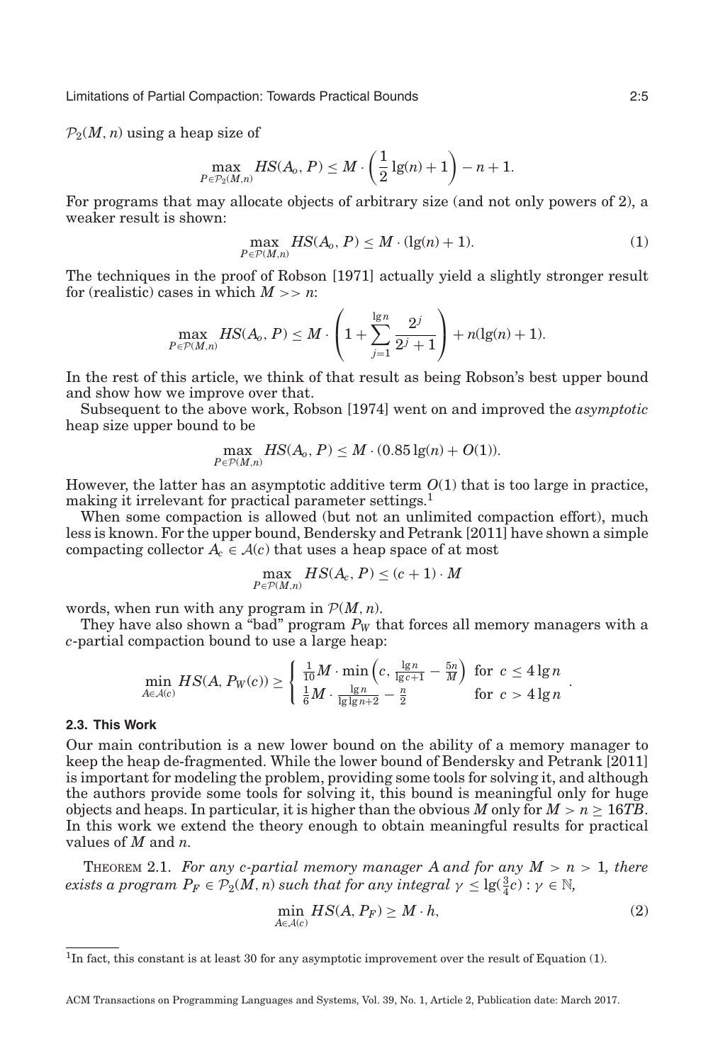$\mathcal{P}_2(M, n)$ using a heap size of

$$\max_{P \in \mathcal{P}_2(M,n)} HS(A_o, P) \leq M \cdot \left(\frac{1}{2}\lg(n) + 1\right) - n + 1.$$

For programs that may allocate objects of arbitrary size (and not only powers of 2), a weaker result is shown:

$$\max_{P \in \mathcal{P}(M,n)} HS(A_o, P) \leq M \cdot (\lg(n) + 1). \tag{1}$$

The techniques in the proof of Robson [1971] actually yield a slightly stronger result for (realistic) cases in which $M >> n$:

$$\max_{P \in \mathcal{P}(M,n)} HS(A_o, P) \leq M \cdot \left(1 + \sum_{j=1}^{\lg n} \frac{2^j}{2^j + 1}\right) + n(\lg(n) + 1).$$

In the rest of this article, we think of that result as being Robson's best upper bound and show how we improve over that.

Subsequent to the above work, Robson [1974] went on and improved the *asymptotic* heap size upper bound to be

$$\max_{P \in \mathcal{P}(M,n)} HS(A_o, P) \leq M \cdot (0.85\lg(n) + O(1)).$$

However, the latter has an asymptotic additive term $O(1)$ that is too large in practice, making it irrelevant for practical parameter settings.[1]

When some compaction is allowed (but not an unlimited compaction effort), much less is known. For the upper bound, Bendersky and Petrank [2011] have shown a simple compacting collector $A_c \in \mathcal{A}(c)$ that uses a heap space of at most

$$\max_{P \in \mathcal{P}(M,n)} HS(A_c, P) \leq (c + 1) \cdot M$$

words, when run with any program in $\mathcal{P}(M, n)$.

They have also shown a "bad" program $P_W$ that forces all memory managers with a $c$-partial compaction bound to use a large heap:

$$\min_{A \in \mathcal{A}(c)} HS(A, P_W(c)) \geq \begin{cases} \frac{1}{10}M \cdot \min\left(c, \frac{\lg n}{\lg c + 1} - \frac{5n}{M}\right) & \text{for } c \leq 4\lg n \\ \frac{1}{6}M \cdot \frac{\lg n}{\lg\lg n + 2} - \frac{n}{2} & \text{for } c > 4\lg n \end{cases}.$$

### 2.3. This Work

Our main contribution is a new lower bound on the ability of a memory manager to keep the heap de-fragmented. While the lower bound of Bendersky and Petrank [2011] is important for modeling the problem, providing some tools for solving it, and although the authors provide some tools for solving it, this bound is meaningful only for huge objects and heaps. In particular, it is higher than the obvious $M$ only for $M > n \geq 16TB$. In this work we extend the theory enough to obtain meaningful results for practical values of $M$ and $n$.

THEOREM 2.1. *For any $c$-partial memory manager $A$ and for any $M > n > 1$, there exists a program $P_F \in \mathcal{P}_2(M, n)$ such that for any integral $\gamma \leq \lg(\frac{3}{4}c) : \gamma \in \mathbb{N}$,*

$$\min_{A \in \mathcal{A}(c)} HS(A, P_F) \geq M \cdot h, \tag{2}$$

[1] In fact, this constant is at least 30 for any asymptotic improvement over the result of Equation (1).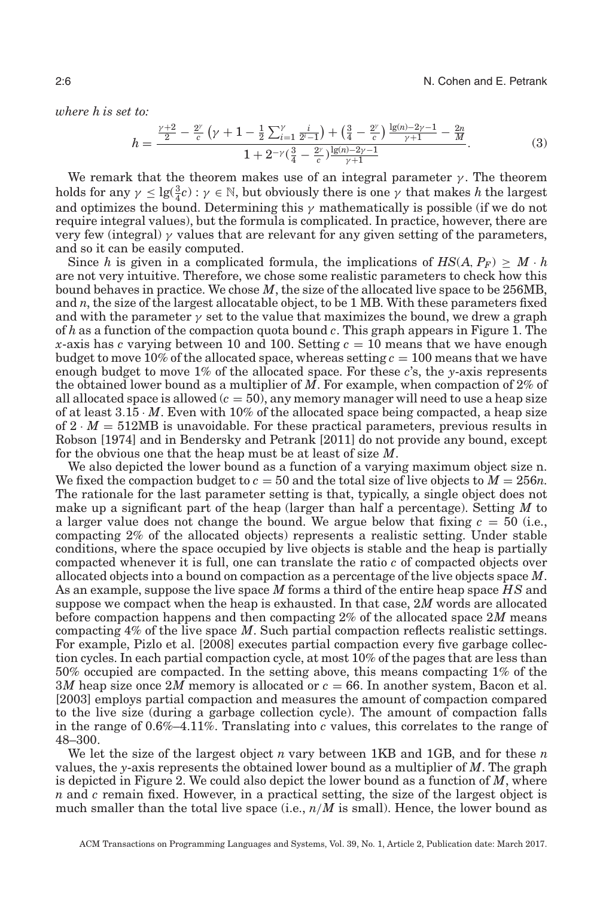*where h is set to:*

$$h = \frac{\frac{\gamma+2}{2} - \frac{2^\gamma}{c}\left(\gamma + 1 - \frac{1}{2}\sum_{i=1}^{\gamma}\frac{i}{2^i-1}\right) + \left(\frac{3}{4} - \frac{2^\gamma}{c}\right)\frac{\lg(n)-2\gamma-1}{\gamma+1} - \frac{2n}{M}}{1 + 2^{-\gamma}(\frac{3}{4} - \frac{2^\gamma}{c})\frac{\lg(n)-2\gamma-1}{\gamma+1}}. \tag{3}$$

We remark that the theorem makes use of an integral parameter $\gamma$. The theorem holds for any $\gamma \le \lg(\frac{3}{4}c) : \gamma \in \mathbb{N}$, but obviously there is one $\gamma$ that makes $h$ the largest and optimizes the bound. Determining this $\gamma$ mathematically is possible (if we do not require integral values), but the formula is complicated. In practice, however, there are very few (integral) $\gamma$ values that are relevant for any given setting of the parameters, and so it can be easily computed.

Since $h$ is given in a complicated formula, the implications of $HS(A, P_F) \ge M \cdot h$ are not very intuitive. Therefore, we chose some realistic parameters to check how this bound behaves in practice. We chose $M$, the size of the allocated live space to be 256MB, and $n$, the size of the largest allocatable object, to be 1 MB. With these parameters fixed and with the parameter $\gamma$ set to the value that maximizes the bound, we drew a graph of $h$ as a function of the compaction quota bound $c$. This graph appears in Figure 1. The $x$-axis has $c$ varying between 10 and 100. Setting $c = 10$ means that we have enough budget to move 10% of the allocated space, whereas setting $c = 100$ means that we have enough budget to move 1% of the allocated space. For these $c$'s, the $y$-axis represents the obtained lower bound as a multiplier of $M$. For example, when compaction of 2% of all allocated space is allowed ($c = 50$), any memory manager will need to use a heap size of at least $3.15 \cdot M$. Even with 10% of the allocated space being compacted, a heap size of $2 \cdot M = 512$MB is unavoidable. For these practical parameters, previous results in Robson [1974] and in Bendersky and Petrank [2011] do not provide any bound, except for the obvious one that the heap must be at least of size $M$.

We also depicted the lower bound as a function of a varying maximum object size n. We fixed the compaction budget to $c = 50$ and the total size of live objects to $M = 256n$. The rationale for the last parameter setting is that, typically, a single object does not make up a significant part of the heap (larger than half a percentage). Setting $M$ to a larger value does not change the bound. We argue below that fixing $c = 50$ (i.e., compacting 2% of the allocated objects) represents a realistic setting. Under stable conditions, where the space occupied by live objects is stable and the heap is partially compacted whenever it is full, one can translate the ratio $c$ of compacted objects over allocated objects into a bound on compaction as a percentage of the live objects space $M$. As an example, suppose the live space $M$ forms a third of the entire heap space $HS$ and suppose we compact when the heap is exhausted. In that case, $2M$ words are allocated before compaction happens and then compacting 2% of the allocated space $2M$ means compacting 4% of the live space $M$. Such partial compaction reflects realistic settings. For example, Pizlo et al. [2008] executes partial compaction every five garbage collection cycles. In each partial compaction cycle, at most 10% of the pages that are less than 50% occupied are compacted. In the setting above, this means compacting 1% of the $3M$ heap size once $2M$ memory is allocated or $c = 66$. In another system, Bacon et al. [2003] employs partial compaction and measures the amount of compaction compared to the live size (during a garbage collection cycle). The amount of compaction falls in the range of 0.6%–4.11%. Translating into $c$ values, this correlates to the range of 48–300.

We let the size of the largest object $n$ vary between 1KB and 1GB, and for these $n$ values, the $y$-axis represents the obtained lower bound as a multiplier of $M$. The graph is depicted in Figure 2. We could also depict the lower bound as a function of $M$, where $n$ and $c$ remain fixed. However, in a practical setting, the size of the largest object is much smaller than the total live space (i.e., $n/M$ is small). Hence, the lower bound as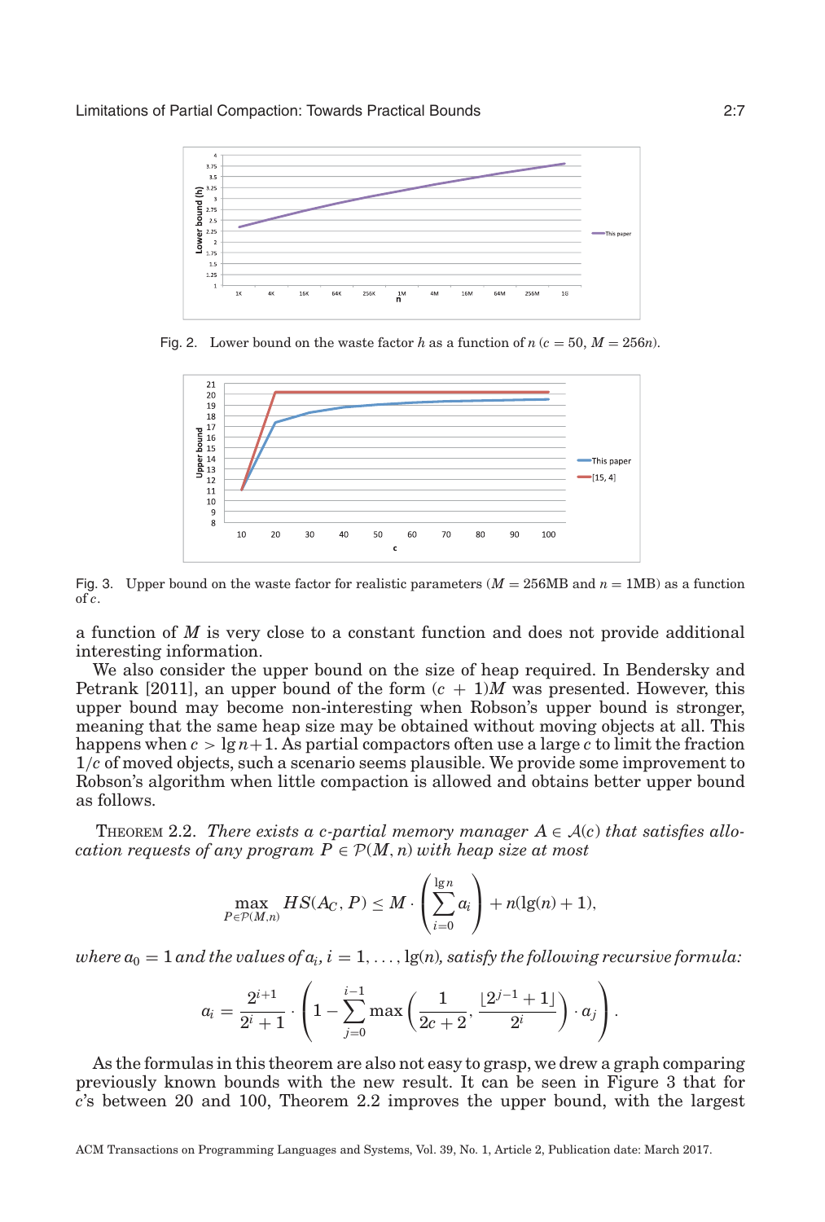Fig. 2. Lower bound on the waste factor $h$ as a function of $n$ ($c = 50$, $M = 256n$).

Fig. 3. Upper bound on the waste factor for realistic parameters ($M = 256$MB and $n = 1$MB) as a function of $c$.

a function of $M$ is very close to a constant function and does not provide additional interesting information.

We also consider the upper bound on the size of heap required. In Bendersky and Petrank [2011], an upper bound of the form $(c + 1)M$ was presented. However, this upper bound may become non-interesting when Robson's upper bound is stronger, meaning that the same heap size may be obtained without moving objects at all. This happens when $c > \lg n + 1$. As partial compactors often use a large $c$ to limit the fraction $1/c$ of moved objects, such a scenario seems plausible. We provide some improvement to Robson's algorithm when little compaction is allowed and obtains better upper bound as follows.

THEOREM 2.2. *There exists a $c$-partial memory manager $A \in \mathcal{A}(c)$ that satisfies allocation requests of any program $P \in \mathcal{P}(M, n)$ with heap size at most*

$$\max_{P \in \mathcal{P}(M,n)} HS(A_C, P) \leq M \cdot \left( \sum_{i=0}^{\lg n} a_i \right) + n(\lg(n) + 1),$$

*where $a_0 = 1$ and the values of $a_i$, $i = 1, \ldots, \lg(n)$, satisfy the following recursive formula:*

$$a_i = \frac{2^{i+1}}{2^i + 1} \cdot \left( 1 - \sum_{j=0}^{i-1} \max\left( \frac{1}{2c+2}, \frac{\lfloor 2^{j-1} + 1 \rfloor}{2^i} \right) \cdot a_j \right).$$

As the formulas in this theorem are also not easy to grasp, we drew a graph comparing previously known bounds with the new result. It can be seen in Figure 3 that for $c$'s between 20 and 100, Theorem 2.2 improves the upper bound, with the largest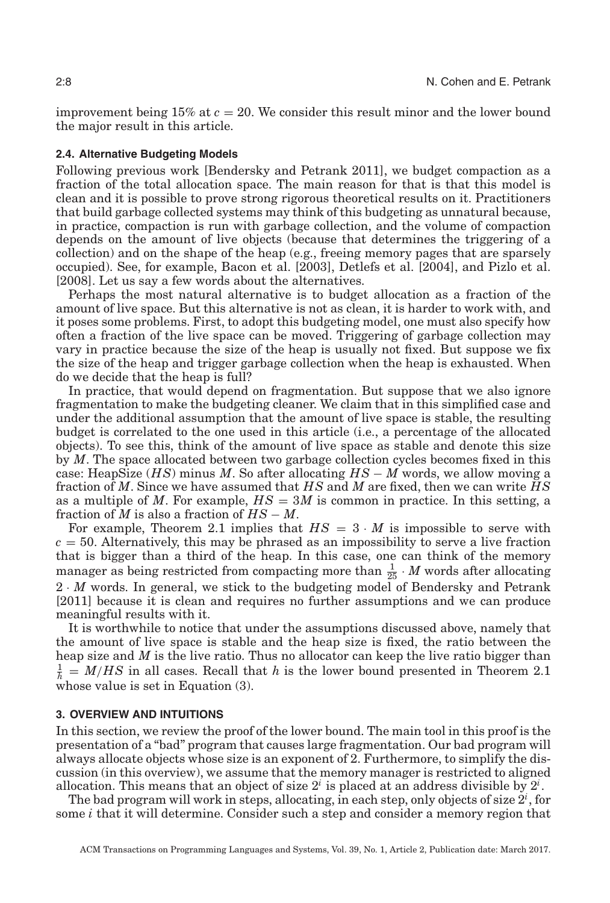improvement being 15% at $c = 20$. We consider this result minor and the lower bound the major result in this article.

### 2.4. Alternative Budgeting Models

Following previous work [Bendersky and Petrank 2011], we budget compaction as a fraction of the total allocation space. The main reason for that is that this model is clean and it is possible to prove strong rigorous theoretical results on it. Practitioners that build garbage collected systems may think of this budgeting as unnatural because, in practice, compaction is run with garbage collection, and the volume of compaction depends on the amount of live objects (because that determines the triggering of a collection) and on the shape of the heap (e.g., freeing memory pages that are sparsely occupied). See, for example, Bacon et al. [2003], Detlefs et al. [2004], and Pizlo et al. [2008]. Let us say a few words about the alternatives.

Perhaps the most natural alternative is to budget allocation as a fraction of the amount of live space. But this alternative is not as clean, it is harder to work with, and it poses some problems. First, to adopt this budgeting model, one must also specify how often a fraction of the live space can be moved. Triggering of garbage collection may vary in practice because the size of the heap is usually not fixed. But suppose we fix the size of the heap and trigger garbage collection when the heap is exhausted. When do we decide that the heap is full?

In practice, that would depend on fragmentation. But suppose that we also ignore fragmentation to make the budgeting cleaner. We claim that in this simplified case and under the additional assumption that the amount of live space is stable, the resulting budget is correlated to the one used in this article (i.e., a percentage of the allocated objects). To see this, think of the amount of live space as stable and denote this size by $M$. The space allocated between two garbage collection cycles becomes fixed in this case: HeapSize ($HS$) minus $M$. So after allocating $HS - M$ words, we allow moving a fraction of $M$. Since we have assumed that $HS$ and $M$ are fixed, then we can write $HS$ as a multiple of $M$. For example, $HS = 3M$ is common in practice. In this setting, a fraction of $M$ is also a fraction of $HS - M$.

For example, Theorem 2.1 implies that $HS = 3 \cdot M$ is impossible to serve with $c = 50$. Alternatively, this may be phrased as an impossibility to serve a live fraction that is bigger than a third of the heap. In this case, one can think of the memory manager as being restricted from compacting more than $\frac{1}{25} \cdot M$ words after allocating $2 \cdot M$ words. In general, we stick to the budgeting model of Bendersky and Petrank [2011] because it is clean and requires no further assumptions and we can produce meaningful results with it.

It is worthwhile to notice that under the assumptions discussed above, namely that the amount of live space is stable and the heap size is fixed, the ratio between the heap size and $M$ is the live ratio. Thus no allocator can keep the live ratio bigger than $\frac{1}{h} = M/HS$ in all cases. Recall that $h$ is the lower bound presented in Theorem 2.1 whose value is set in Equation (3).

## 3. OVERVIEW AND INTUITIONS

In this section, we review the proof of the lower bound. The main tool in this proof is the presentation of a "bad" program that causes large fragmentation. Our bad program will always allocate objects whose size is an exponent of 2. Furthermore, to simplify the discussion (in this overview), we assume that the memory manager is restricted to aligned allocation. This means that an object of size $2^i$ is placed at an address divisible by $2^i$.

The bad program will work in steps, allocating, in each step, only objects of size $2^i$, for some $i$ that it will determine. Consider such a step and consider a memory region that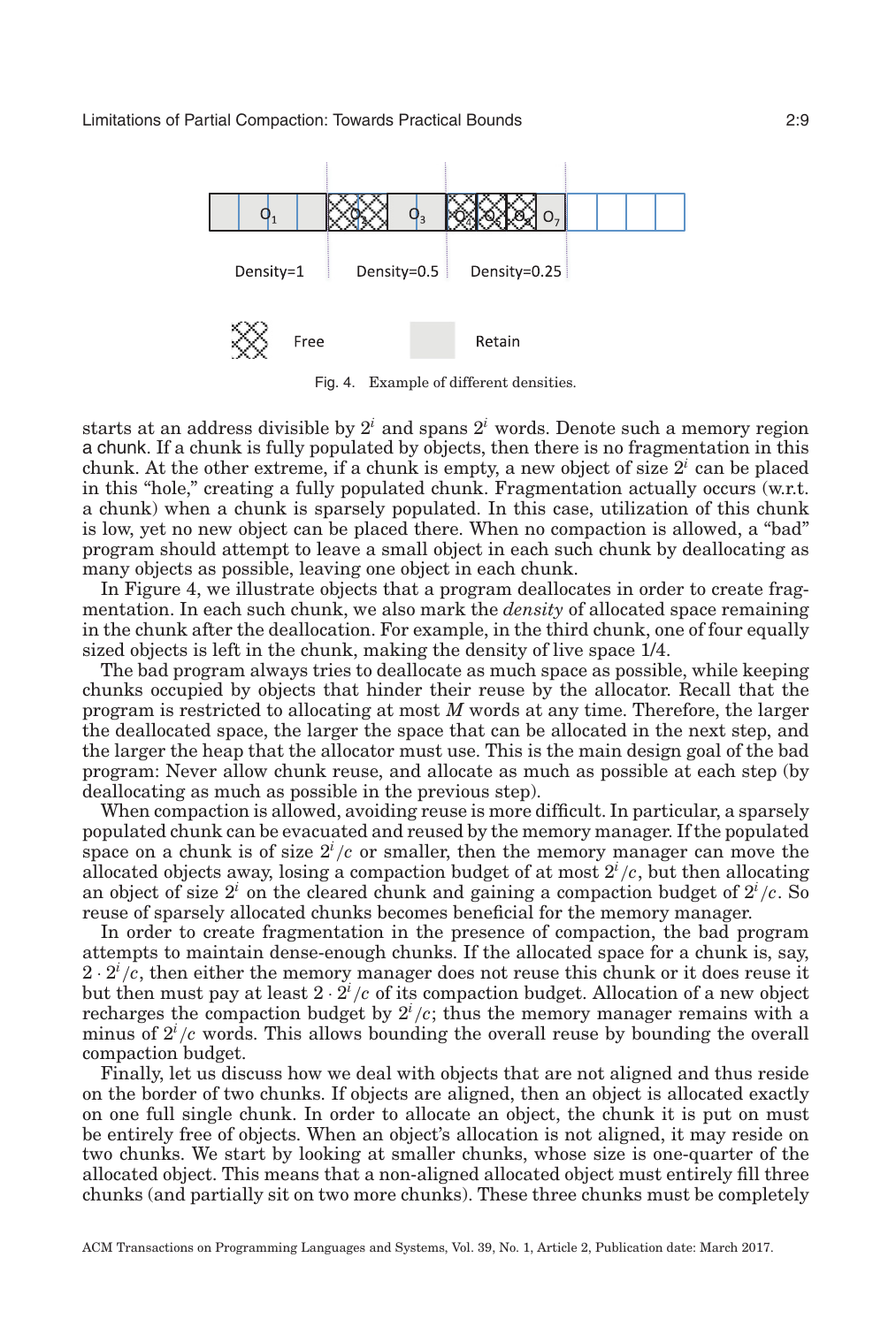Fig. 4. Example of different densities.

starts at an address divisible by $2^i$ and spans $2^i$ words. Denote such a memory region a chunk. If a chunk is fully populated by objects, then there is no fragmentation in this chunk. At the other extreme, if a chunk is empty, a new object of size $2^i$ can be placed in this "hole," creating a fully populated chunk. Fragmentation actually occurs (w.r.t. a chunk) when a chunk is sparsely populated. In this case, utilization of this chunk is low, yet no new object can be placed there. When no compaction is allowed, a "bad" program should attempt to leave a small object in each such chunk by deallocating as many objects as possible, leaving one object in each chunk.

In Figure 4, we illustrate objects that a program deallocates in order to create fragmentation. In each such chunk, we also mark the *density* of allocated space remaining in the chunk after the deallocation. For example, in the third chunk, one of four equally sized objects is left in the chunk, making the density of live space 1/4.

The bad program always tries to deallocate as much space as possible, while keeping chunks occupied by objects that hinder their reuse by the allocator. Recall that the program is restricted to allocating at most $M$ words at any time. Therefore, the larger the deallocated space, the larger the space that can be allocated in the next step, and the larger the heap that the allocator must use. This is the main design goal of the bad program: Never allow chunk reuse, and allocate as much as possible at each step (by deallocating as much as possible in the previous step).

When compaction is allowed, avoiding reuse is more difficult. In particular, a sparsely populated chunk can be evacuated and reused by the memory manager. If the populated space on a chunk is of size $2^i/c$ or smaller, then the memory manager can move the allocated objects away, losing a compaction budget of at most $2^i/c$, but then allocating an object of size $2^i$ on the cleared chunk and gaining a compaction budget of $2^i/c$. So reuse of sparsely allocated chunks becomes beneficial for the memory manager.

In order to create fragmentation in the presence of compaction, the bad program attempts to maintain dense-enough chunks. If the allocated space for a chunk is, say, $2 \cdot 2^i/c$, then either the memory manager does not reuse this chunk or it does reuse it but then must pay at least $2 \cdot 2^i/c$ of its compaction budget. Allocation of a new object recharges the compaction budget by $2^i/c$; thus the memory manager remains with a minus of $2^i/c$ words. This allows bounding the overall reuse by bounding the overall compaction budget.

Finally, let us discuss how we deal with objects that are not aligned and thus reside on the border of two chunks. If objects are aligned, then an object is allocated exactly on one full single chunk. In order to allocate an object, the chunk it is put on must be entirely free of objects. When an object's allocation is not aligned, it may reside on two chunks. We start by looking at smaller chunks, whose size is one-quarter of the allocated object. This means that a non-aligned allocated object must entirely fill three chunks (and partially sit on two more chunks). These three chunks must be completely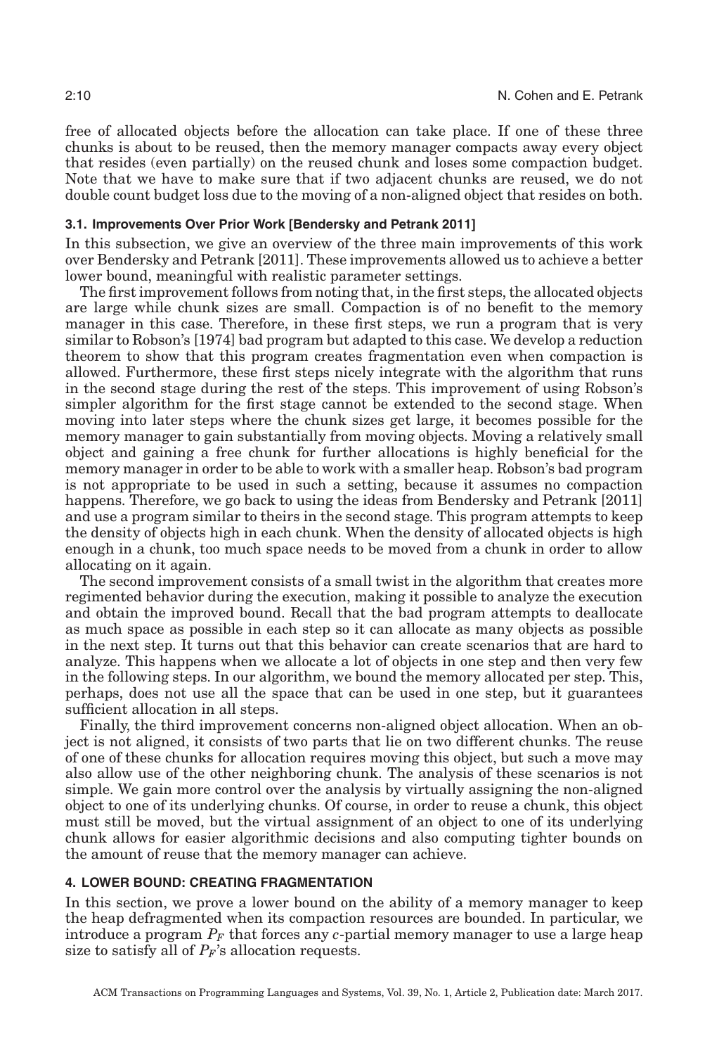free of allocated objects before the allocation can take place. If one of these three chunks is about to be reused, then the memory manager compacts away every object that resides (even partially) on the reused chunk and loses some compaction budget. Note that we have to make sure that if two adjacent chunks are reused, we do not double count budget loss due to the moving of a non-aligned object that resides on both.

### 3.1. Improvements Over Prior Work [Bendersky and Petrank 2011]

In this subsection, we give an overview of the three main improvements of this work over Bendersky and Petrank [2011]. These improvements allowed us to achieve a better lower bound, meaningful with realistic parameter settings.

The first improvement follows from noting that, in the first steps, the allocated objects are large while chunk sizes are small. Compaction is of no benefit to the memory manager in this case. Therefore, in these first steps, we run a program that is very similar to Robson's [1974] bad program but adapted to this case. We develop a reduction theorem to show that this program creates fragmentation even when compaction is allowed. Furthermore, these first steps nicely integrate with the algorithm that runs in the second stage during the rest of the steps. This improvement of using Robson's simpler algorithm for the first stage cannot be extended to the second stage. When moving into later steps where the chunk sizes get large, it becomes possible for the memory manager to gain substantially from moving objects. Moving a relatively small object and gaining a free chunk for further allocations is highly beneficial for the memory manager in order to be able to work with a smaller heap. Robson's bad program is not appropriate to be used in such a setting, because it assumes no compaction happens. Therefore, we go back to using the ideas from Bendersky and Petrank [2011] and use a program similar to theirs in the second stage. This program attempts to keep the density of objects high in each chunk. When the density of allocated objects is high enough in a chunk, too much space needs to be moved from a chunk in order to allow allocating on it again.

The second improvement consists of a small twist in the algorithm that creates more regimented behavior during the execution, making it possible to analyze the execution and obtain the improved bound. Recall that the bad program attempts to deallocate as much space as possible in each step so it can allocate as many objects as possible in the next step. It turns out that this behavior can create scenarios that are hard to analyze. This happens when we allocate a lot of objects in one step and then very few in the following steps. In our algorithm, we bound the memory allocated per step. This, perhaps, does not use all the space that can be used in one step, but it guarantees sufficient allocation in all steps.

Finally, the third improvement concerns non-aligned object allocation. When an object is not aligned, it consists of two parts that lie on two different chunks. The reuse of one of these chunks for allocation requires moving this object, but such a move may also allow use of the other neighboring chunk. The analysis of these scenarios is not simple. We gain more control over the analysis by virtually assigning the non-aligned object to one of its underlying chunks. Of course, in order to reuse a chunk, this object must still be moved, but the virtual assignment of an object to one of its underlying chunk allows for easier algorithmic decisions and also computing tighter bounds on the amount of reuse that the memory manager can achieve.

## 4. LOWER BOUND: CREATING FRAGMENTATION

In this section, we prove a lower bound on the ability of a memory manager to keep the heap defragmented when its compaction resources are bounded. In particular, we introduce a program $P_F$ that forces any $c$-partial memory manager to use a large heap size to satisfy all of $P_F$'s allocation requests.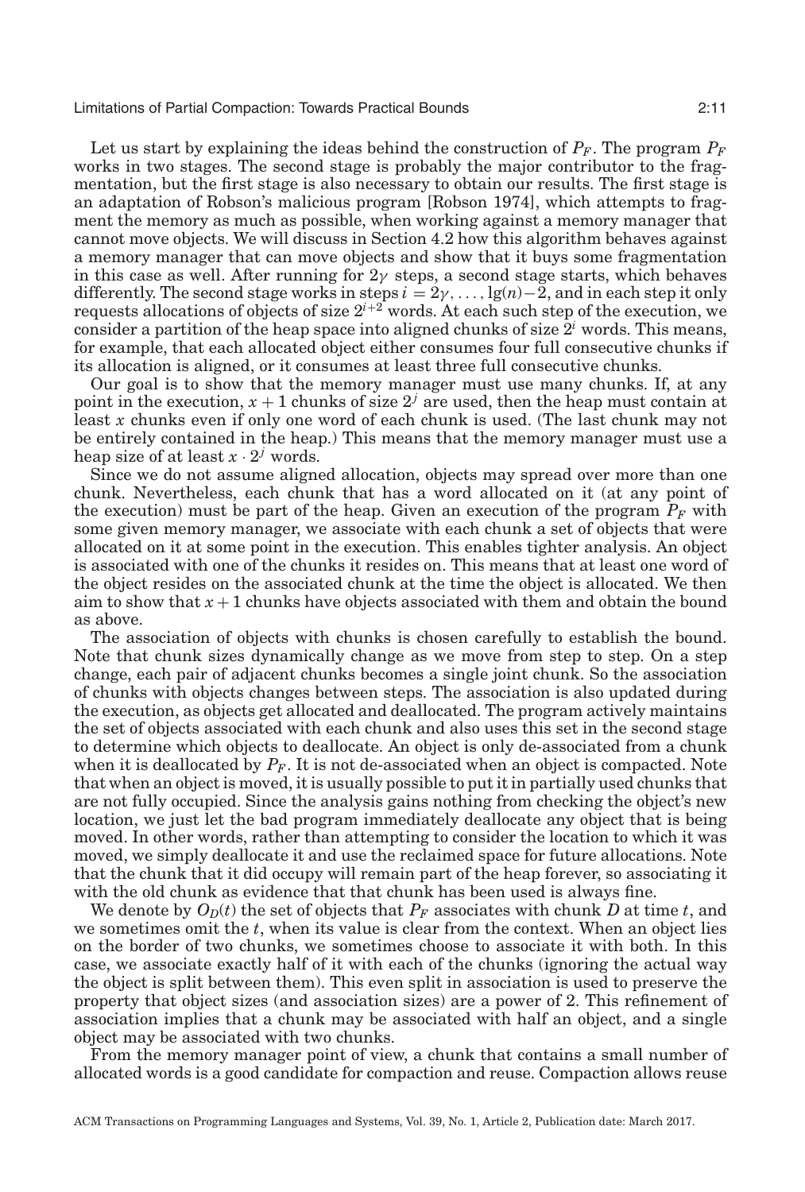Let us start by explaining the ideas behind the construction of $P_F$. The program $P_F$ works in two stages. The second stage is probably the major contributor to the fragmentation, but the first stage is also necessary to obtain our results. The first stage is an adaptation of Robson's malicious program [Robson 1974], which attempts to fragment the memory as much as possible, when working against a memory manager that cannot move objects. We will discuss in Section 4.2 how this algorithm behaves against a memory manager that can move objects and show that it buys some fragmentation in this case as well. After running for $2\gamma$ steps, a second stage starts, which behaves differently. The second stage works in steps $i = 2\gamma, \ldots, \lg(n)-2$, and in each step it only requests allocations of objects of size $2^{i+2}$ words. At each such step of the execution, we consider a partition of the heap space into aligned chunks of size $2^i$ words. This means, for example, that each allocated object either consumes four full consecutive chunks if its allocation is aligned, or it consumes at least three full consecutive chunks.

Our goal is to show that the memory manager must use many chunks. If, at any point in the execution, $x+1$ chunks of size $2^j$ are used, then the heap must contain at least $x$ chunks even if only one word of each chunk is used. (The last chunk may not be entirely contained in the heap.) This means that the memory manager must use a heap size of at least $x \cdot 2^j$ words.

Since we do not assume aligned allocation, objects may spread over more than one chunk. Nevertheless, each chunk that has a word allocated on it (at any point of the execution) must be part of the heap. Given an execution of the program $P_F$ with some given memory manager, we associate with each chunk a set of objects that were allocated on it at some point in the execution. This enables tighter analysis. An object is associated with one of the chunks it resides on. This means that at least one word of the object resides on the associated chunk at the time the object is allocated. We then aim to show that $x+1$ chunks have objects associated with them and obtain the bound as above.

The association of objects with chunks is chosen carefully to establish the bound. Note that chunk sizes dynamically change as we move from step to step. On a step change, each pair of adjacent chunks becomes a single joint chunk. So the association of chunks with objects changes between steps. The association is also updated during the execution, as objects get allocated and deallocated. The program actively maintains the set of objects associated with each chunk and also uses this set in the second stage to determine which objects to deallocate. An object is only de-associated from a chunk when it is deallocated by $P_F$. It is not de-associated when an object is compacted. Note that when an object is moved, it is usually possible to put it in partially used chunks that are not fully occupied. Since the analysis gains nothing from checking the object's new location, we just let the bad program immediately deallocate any object that is being moved. In other words, rather than attempting to consider the location to which it was moved, we simply deallocate it and use the reclaimed space for future allocations. Note that the chunk that it did occupy will remain part of the heap forever, so associating it with the old chunk as evidence that that chunk has been used is always fine.

We denote by $O_D(t)$ the set of objects that $P_F$ associates with chunk $D$ at time $t$, and we sometimes omit the $t$, when its value is clear from the context. When an object lies on the border of two chunks, we sometimes choose to associate it with both. In this case, we associate exactly half of it with each of the chunks (ignoring the actual way the object is split between them). This even split in association is used to preserve the property that object sizes (and association sizes) are a power of 2. This refinement of association implies that a chunk may be associated with half an object, and a single object may be associated with two chunks.

From the memory manager point of view, a chunk that contains a small number of allocated words is a good candidate for compaction and reuse. Compaction allows reuse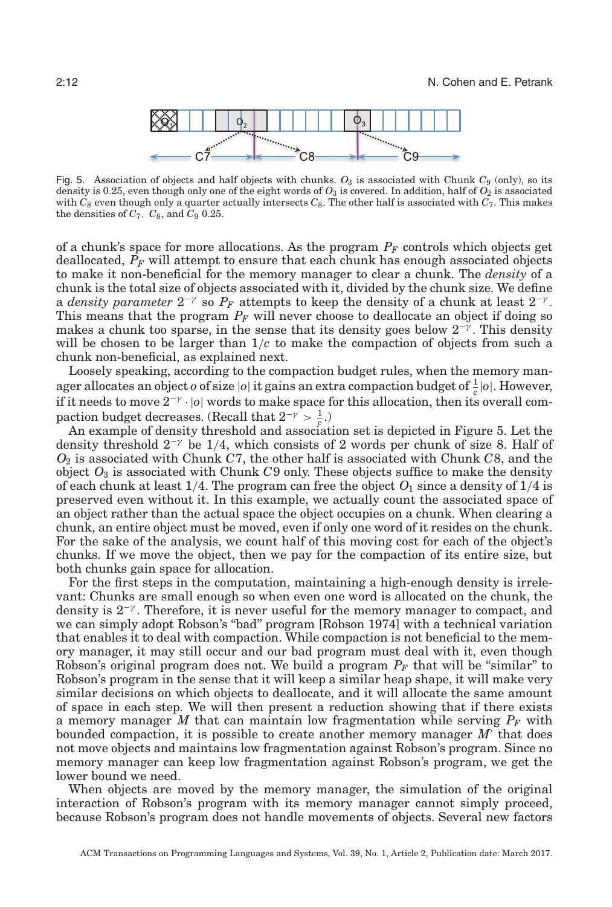Fig. 5. Association of objects and half objects with chunks. $O_3$ is associated with Chunk $C_9$ (only), so its density is 0.25, even though only one of the eight words of $O_3$ is covered. In addition, half of $O_2$ is associated with $C_8$ even though only a quarter actually intersects $C_8$. The other half is associated with $C_7$. This makes the densities of $C_7$, $C_8$, and $C_9$ 0.25.

of a chunk's space for more allocations. As the program $P_F$ controls which objects get deallocated, $P_F$ will attempt to ensure that each chunk has enough associated objects to make it non-beneficial for the memory manager to clear a chunk. The *density* of a chunk is the total size of objects associated with it, divided by the chunk size. We define a *density parameter* $2^{-\gamma}$ so $P_F$ attempts to keep the density of a chunk at least $2^{-\gamma}$. This means that the program $P_F$ will never choose to deallocate an object if doing so makes a chunk too sparse, in the sense that its density goes below $2^{-\gamma}$. This density will be chosen to be larger than $1/c$ to make the compaction of objects from such a chunk non-beneficial, as explained next.

Loosely speaking, according to the compaction budget rules, when the memory manager allocates an object $o$ of size $|o|$ it gains an extra compaction budget of $\frac{1}{c}|o|$. However, if it needs to move $2^{-\gamma} \cdot |o|$ words to make space for this allocation, then its overall compaction budget decreases. (Recall that $2^{-\gamma} > \frac{1}{c}$.)

An example of density threshold and association set is depicted in Figure 5. Let the density threshold $2^{-\gamma}$ be 1/4, which consists of 2 words per chunk of size 8. Half of $O_2$ is associated with Chunk $C7$, the other half is associated with Chunk $C8$, and the object $O_3$ is associated with Chunk $C9$ only. These objects suffice to make the density of each chunk at least 1/4. The program can free the object $O_1$ since a density of 1/4 is preserved even without it. In this example, we actually count the associated space of an object rather than the actual space the object occupies on a chunk. When clearing a chunk, an entire object must be moved, even if only one word of it resides on the chunk. For the sake of the analysis, we count half of this moving cost for each of the object's chunks. If we move the object, then we pay for the compaction of its entire size, but both chunks gain space for allocation.

For the first steps in the computation, maintaining a high-enough density is irrelevant: Chunks are small enough so when even one word is allocated on the chunk, the density is $2^{-\gamma}$. Therefore, it is never useful for the memory manager to compact, and we can simply adopt Robson's "bad" program [Robson 1974] with a technical variation that enables it to deal with compaction. While compaction is not beneficial to the memory manager, it may still occur and our bad program must deal with it, even though Robson's original program does not. We build a program $P_F$ that will be "similar" to Robson's program in the sense that it will keep a similar heap shape, it will make very similar decisions on which objects to deallocate, and it will allocate the same amount of space in each step. We will then present a reduction showing that if there exists a memory manager $M$ that can maintain low fragmentation while serving $P_F$ with bounded compaction, it is possible to create another memory manager $M'$ that does not move objects and maintains low fragmentation against Robson's program. Since no memory manager can keep low fragmentation against Robson's program, we get the lower bound we need.

When objects are moved by the memory manager, the simulation of the original interaction of Robson's program with its memory manager cannot simply proceed, because Robson's program does not handle movements of objects. Several new factors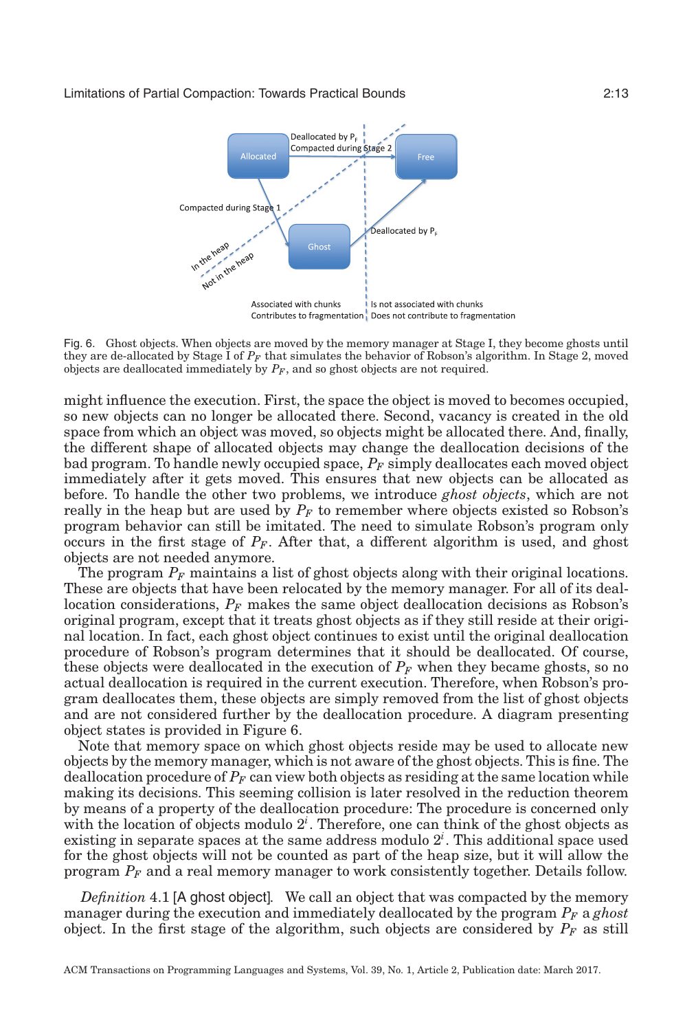Fig. 6. Ghost objects. When objects are moved by the memory manager at Stage I, they become ghosts until they are de-allocated by Stage I of $P_F$ that simulates the behavior of Robson's algorithm. In Stage 2, moved objects are deallocated immediately by $P_F$, and so ghost objects are not required.

might influence the execution. First, the space the object is moved to becomes occupied, so new objects can no longer be allocated there. Second, vacancy is created in the old space from which an object was moved, so objects might be allocated there. And, finally, the different shape of allocated objects may change the deallocation decisions of the bad program. To handle newly occupied space, $P_F$ simply deallocates each moved object immediately after it gets moved. This ensures that new objects can be allocated as before. To handle the other two problems, we introduce *ghost objects*, which are not really in the heap but are used by $P_F$ to remember where objects existed so Robson's program behavior can still be imitated. The need to simulate Robson's program only occurs in the first stage of $P_F$. After that, a different algorithm is used, and ghost objects are not needed anymore.

The program $P_F$ maintains a list of ghost objects along with their original locations. These are objects that have been relocated by the memory manager. For all of its deallocation considerations, $P_F$ makes the same object deallocation decisions as Robson's original program, except that it treats ghost objects as if they still reside at their original location. In fact, each ghost object continues to exist until the original deallocation procedure of Robson's program determines that it should be deallocated. Of course, these objects were deallocated in the execution of $P_F$ when they became ghosts, so no actual deallocation is required in the current execution. Therefore, when Robson's program deallocates them, these objects are simply removed from the list of ghost objects and are not considered further by the deallocation procedure. A diagram presenting object states is provided in Figure 6.

Note that memory space on which ghost objects reside may be used to allocate new objects by the memory manager, which is not aware of the ghost objects. This is fine. The deallocation procedure of $P_F$ can view both objects as residing at the same location while making its decisions. This seeming collision is later resolved in the reduction theorem by means of a property of the deallocation procedure: The procedure is concerned only with the location of objects modulo $2^i$. Therefore, one can think of the ghost objects as existing in separate spaces at the same address modulo $2^i$. This additional space used for the ghost objects will not be counted as part of the heap size, but it will allow the program $P_F$ and a real memory manager to work consistently together. Details follow.

*Definition* 4.1 [A ghost object]. We call an object that was compacted by the memory manager during the execution and immediately deallocated by the program $P_F$ a *ghost* object. In the first stage of the algorithm, such objects are considered by $P_F$ as still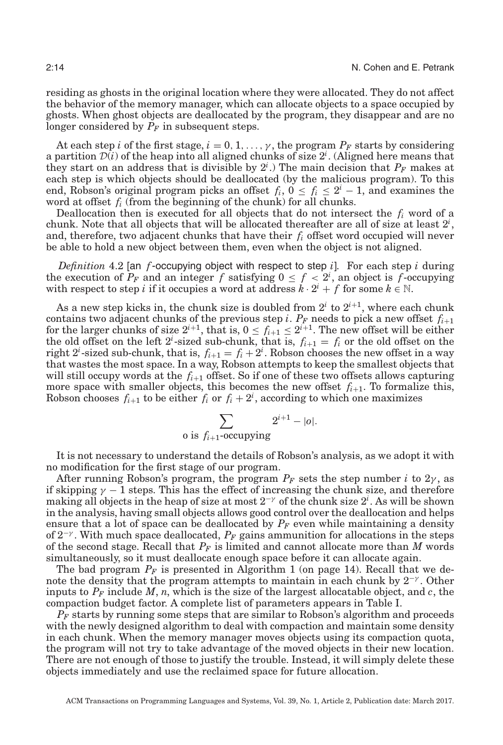residing as ghosts in the original location where they were allocated. They do not affect the behavior of the memory manager, which can allocate objects to a space occupied by ghosts. When ghost objects are deallocated by the program, they disappear and are no longer considered by $P_F$ in subsequent steps.

At each step $i$ of the first stage, $i = 0, 1, \ldots, \gamma$, the program $P_F$ starts by considering a partition $\mathcal{D}(i)$ of the heap into all aligned chunks of size $2^i$. (Aligned here means that they start on an address that is divisible by $2^i$.) The main decision that $P_F$ makes at each step is which objects should be deallocated (by the malicious program). To this end, Robson's original program picks an offset $f_i$, $0 \leq f_i \leq 2^i - 1$, and examines the word at offset $f_i$ (from the beginning of the chunk) for all chunks.

Deallocation then is executed for all objects that do not intersect the $f_i$ word of a chunk. Note that all objects that will be allocated thereafter are all of size at least $2^i$, and, therefore, two adjacent chunks that have their $f_i$ offset word occupied will never be able to hold a new object between them, even when the object is not aligned.

*Definition* 4.2 [an $f$-occupying object with respect to step $i$]. For each step $i$ during the execution of $P_F$ and an integer $f$ satisfying $0 \leq f < 2^i$, an object is $f$-occupying with respect to step $i$ if it occupies a word at address $k \cdot 2^i + f$ for some $k \in \mathbb{N}$.

As a new step kicks in, the chunk size is doubled from $2^i$ to $2^{i+1}$, where each chunk contains two adjacent chunks of the previous step $i$. $P_F$ needs to pick a new offset $f_{i+1}$ for the larger chunks of size $2^{i+1}$, that is, $0 \leq f_{i+1} \leq 2^{i+1}$. The new offset will be either the old offset on the left $2^i$-sized sub-chunk, that is, $f_{i+1} = f_i$ or the old offset on the right $2^i$-sized sub-chunk, that is, $f_{i+1} = f_i + 2^i$. Robson chooses the new offset in a way that wastes the most space. In a way, Robson attempts to keep the smallest objects that will still occupy words at the $f_{i+1}$ offset. So if one of these two offsets allows capturing more space with smaller objects, this becomes the new offset $f_{i+1}$. To formalize this, Robson chooses $f_{i+1}$ to be either $f_i$ or $f_i + 2^i$, according to which one maximizes

$$\sum_{\text{o is } f_{i+1}\text{-occupying}} 2^{i+1} - |o|.$$

It is not necessary to understand the details of Robson's analysis, as we adopt it with no modification for the first stage of our program.

After running Robson's program, the program $P_F$ sets the step number $i$ to $2\gamma$, as if skipping $\gamma - 1$ steps. This has the effect of increasing the chunk size, and therefore making all objects in the heap of size at most $2^{-\gamma}$ of the chunk size $2^i$. As will be shown in the analysis, having small objects allows good control over the deallocation and helps ensure that a lot of space can be deallocated by $P_F$ even while maintaining a density of $2^{-\gamma}$. With much space deallocated, $P_F$ gains ammunition for allocations in the steps of the second stage. Recall that $P_F$ is limited and cannot allocate more than $M$ words simultaneously, so it must deallocate enough space before it can allocate again.

The bad program $P_F$ is presented in Algorithm 1 (on page 14). Recall that we denote the density that the program attempts to maintain in each chunk by $2^{-\gamma}$. Other inputs to $P_F$ include $M$, $n$, which is the size of the largest allocatable object, and $c$, the compaction budget factor. A complete list of parameters appears in Table I.

$P_F$ starts by running some steps that are similar to Robson's algorithm and proceeds with the newly designed algorithm to deal with compaction and maintain some density in each chunk. When the memory manager moves objects using its compaction quota, the program will not try to take advantage of the moved objects in their new location. There are not enough of those to justify the trouble. Instead, it will simply delete these objects immediately and use the reclaimed space for future allocation.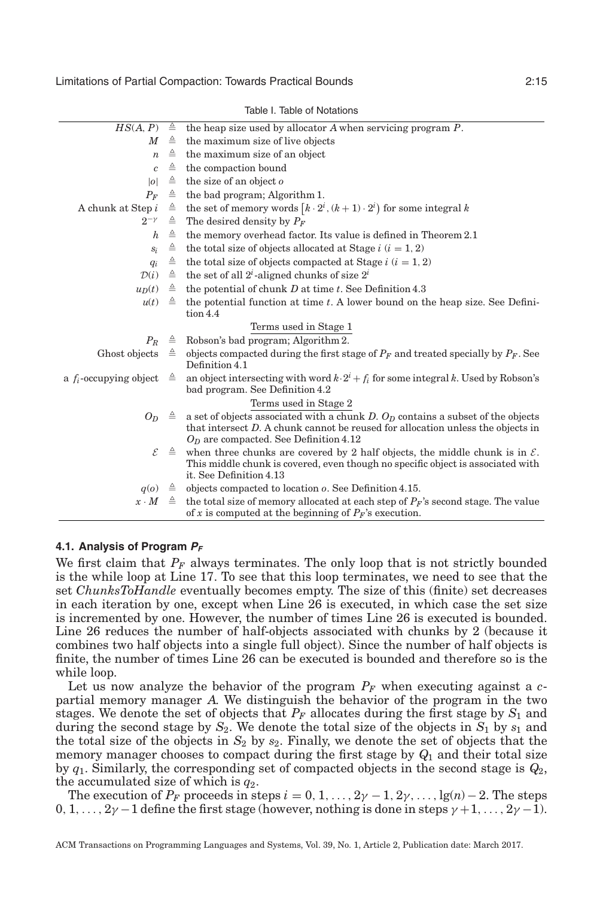Table I. Table of Notations

| | | |
|---|---|---|
| $HS(A, P)$ | $\triangleq$ | the heap size used by allocator $A$ when servicing program $P$. |
| $M$ | $\triangleq$ | the maximum size of live objects |
| $n$ | $\triangleq$ | the maximum size of an object |
| $c$ | $\triangleq$ | the compaction bound |
| $\lvert o \rvert$ | $\triangleq$ | the size of an object $o$ |
| $P_F$ | $\triangleq$ | the bad program; Algorithm 1. |
| A chunk at Step $i$ | $\triangleq$ | the set of memory words $\left[k \cdot 2^i, (k+1) \cdot 2^i\right)$ for some integral $k$ |
| $2^{-\gamma}$ | $\triangleq$ | The desired density by $P_F$ |
| $h$ | $\triangleq$ | the memory overhead factor. Its value is defined in Theorem 2.1 |
| $s_i$ | $\triangleq$ | the total size of objects allocated at Stage $i$ ($i = 1, 2$) |
| $q_i$ | $\triangleq$ | the total size of objects compacted at Stage $i$ ($i = 1, 2$) |
| $\mathcal{D}(i)$ | $\triangleq$ | the set of all $2^i$-aligned chunks of size $2^i$ |
| $u_D(t)$ | $\triangleq$ | the potential of chunk $D$ at time $t$. See Definition 4.3 |
| $u(t)$ | $\triangleq$ | the potential function at time $t$. A lower bound on the heap size. See Definition 4.4 |
| | | Terms used in Stage 1 |
| $P_R$ | $\triangleq$ | Robson's bad program; Algorithm 2. |
| Ghost objects | $\triangleq$ | objects compacted during the first stage of $P_F$ and treated specially by $P_F$. See Definition 4.1 |
| a $f_i$-occupying object | $\triangleq$ | an object intersecting with word $k \cdot 2^i + f_i$ for some integral $k$. Used by Robson's bad program. See Definition 4.2 |
| | | Terms used in Stage 2 |
| $O_D$ | $\triangleq$ | a set of objects associated with a chunk $D$. $O_D$ contains a subset of the objects that intersect $D$. A chunk cannot be reused for allocation unless the objects in $O_D$ are compacted. See Definition 4.12 |
| $\mathcal{E}$ | $\triangleq$ | when three chunks are covered by 2 half objects, the middle chunk is in $\mathcal{E}$. This middle chunk is covered, even though no specific object is associated with it. See Definition 4.13 |
| $q(o)$ | $\triangleq$ | objects compacted to location $o$. See Definition 4.15. |
| $x \cdot M$ | $\triangleq$ | the total size of memory allocated at each step of $P_F$'s second stage. The value of $x$ is computed at the beginning of $P_F$'s execution. |

### 4.1. Analysis of Program $P_F$

We first claim that $P_F$ always terminates. The only loop that is not strictly bounded is the while loop at Line 17. To see that this loop terminates, we need to see that the set *ChunksToHandle* eventually becomes empty. The size of this (finite) set decreases in each iteration by one, except when Line 26 is executed, in which case the set size is incremented by one. However, the number of times Line 26 is executed is bounded. Line 26 reduces the number of half-objects associated with chunks by 2 (because it combines two half objects into a single full object). Since the number of half objects is finite, the number of times Line 26 can be executed is bounded and therefore so is the while loop.

Let us now analyze the behavior of the program $P_F$ when executing against a $c$-partial memory manager $A$. We distinguish the behavior of the program in the two stages. We denote the set of objects that $P_F$ allocates during the first stage by $S_1$ and during the second stage by $S_2$. We denote the total size of the objects in $S_1$ by $s_1$ and the total size of the objects in $S_2$ by $s_2$. Finally, we denote the set of objects that the memory manager chooses to compact during the first stage by $Q_1$ and their total size by $q_1$. Similarly, the corresponding set of compacted objects in the second stage is $Q_2$, the accumulated size of which is $q_2$.

The execution of $P_F$ proceeds in steps $i = 0, 1, \ldots, 2\gamma - 1, 2\gamma, \ldots, \lg(n) - 2$. The steps $0, 1, \ldots, 2\gamma - 1$ define the first stage (however, nothing is done in steps $\gamma + 1, \ldots, 2\gamma - 1$).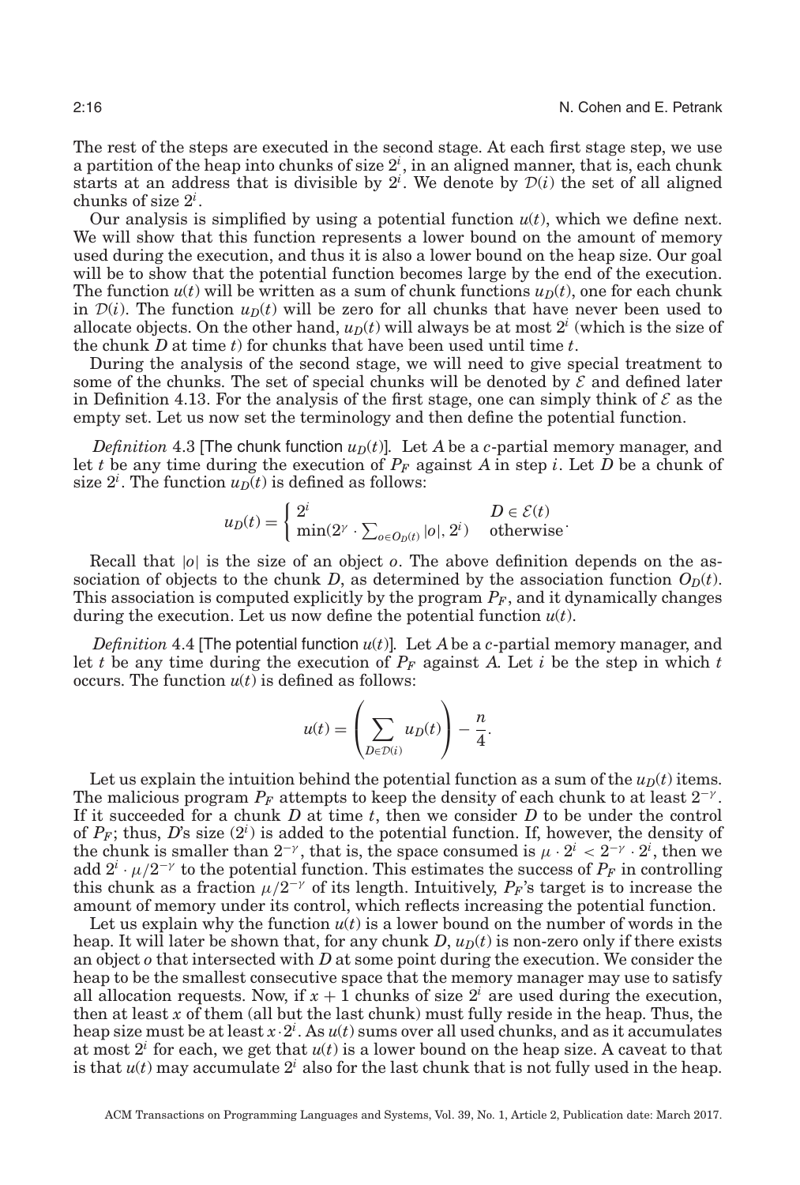The rest of the steps are executed in the second stage. At each first stage step, we use a partition of the heap into chunks of size $2^i$, in an aligned manner, that is, each chunk starts at an address that is divisible by $2^i$. We denote by $\mathcal{D}(i)$ the set of all aligned chunks of size $2^i$.

Our analysis is simplified by using a potential function $u(t)$, which we define next. We will show that this function represents a lower bound on the amount of memory used during the execution, and thus it is also a lower bound on the heap size. Our goal will be to show that the potential function becomes large by the end of the execution. The function $u(t)$ will be written as a sum of chunk functions $u_D(t)$, one for each chunk in $\mathcal{D}(i)$. The function $u_D(t)$ will be zero for all chunks that have never been used to allocate objects. On the other hand, $u_D(t)$ will always be at most $2^i$ (which is the size of the chunk $D$ at time $t$) for chunks that have been used until time $t$.

During the analysis of the second stage, we will need to give special treatment to some of the chunks. The set of special chunks will be denoted by $\mathcal{E}$ and defined later in Definition 4.13. For the analysis of the first stage, one can simply think of $\mathcal{E}$ as the empty set. Let us now set the terminology and then define the potential function.

*Definition* 4.3 [The chunk function $u_D(t)$]. Let $A$ be a $c$-partial memory manager, and let $t$ be any time during the execution of $P_F$ against $A$ in step $i$. Let $D$ be a chunk of size $2^i$. The function $u_D(t)$ is defined as follows:

$$u_D(t) = \begin{cases} 2^i & D \in \mathcal{E}(t) \\ \min(2^\gamma \cdot \sum_{o \in O_D(t)} |o|, 2^i) & \text{otherwise} \end{cases}.$$

Recall that $|o|$ is the size of an object $o$. The above definition depends on the association of objects to the chunk $D$, as determined by the association function $O_D(t)$. This association is computed explicitly by the program $P_F$, and it dynamically changes during the execution. Let us now define the potential function $u(t)$.

*Definition* 4.4 [The potential function $u(t)$]. Let $A$ be a $c$-partial memory manager, and let $t$ be any time during the execution of $P_F$ against $A$. Let $i$ be the step in which $t$ occurs. The function $u(t)$ is defined as follows:

$$u(t) = \left( \sum_{D \in \mathcal{D}(i)} u_D(t) \right) - \frac{n}{4}.$$

Let us explain the intuition behind the potential function as a sum of the $u_D(t)$ items. The malicious program $P_F$ attempts to keep the density of each chunk to at least $2^{-\gamma}$. If it succeeded for a chunk $D$ at time $t$, then we consider $D$ to be under the control of $P_F$; thus, $D$'s size ($2^i$) is added to the potential function. If, however, the density of the chunk is smaller than $2^{-\gamma}$, that is, the space consumed is $\mu \cdot 2^i < 2^{-\gamma} \cdot 2^i$, then we add $2^i \cdot \mu / 2^{-\gamma}$ to the potential function. This estimates the success of $P_F$ in controlling this chunk as a fraction $\mu / 2^{-\gamma}$ of its length. Intuitively, $P_F$'s target is to increase the amount of memory under its control, which reflects increasing the potential function.

Let us explain why the function $u(t)$ is a lower bound on the number of words in the heap. It will later be shown that, for any chunk $D$, $u_D(t)$ is non-zero only if there exists an object $o$ that intersected with $D$ at some point during the execution. We consider the heap to be the smallest consecutive space that the memory manager may use to satisfy all allocation requests. Now, if $x + 1$ chunks of size $2^i$ are used during the execution, then at least $x$ of them (all but the last chunk) must fully reside in the heap. Thus, the heap size must be at least $x \cdot 2^i$. As $u(t)$ sums over all used chunks, and as it accumulates at most $2^i$ for each, we get that $u(t)$ is a lower bound on the heap size. A caveat to that is that $u(t)$ may accumulate $2^i$ also for the last chunk that is not fully used in the heap.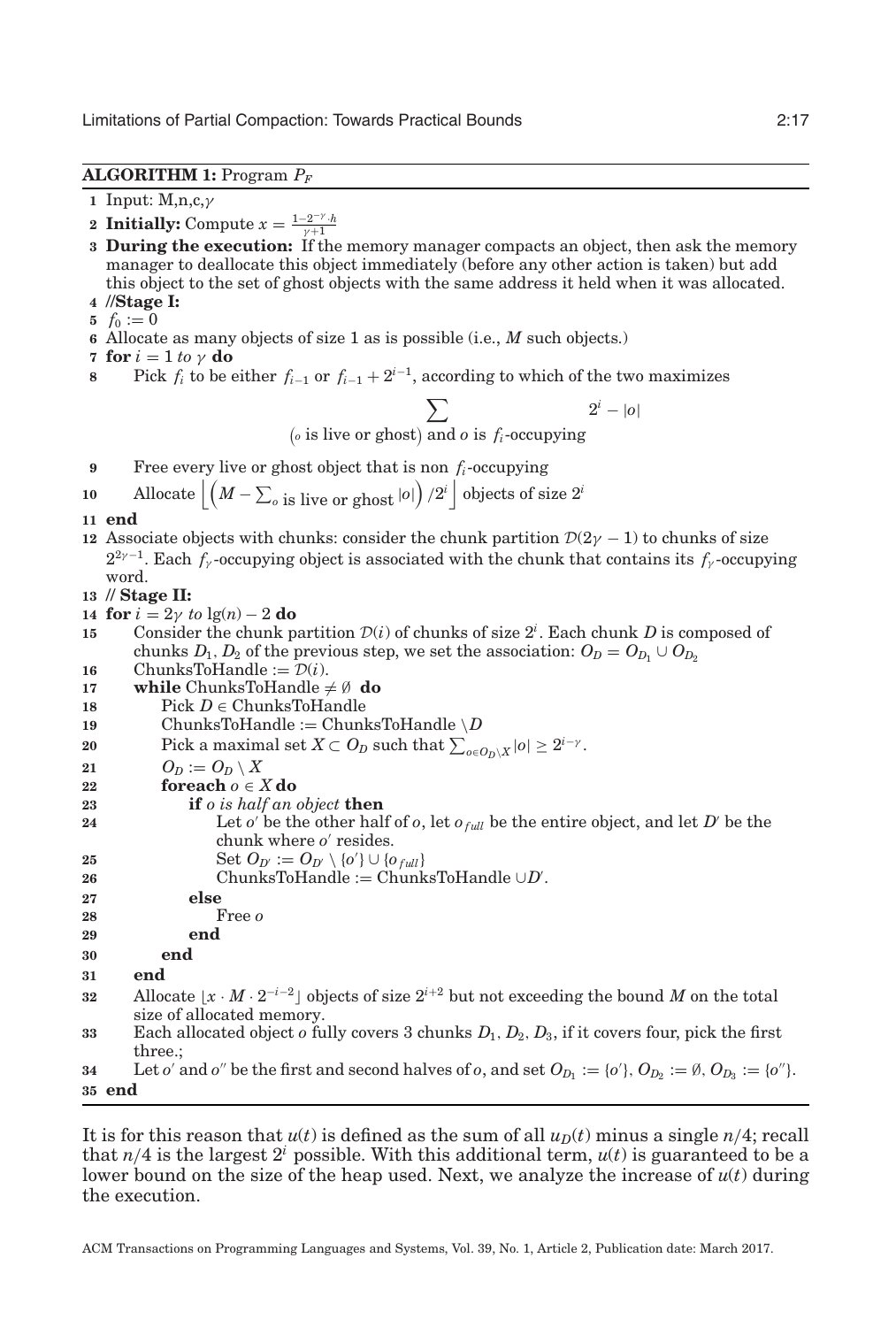**ALGORITHM 1:** Program $P_F$

```
1  Input: M,n,c,γ
2  Initially: Compute x = (1−2^{−γ}·h)/(γ+1)
3  During the execution: If the memory manager compacts an object, then ask the memory
   manager to deallocate this object immediately (before any other action is taken) but add
   this object to the set of ghost objects with the same address it held when it was allocated.
4  //Stage I:
5  f_0 := 0
6  Allocate as many objects of size 1 as is possible (i.e., M such objects.)
7  for i = 1 to γ do
8      Pick f_i to be either f_{i−1} or f_{i−1} + 2^{i−1}, according to which of the two maximizes
              Σ_{(o is live or ghost) and o is f_i-occupying} 2^i − |o|
9      Free every live or ghost object that is non f_i-occupying
10     Allocate ⌊(M − Σ_{o is live or ghost} |o|) / 2^i⌋ objects of size 2^i
11 end
12 Associate objects with chunks: consider the chunk partition D(2γ − 1) to chunks of size
   2^{2γ−1}. Each f_γ-occupying object is associated with the chunk that contains its f_γ-occupying
   word.
13 // Stage II:
14 for i = 2γ to lg(n) − 2 do
15     Consider the chunk partition D(i) of chunks of size 2^i. Each chunk D is composed of
       chunks D_1, D_2 of the previous step, we set the association: O_D = O_{D_1} ∪ O_{D_2}
16     ChunksToHandle := D(i).
17     while ChunksToHandle ≠ ∅ do
18         Pick D ∈ ChunksToHandle
19         ChunksToHandle := ChunksToHandle \D
20         Pick a maximal set X ⊂ O_D such that Σ_{o∈O_D\X} |o| ≥ 2^{i−γ}.
21         O_D := O_D \ X
22         foreach o ∈ X do
23             if o is half an object then
24                 Let o′ be the other half of o, let o_full be the entire object, and let D′ be the
                   chunk where o′ resides.
25                 Set O_{D′} := O_{D′} \ {o′} ∪ {o_full}
26                 ChunksToHandle := ChunksToHandle ∪D′.
27             else
28                 Free o
29             end
30         end
31     end
32     Allocate ⌊x · M · 2^{−i−2}⌋ objects of size 2^{i+2} but not exceeding the bound M on the total
       size of allocated memory.
33     Each allocated object o fully covers 3 chunks D_1, D_2, D_3, if it covers four, pick the first
       three.;
34     Let o′ and o″ be the first and second halves of o, and set O_{D_1} := {o′}, O_{D_2} := ∅, O_{D_3} := {o″}.
35 end
```

It is for this reason that $u(t)$ is defined as the sum of all $u_D(t)$ minus a single $n/4$; recall that $n/4$ is the largest $2^i$ possible. With this additional term, $u(t)$ is guaranteed to be a lower bound on the size of the heap used. Next, we analyze the increase of $u(t)$ during the execution.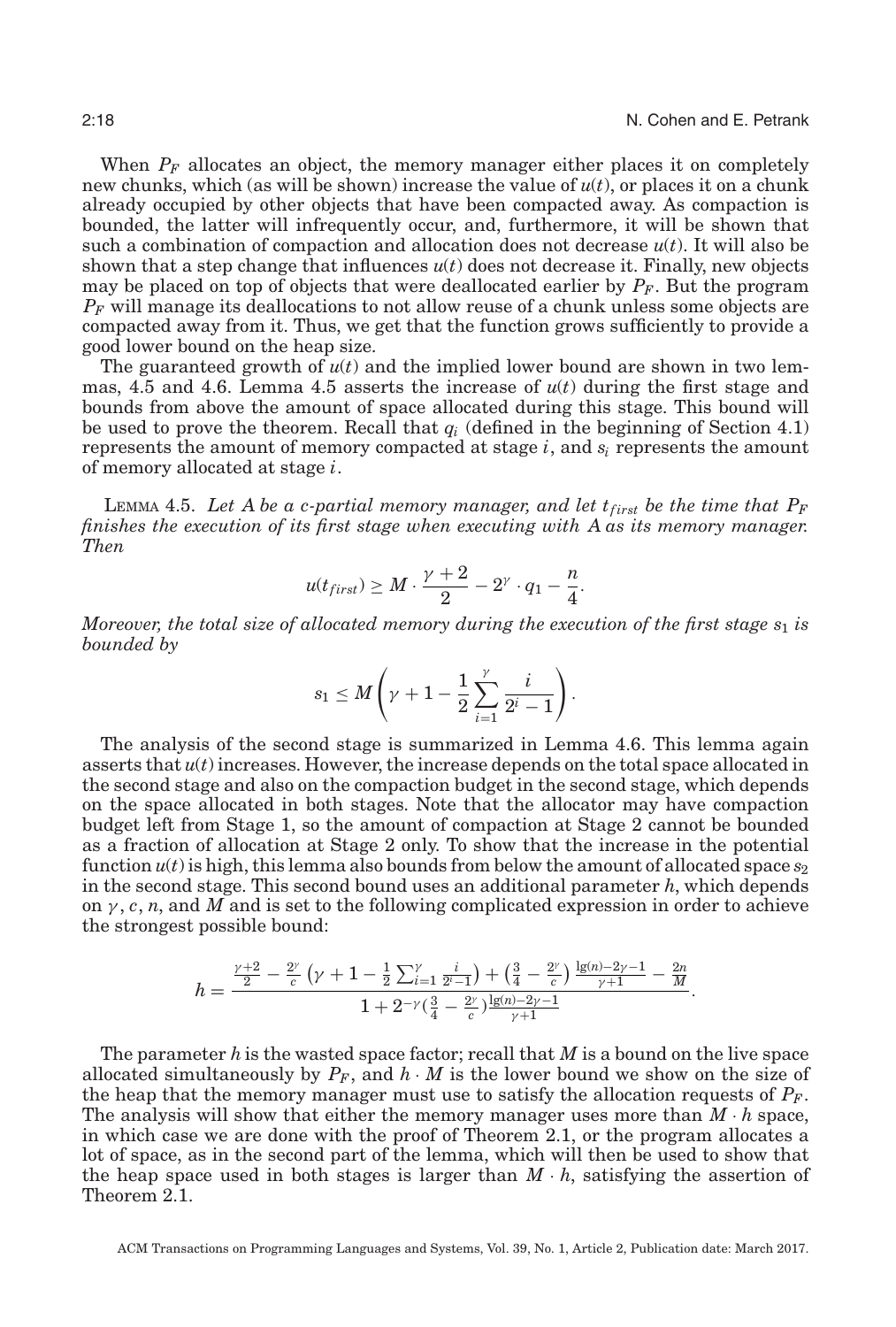When $P_F$ allocates an object, the memory manager either places it on completely new chunks, which (as will be shown) increase the value of $u(t)$, or places it on a chunk already occupied by other objects that have been compacted away. As compaction is bounded, the latter will infrequently occur, and, furthermore, it will be shown that such a combination of compaction and allocation does not decrease $u(t)$. It will also be shown that a step change that influences $u(t)$ does not decrease it. Finally, new objects may be placed on top of objects that were deallocated earlier by $P_F$. But the program $P_F$ will manage its deallocations to not allow reuse of a chunk unless some objects are compacted away from it. Thus, we get that the function grows sufficiently to provide a good lower bound on the heap size.

The guaranteed growth of $u(t)$ and the implied lower bound are shown in two lemmas, 4.5 and 4.6. Lemma 4.5 asserts the increase of $u(t)$ during the first stage and bounds from above the amount of space allocated during this stage. This bound will be used to prove the theorem. Recall that $q_i$ (defined in the beginning of Section 4.1) represents the amount of memory compacted at stage $i$, and $s_i$ represents the amount of memory allocated at stage $i$.

LEMMA 4.5. *Let A be a c-partial memory manager, and let $t_{first}$ be the time that $P_F$ finishes the execution of its first stage when executing with A as its memory manager. Then*

$$u(t_{first}) \geq M \cdot \frac{\gamma + 2}{2} - 2^{\gamma} \cdot q_1 - \frac{n}{4}.$$

*Moreover, the total size of allocated memory during the execution of the first stage $s_1$ is bounded by*

$$s_1 \leq M \left( \gamma + 1 - \frac{1}{2} \sum_{i=1}^{\gamma} \frac{i}{2^i - 1} \right).$$

The analysis of the second stage is summarized in Lemma 4.6. This lemma again asserts that $u(t)$ increases. However, the increase depends on the total space allocated in the second stage and also on the compaction budget in the second stage, which depends on the space allocated in both stages. Note that the allocator may have compaction budget left from Stage 1, so the amount of compaction at Stage 2 cannot be bounded as a fraction of allocation at Stage 2 only. To show that the increase in the potential function $u(t)$ is high, this lemma also bounds from below the amount of allocated space $s_2$ in the second stage. This second bound uses an additional parameter $h$, which depends on $\gamma$, $c$, $n$, and $M$ and is set to the following complicated expression in order to achieve the strongest possible bound:

$$h = \frac{\frac{\gamma+2}{2} - \frac{2^{\gamma}}{c}\left(\gamma + 1 - \frac{1}{2}\sum_{i=1}^{\gamma} \frac{i}{2^i - 1}\right) + \left(\frac{3}{4} - \frac{2^{\gamma}}{c}\right)\frac{\lg(n) - 2\gamma - 1}{\gamma + 1} - \frac{2n}{M}}{1 + 2^{-\gamma}\left(\frac{3}{4} - \frac{2^{\gamma}}{c}\right)\frac{\lg(n) - 2\gamma - 1}{\gamma + 1}}.$$

The parameter $h$ is the wasted space factor; recall that $M$ is a bound on the live space allocated simultaneously by $P_F$, and $h \cdot M$ is the lower bound we show on the size of the heap that the memory manager must use to satisfy the allocation requests of $P_F$. The analysis will show that either the memory manager uses more than $M \cdot h$ space, in which case we are done with the proof of Theorem 2.1, or the program allocates a lot of space, as in the second part of the lemma, which will then be used to show that the heap space used in both stages is larger than $M \cdot h$, satisfying the assertion of Theorem 2.1.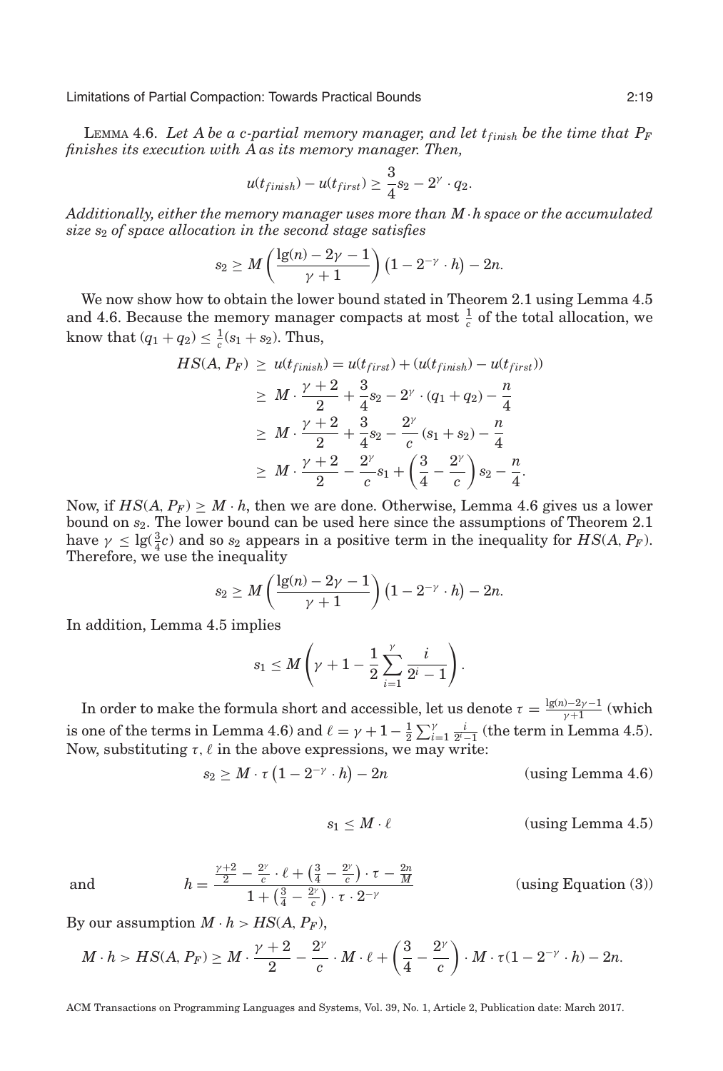LEMMA 4.6. *Let $A$ be a $c$-partial memory manager, and let $t_{finish}$ be the time that $P_F$ finishes its execution with $A$ as its memory manager. Then,*

$$u(t_{finish}) - u(t_{first}) \geq \frac{3}{4}s_2 - 2^\gamma \cdot q_2.$$

*Additionally, either the memory manager uses more than $M \cdot h$ space or the accumulated size $s_2$ of space allocation in the second stage satisfies*

$$s_2 \geq M\left(\frac{\lg(n) - 2\gamma - 1}{\gamma + 1}\right)\left(1 - 2^{-\gamma} \cdot h\right) - 2n.$$

We now show how to obtain the lower bound stated in Theorem 2.1 using Lemma 4.5 and 4.6. Because the memory manager compacts at most $\frac{1}{c}$ of the total allocation, we know that $(q_1 + q_2) \leq \frac{1}{c}(s_1 + s_2)$. Thus,

$$\begin{aligned}
HS(A, P_F) &\geq u(t_{finish}) = u(t_{first}) + (u(t_{finish}) - u(t_{first}))\\
&\geq M \cdot \frac{\gamma + 2}{2} + \frac{3}{4}s_2 - 2^\gamma \cdot (q_1 + q_2) - \frac{n}{4}\\
&\geq M \cdot \frac{\gamma + 2}{2} + \frac{3}{4}s_2 - \frac{2^\gamma}{c}(s_1 + s_2) - \frac{n}{4}\\
&\geq M \cdot \frac{\gamma + 2}{2} - \frac{2^\gamma}{c}s_1 + \left(\frac{3}{4} - \frac{2^\gamma}{c}\right)s_2 - \frac{n}{4}.
\end{aligned}$$

Now, if $HS(A, P_F) \geq M \cdot h$, then we are done. Otherwise, Lemma 4.6 gives us a lower bound on $s_2$. The lower bound can be used here since the assumptions of Theorem 2.1 have $\gamma \leq \lg(\frac{3}{4}c)$ and so $s_2$ appears in a positive term in the inequality for $HS(A, P_F)$. Therefore, we use the inequality

$$s_2 \geq M\left(\frac{\lg(n) - 2\gamma - 1}{\gamma + 1}\right)\left(1 - 2^{-\gamma} \cdot h\right) - 2n.$$

In addition, Lemma 4.5 implies

$$s_1 \leq M\left(\gamma + 1 - \frac{1}{2}\sum_{i=1}^{\gamma}\frac{i}{2^i - 1}\right).$$

In order to make the formula short and accessible, let us denote $\tau = \frac{\lg(n) - 2\gamma - 1}{\gamma + 1}$ (which is one of the terms in Lemma 4.6) and $\ell = \gamma + 1 - \frac{1}{2}\sum_{i=1}^{\gamma}\frac{i}{2^i - 1}$ (the term in Lemma 4.5). Now, substituting $\tau$, $\ell$ in the above expressions, we may write:

$$s_2 \geq M \cdot \tau\left(1 - 2^{-\gamma} \cdot h\right) - 2n \qquad \text{(using Lemma 4.6)}$$

$$s_1 \leq M \cdot \ell \qquad \text{(using Lemma 4.5)}$$

and

$$h = \frac{\frac{\gamma + 2}{2} - \frac{2^\gamma}{c} \cdot \ell + \left(\frac{3}{4} - \frac{2^\gamma}{c}\right) \cdot \tau - \frac{2n}{M}}{1 + \left(\frac{3}{4} - \frac{2^\gamma}{c}\right) \cdot \tau \cdot 2^{-\gamma}} \qquad \text{(using Equation (3))}$$

By our assumption $M \cdot h > HS(A, P_F)$,

$$M \cdot h > HS(A, P_F) \geq M \cdot \frac{\gamma + 2}{2} - \frac{2^\gamma}{c} \cdot M \cdot \ell + \left(\frac{3}{4} - \frac{2^\gamma}{c}\right) \cdot M \cdot \tau(1 - 2^{-\gamma} \cdot h) - 2n.$$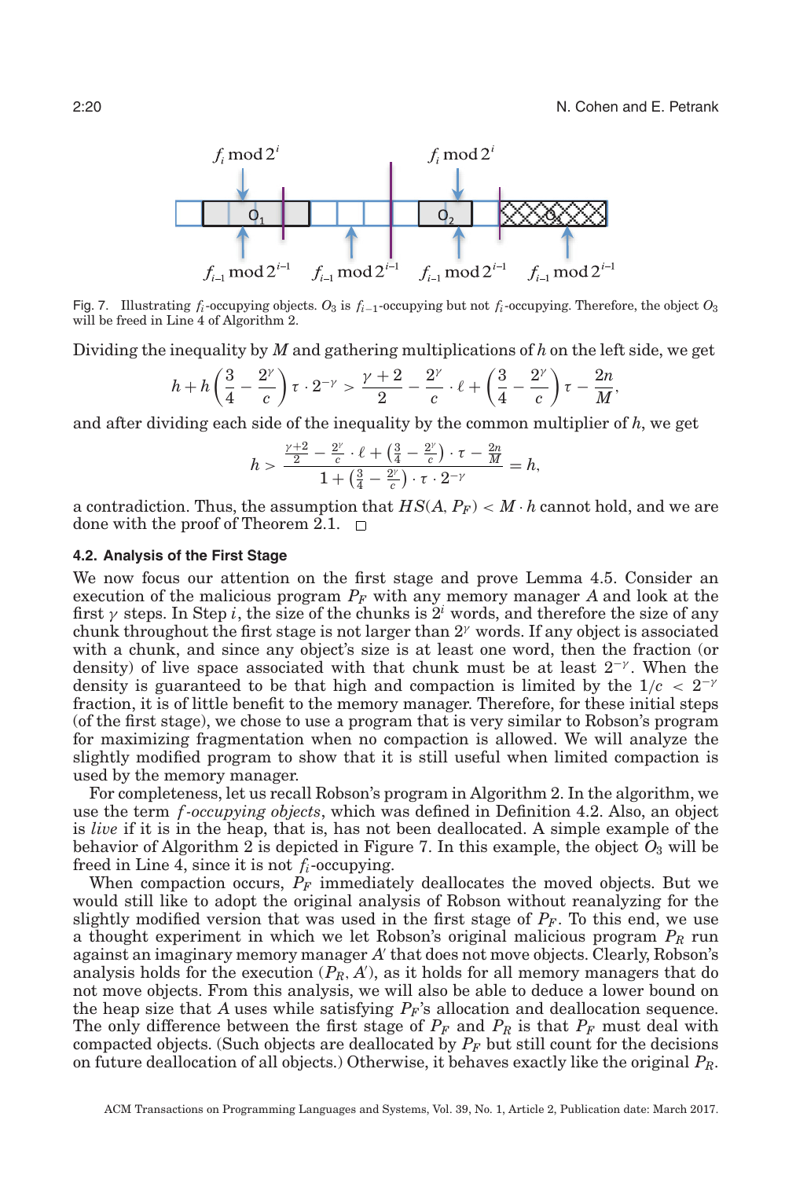Fig. 7. Illustrating $f_i$-occupying objects. $O_3$ is $f_{i-1}$-occupying but not $f_i$-occupying. Therefore, the object $O_3$ will be freed in Line 4 of Algorithm 2.

Dividing the inequality by $M$ and gathering multiplications of $h$ on the left side, we get

$$h + h\left(\frac{3}{4} - \frac{2^{\gamma}}{c}\right)\tau \cdot 2^{-\gamma} > \frac{\gamma+2}{2} - \frac{2^{\gamma}}{c}\cdot \ell + \left(\frac{3}{4} - \frac{2^{\gamma}}{c}\right)\tau - \frac{2n}{M},$$

and after dividing each side of the inequality by the common multiplier of $h$, we get

$$h > \frac{\frac{\gamma+2}{2} - \frac{2^{\gamma}}{c}\cdot \ell + \left(\frac{3}{4} - \frac{2^{\gamma}}{c}\right)\cdot \tau - \frac{2n}{M}}{1 + \left(\frac{3}{4} - \frac{2^{\gamma}}{c}\right)\cdot \tau \cdot 2^{-\gamma}} = h,$$

a contradiction. Thus, the assumption that $HS(A, P_F) < M \cdot h$ cannot hold, and we are done with the proof of Theorem 2.1. □

### 4.2. Analysis of the First Stage

We now focus our attention on the first stage and prove Lemma 4.5. Consider an execution of the malicious program $P_F$ with any memory manager $A$ and look at the first $\gamma$ steps. In Step $i$, the size of the chunks is $2^i$ words, and therefore the size of any chunk throughout the first stage is not larger than $2^{\gamma}$ words. If any object is associated with a chunk, and since any object's size is at least one word, then the fraction (or density) of live space associated with that chunk must be at least $2^{-\gamma}$. When the density is guaranteed to be that high and compaction is limited by the $1/c < 2^{-\gamma}$ fraction, it is of little benefit to the memory manager. Therefore, for these initial steps (of the first stage), we chose to use a program that is very similar to Robson's program for maximizing fragmentation when no compaction is allowed. We will analyze the slightly modified program to show that it is still useful when limited compaction is used by the memory manager.

For completeness, let us recall Robson's program in Algorithm 2. In the algorithm, we use the term *f-occupying objects*, which was defined in Definition 4.2. Also, an object is *live* if it is in the heap, that is, has not been deallocated. A simple example of the behavior of Algorithm 2 is depicted in Figure 7. In this example, the object $O_3$ will be freed in Line 4, since it is not $f_i$-occupying.

When compaction occurs, $P_F$ immediately deallocates the moved objects. But we would still like to adopt the original analysis of Robson without reanalyzing for the slightly modified version that was used in the first stage of $P_F$. To this end, we use a thought experiment in which we let Robson's original malicious program $P_R$ run against an imaginary memory manager $A'$ that does not move objects. Clearly, Robson's analysis holds for the execution $(P_R, A')$, as it holds for all memory managers that do not move objects. From this analysis, we will also be able to deduce a lower bound on the heap size that $A$ uses while satisfying $P_F$'s allocation and deallocation sequence. The only difference between the first stage of $P_F$ and $P_R$ is that $P_F$ must deal with compacted objects. (Such objects are deallocated by $P_F$ but still count for the decisions on future deallocation of all objects.) Otherwise, it behaves exactly like the original $P_R$.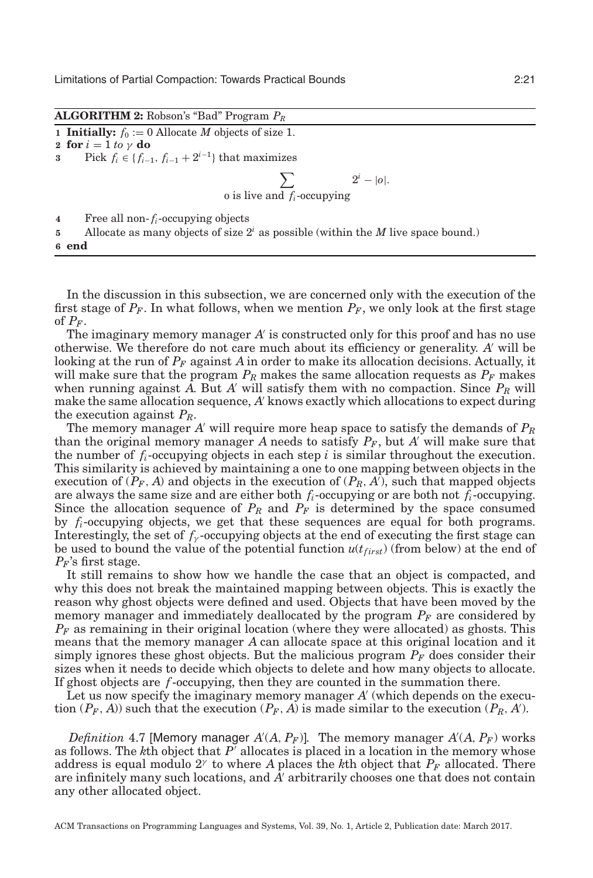**ALGORITHM 2:** Robson's "Bad" Program $P_R$

```
1 Initially: f_0 := 0 Allocate M objects of size 1.
2 for i = 1 to γ do
3     Pick f_i ∈ {f_{i-1}, f_{i-1} + 2^{i-1}} that maximizes
                    Σ_{o is live and f_i-occupying} 2^i − |o|.
4     Free all non-f_i-occupying objects
5     Allocate as many objects of size 2^i as possible (within the M live space bound.)
6 end
```

In the discussion in this subsection, we are concerned only with the execution of the first stage of $P_F$. In what follows, when we mention $P_F$, we only look at the first stage of $P_F$.

The imaginary memory manager $A'$ is constructed only for this proof and has no use otherwise. We therefore do not care much about its efficiency or generality. $A'$ will be looking at the run of $P_F$ against $A$ in order to make its allocation decisions. Actually, it will make sure that the program $P_R$ makes the same allocation requests as $P_F$ makes when running against $A$. But $A'$ will satisfy them with no compaction. Since $P_R$ will make the same allocation sequence, $A'$ knows exactly which allocations to expect during the execution against $P_R$.

The memory manager $A'$ will require more heap space to satisfy the demands of $P_R$ than the original memory manager $A$ needs to satisfy $P_F$, but $A'$ will make sure that the number of $f_i$-occupying objects in each step $i$ is similar throughout the execution. This similarity is achieved by maintaining a one to one mapping between objects in the execution of $(P_F, A)$ and objects in the execution of $(P_R, A')$, such that mapped objects are always the same size and are either both $f_i$-occupying or are both not $f_i$-occupying. Since the allocation sequence of $P_R$ and $P_F$ is determined by the space consumed by $f_i$-occupying objects, we get that these sequences are equal for both programs. Interestingly, the set of $f_\gamma$-occupying objects at the end of executing the first stage can be used to bound the value of the potential function $u(t_{first})$ (from below) at the end of $P_F$'s first stage.

It still remains to show how we handle the case that an object is compacted, and why this does not break the maintained mapping between objects. This is exactly the reason why ghost objects were defined and used. Objects that have been moved by the memory manager and immediately deallocated by the program $P_F$ are considered by $P_F$ as remaining in their original location (where they were allocated) as ghosts. This means that the memory manager $A$ can allocate space at this original location and it simply ignores these ghost objects. But the malicious program $P_F$ does consider their sizes when it needs to decide which objects to delete and how many objects to allocate. If ghost objects are $f$-occupying, then they are counted in the summation there.

Let us now specify the imaginary memory manager $A'$ (which depends on the execution $(P_F, A)$) such that the execution $(P_F, A)$ is made similar to the execution $(P_R, A')$.

*Definition* 4.7 [Memory manager $A'(A, P_F)$]. The memory manager $A'(A, P_F)$ works as follows. The $k$th object that $P'$ allocates is placed in a location in the memory whose address is equal modulo $2^\gamma$ to where $A$ places the $k$th object that $P_F$ allocated. There are infinitely many such locations, and $A'$ arbitrarily chooses one that does not contain any other allocated object.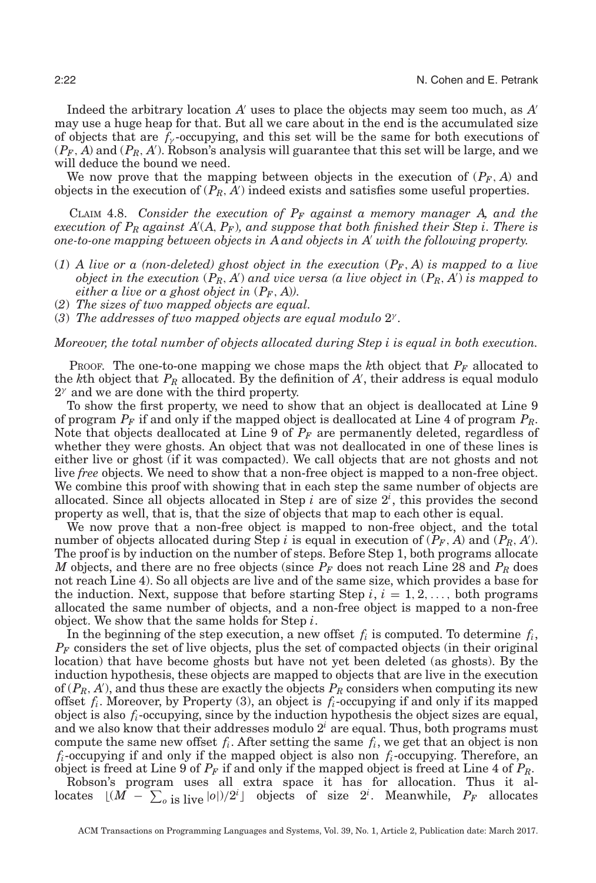Indeed the arbitrary location $A'$ uses to place the objects may seem too much, as $A'$ may use a huge heap for that. But all we care about in the end is the accumulated size of objects that are $f_\gamma$-occupying, and this set will be the same for both executions of $(P_F, A)$ and $(P_R, A')$. Robson's analysis will guarantee that this set will be large, and we will deduce the bound we need.

We now prove that the mapping between objects in the execution of $(P_F, A)$ and objects in the execution of $(P_R, A')$ indeed exists and satisfies some useful properties.

CLAIM 4.8. *Consider the execution of $P_F$ against a memory manager $A$, and the execution of $P_R$ against $A'(A, P_F)$, and suppose that both finished their Step $i$. There is one-to-one mapping between objects in $A$ and objects in $A'$ with the following property.*

(1) *A live or a (non-deleted) ghost object in the execution $(P_F, A)$ is mapped to a live object in the execution $(P_R, A')$ and vice versa (a live object in $(P_R, A')$ is mapped to either a live or a ghost object in $(P_F, A)$).*
(2) *The sizes of two mapped objects are equal.*
(3) *The addresses of two mapped objects are equal modulo $2^\gamma$.*

*Moreover, the total number of objects allocated during Step $i$ is equal in both execution.*

PROOF. The one-to-one mapping we chose maps the $k$th object that $P_F$ allocated to the $k$th object that $P_R$ allocated. By the definition of $A'$, their address is equal modulo $2^\gamma$ and we are done with the third property.

To show the first property, we need to show that an object is deallocated at Line 9 of program $P_F$ if and only if the mapped object is deallocated at Line 4 of program $P_R$. Note that objects deallocated at Line 9 of $P_F$ are permanently deleted, regardless of whether they were ghosts. An object that was not deallocated in one of these lines is either live or ghost (if it was compacted). We call objects that are not ghosts and not live *free* objects. We need to show that a non-free object is mapped to a non-free object. We combine this proof with showing that in each step the same number of objects are allocated. Since all objects allocated in Step $i$ are of size $2^i$, this provides the second property as well, that is, that the size of objects that map to each other is equal.

We now prove that a non-free object is mapped to non-free object, and the total number of objects allocated during Step $i$ is equal in execution of $(P_F, A)$ and $(P_R, A')$. The proof is by induction on the number of steps. Before Step 1, both programs allocate $M$ objects, and there are no free objects (since $P_F$ does not reach Line 28 and $P_R$ does not reach Line 4). So all objects are live and of the same size, which provides a base for the induction. Next, suppose that before starting Step $i$, $i = 1, 2, \ldots$, both programs allocated the same number of objects, and a non-free object is mapped to a non-free object. We show that the same holds for Step $i$.

In the beginning of the step execution, a new offset $f_i$ is computed. To determine $f_i$, $P_F$ considers the set of live objects, plus the set of compacted objects (in their original location) that have become ghosts but have not yet been deleted (as ghosts). By the induction hypothesis, these objects are mapped to objects that are live in the execution of $(P_R, A')$, and thus these are exactly the objects $P_R$ considers when computing its new offset $f_i$. Moreover, by Property (3), an object is $f_i$-occupying if and only if its mapped object is also $f_i$-occupying, since by the induction hypothesis the object sizes are equal, and we also know that their addresses modulo $2^i$ are equal. Thus, both programs must compute the same new offset $f_i$. After setting the same $f_i$, we get that an object is non $f_i$-occupying if and only if the mapped object is also non $f_i$-occupying. Therefore, an object is freed at Line 9 of $P_F$ if and only if the mapped object is freed at Line 4 of $P_R$.

Robson's program uses all extra space it has for allocation. Thus it allocates $\lfloor (M - \sum_{o \text{ is live}} |o|)/2^i \rfloor$ objects of size $2^i$. Meanwhile, $P_F$ allocates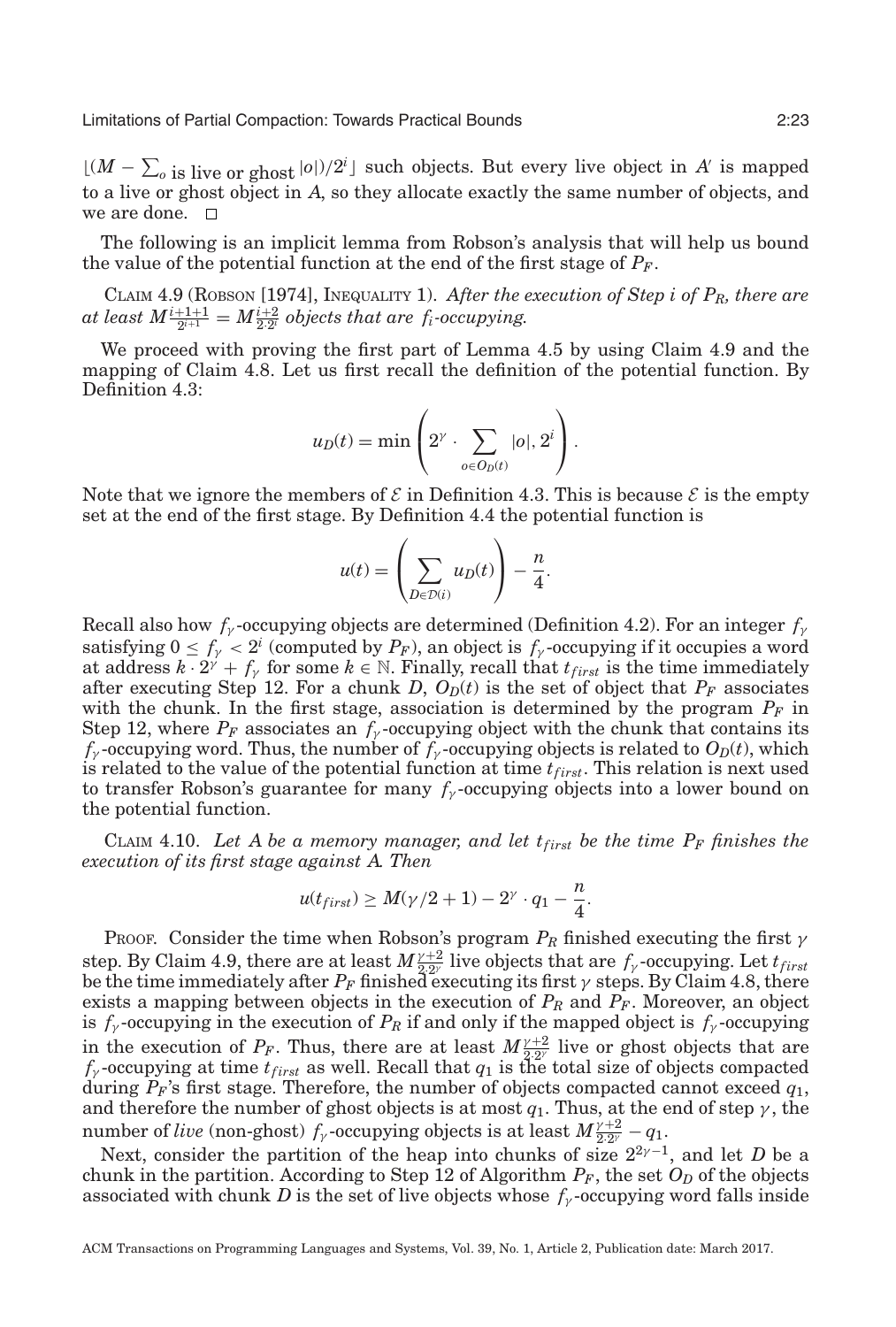$\lfloor (M - \sum_{o \text{ is live or ghost}} |o|)/2^i \rfloor$ such objects. But every live object in $A'$ is mapped to a live or ghost object in $A$, so they allocate exactly the same number of objects, and we are done. □

The following is an implicit lemma from Robson's analysis that will help us bound the value of the potential function at the end of the first stage of $P_F$.

Claim 4.9 (Robson [1974], Inequality 1). *After the execution of Step i of $P_R$, there are at least $M\frac{i+1+1}{2^{i+1}} = M\frac{i+2}{2 \cdot 2^i}$ objects that are $f_i$-occupying.*

We proceed with proving the first part of Lemma 4.5 by using Claim 4.9 and the mapping of Claim 4.8. Let us first recall the definition of the potential function. By Definition 4.3:

$$u_D(t) = \min\left(2^\gamma \cdot \sum_{o \in O_D(t)} |o|, 2^i\right).$$

Note that we ignore the members of $\mathcal{E}$ in Definition 4.3. This is because $\mathcal{E}$ is the empty set at the end of the first stage. By Definition 4.4 the potential function is

$$u(t) = \left(\sum_{D \in \mathcal{D}(i)} u_D(t)\right) - \frac{n}{4}.$$

Recall also how $f_\gamma$-occupying objects are determined (Definition 4.2). For an integer $f_\gamma$ satisfying $0 \leq f_\gamma < 2^i$ (computed by $P_F$), an object is $f_\gamma$-occupying if it occupies a word at address $k \cdot 2^\gamma + f_\gamma$ for some $k \in \mathbb{N}$. Finally, recall that $t_{first}$ is the time immediately after executing Step 12. For a chunk $D$, $O_D(t)$ is the set of object that $P_F$ associates with the chunk. In the first stage, association is determined by the program $P_F$ in Step 12, where $P_F$ associates an $f_\gamma$-occupying object with the chunk that contains its $f_\gamma$-occupying word. Thus, the number of $f_\gamma$-occupying objects is related to $O_D(t)$, which is related to the value of the potential function at time $t_{first}$. This relation is next used to transfer Robson's guarantee for many $f_\gamma$-occupying objects into a lower bound on the potential function.

Claim 4.10. *Let A be a memory manager, and let $t_{first}$ be the time $P_F$ finishes the execution of its first stage against A. Then*

$$u(t_{first}) \geq M(\gamma/2 + 1) - 2^\gamma \cdot q_1 - \frac{n}{4}.$$

Proof. Consider the time when Robson's program $P_R$ finished executing the first $\gamma$ step. By Claim 4.9, there are at least $M\frac{\gamma+2}{2 \cdot 2^\gamma}$ live objects that are $f_\gamma$-occupying. Let $t_{first}$ be the time immediately after $P_F$ finished executing its first $\gamma$ steps. By Claim 4.8, there exists a mapping between objects in the execution of $P_R$ and $P_F$. Moreover, an object is $f_\gamma$-occupying in the execution of $P_R$ if and only if the mapped object is $f_\gamma$-occupying in the execution of $P_F$. Thus, there are at least $M\frac{\gamma+2}{2 \cdot 2^\gamma}$ live or ghost objects that are $f_\gamma$-occupying at time $t_{first}$ as well. Recall that $q_1$ is the total size of objects compacted during $P_F$'s first stage. Therefore, the number of objects compacted cannot exceed $q_1$, and therefore the number of ghost objects is at most $q_1$. Thus, at the end of step $\gamma$, the number of *live* (non-ghost) $f_\gamma$-occupying objects is at least $M\frac{\gamma+2}{2 \cdot 2^\gamma} - q_1$.

Next, consider the partition of the heap into chunks of size $2^{2\gamma-1}$, and let $D$ be a chunk in the partition. According to Step 12 of Algorithm $P_F$, the set $O_D$ of the objects associated with chunk $D$ is the set of live objects whose $f_\gamma$-occupying word falls inside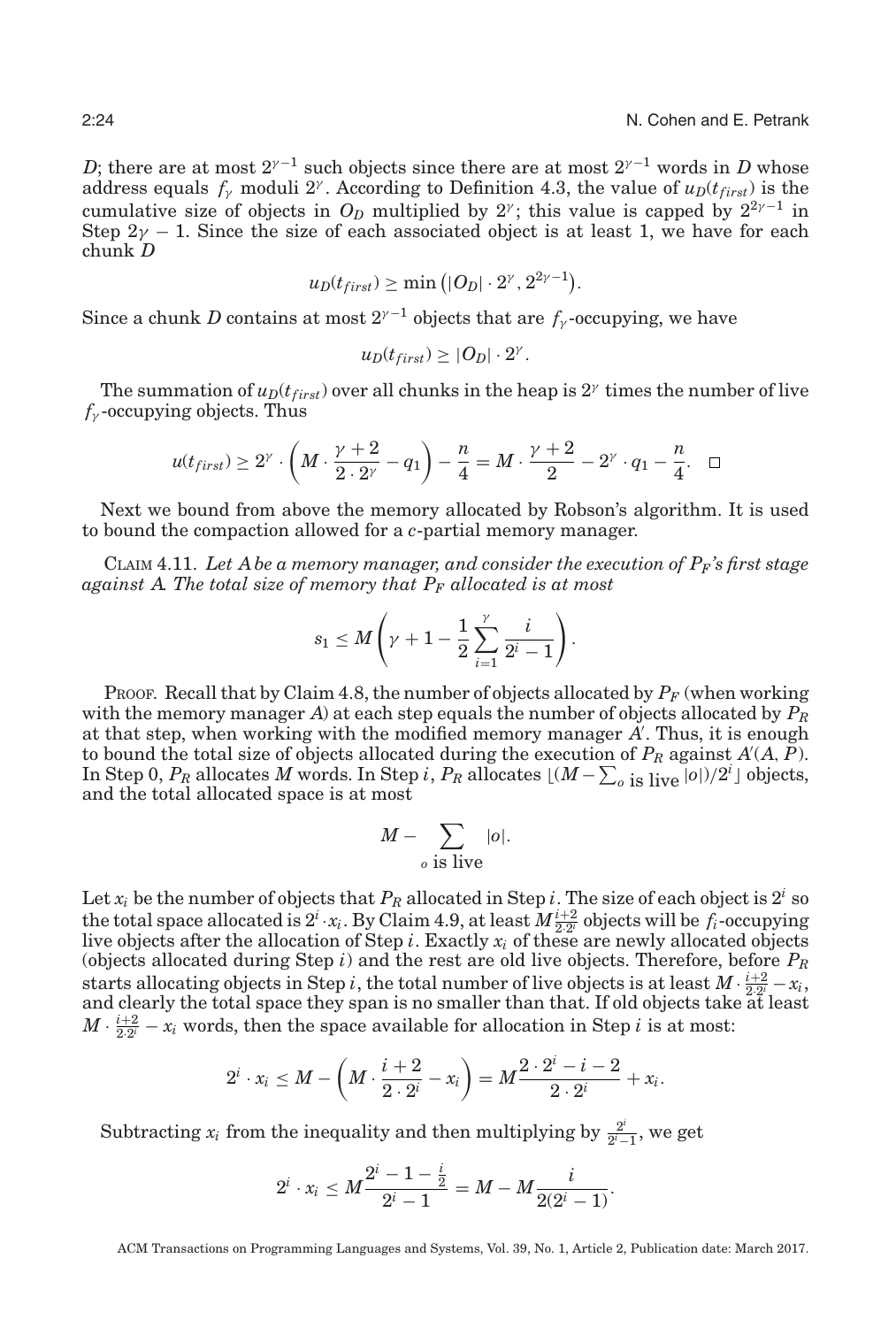$D$; there are at most $2^{\gamma-1}$ such objects since there are at most $2^{\gamma-1}$ words in $D$ whose address equals $f_\gamma$ moduli $2^\gamma$. According to Definition 4.3, the value of $u_D(t_{first})$ is the cumulative size of objects in $O_D$ multiplied by $2^\gamma$; this value is capped by $2^{2\gamma-1}$ in Step $2\gamma - 1$. Since the size of each associated object is at least 1, we have for each chunk $D$

$$u_D(t_{first}) \geq \min\left(|O_D| \cdot 2^\gamma, 2^{2\gamma-1}\right).$$

Since a chunk $D$ contains at most $2^{\gamma-1}$ objects that are $f_\gamma$-occupying, we have

$$u_D(t_{first}) \geq |O_D| \cdot 2^\gamma.$$

The summation of $u_D(t_{first})$ over all chunks in the heap is $2^\gamma$ times the number of live $f_\gamma$-occupying objects. Thus

$$u(t_{first}) \geq 2^\gamma \cdot \left(M \cdot \frac{\gamma+2}{2 \cdot 2^\gamma} - q_1\right) - \frac{n}{4} = M \cdot \frac{\gamma+2}{2} - 2^\gamma \cdot q_1 - \frac{n}{4}. \quad \square$$

Next we bound from above the memory allocated by Robson's algorithm. It is used to bound the compaction allowed for a $c$-partial memory manager.

CLAIM 4.11. *Let A be a memory manager, and consider the execution of $P_F$'s first stage against A. The total size of memory that $P_F$ allocated is at most*

$$s_1 \leq M\left(\gamma + 1 - \frac{1}{2}\sum_{i=1}^{\gamma}\frac{i}{2^i - 1}\right).$$

PROOF. Recall that by Claim 4.8, the number of objects allocated by $P_F$ (when working with the memory manager $A$) at each step equals the number of objects allocated by $P_R$ at that step, when working with the modified memory manager $A'$. Thus, it is enough to bound the total size of objects allocated during the execution of $P_R$ against $A'(A, P)$. In Step 0, $P_R$ allocates $M$ words. In Step $i$, $P_R$ allocates $\lfloor (M - \sum_{o \text{ is live}} |o|)/2^i \rfloor$ objects, and the total allocated space is at most

$$M - \sum_{o \text{ is live}} |o|.$$

Let $x_i$ be the number of objects that $P_R$ allocated in Step $i$. The size of each object is $2^i$ so the total space allocated is $2^i \cdot x_i$. By Claim 4.9, at least $M\frac{i+2}{2 \cdot 2^i}$ objects will be $f_i$-occupying live objects after the allocation of Step $i$. Exactly $x_i$ of these are newly allocated objects (objects allocated during Step $i$) and the rest are old live objects. Therefore, before $P_R$ starts allocating objects in Step $i$, the total number of live objects is at least $M \cdot \frac{i+2}{2 \cdot 2^i} - x_i$, and clearly the total space they span is no smaller than that. If old objects take at least $M \cdot \frac{i+2}{2 \cdot 2^i} - x_i$ words, then the space available for allocation in Step $i$ is at most:

$$2^i \cdot x_i \leq M - \left(M \cdot \frac{i+2}{2 \cdot 2^i} - x_i\right) = M\frac{2 \cdot 2^i - i - 2}{2 \cdot 2^i} + x_i.$$

Subtracting $x_i$ from the inequality and then multiplying by $\frac{2^i}{2^i - 1}$, we get

$$2^i \cdot x_i \leq M\frac{2^i - 1 - \frac{i}{2}}{2^i - 1} = M - M\frac{i}{2(2^i - 1)}.$$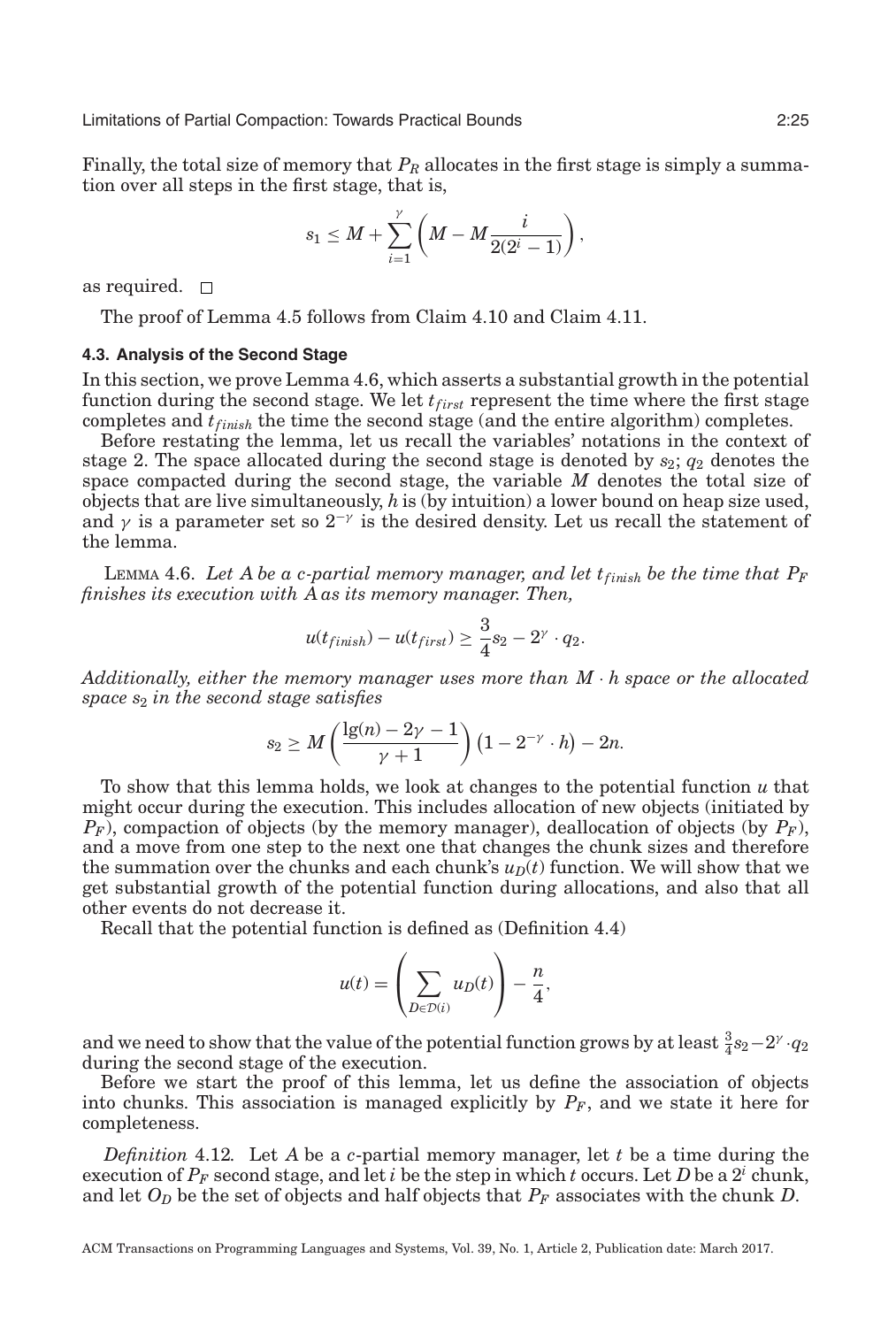Finally, the total size of memory that $P_R$ allocates in the first stage is simply a summation over all steps in the first stage, that is,

$$s_1 \leq M + \sum_{i=1}^{\gamma} \left( M - M \frac{i}{2(2^i - 1)} \right),$$

as required. □

The proof of Lemma 4.5 follows from Claim 4.10 and Claim 4.11.

### 4.3. Analysis of the Second Stage

In this section, we prove Lemma 4.6, which asserts a substantial growth in the potential function during the second stage. We let $t_{first}$ represent the time where the first stage completes and $t_{finish}$ the time the second stage (and the entire algorithm) completes.

Before restating the lemma, let us recall the variables' notations in the context of stage 2. The space allocated during the second stage is denoted by $s_2$; $q_2$ denotes the space compacted during the second stage, the variable $M$ denotes the total size of objects that are live simultaneously, $h$ is (by intuition) a lower bound on heap size used, and $\gamma$ is a parameter set so $2^{-\gamma}$ is the desired density. Let us recall the statement of the lemma.

LEMMA 4.6. *Let $A$ be a $c$-partial memory manager, and let $t_{finish}$ be the time that $P_F$ finishes its execution with $A$ as its memory manager. Then,*

$$u(t_{finish}) - u(t_{first}) \geq \frac{3}{4} s_2 - 2^{\gamma} \cdot q_2.$$

*Additionally, either the memory manager uses more than $M \cdot h$ space or the allocated space $s_2$ in the second stage satisfies*

$$s_2 \geq M \left( \frac{\lg(n) - 2\gamma - 1}{\gamma + 1} \right) \left(1 - 2^{-\gamma} \cdot h\right) - 2n.$$

To show that this lemma holds, we look at changes to the potential function $u$ that might occur during the execution. This includes allocation of new objects (initiated by $P_F$), compaction of objects (by the memory manager), deallocation of objects (by $P_F$), and a move from one step to the next one that changes the chunk sizes and therefore the summation over the chunks and each chunk's $u_D(t)$ function. We will show that we get substantial growth of the potential function during allocations, and also that all other events do not decrease it.

Recall that the potential function is defined as (Definition 4.4)

$$u(t) = \left( \sum_{D \in \mathcal{D}(i)} u_D(t) \right) - \frac{n}{4},$$

and we need to show that the value of the potential function grows by at least $\frac{3}{4}s_2 - 2^{\gamma} \cdot q_2$ during the second stage of the execution.

Before we start the proof of this lemma, let us define the association of objects into chunks. This association is managed explicitly by $P_F$, and we state it here for completeness.

*Definition* 4.12. Let $A$ be a $c$-partial memory manager, let $t$ be a time during the execution of $P_F$ second stage, and let $i$ be the step in which $t$ occurs. Let $D$ be a $2^i$ chunk, and let $O_D$ be the set of objects and half objects that $P_F$ associates with the chunk $D$.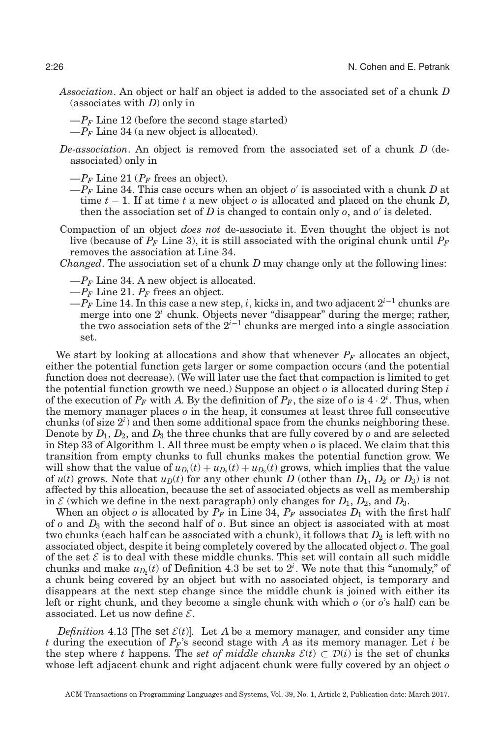*Association*. An object or half an object is added to the associated set of a chunk $D$ (associates with $D$) only in

—$P_F$ Line 12 (before the second stage started)
—$P_F$ Line 34 (a new object is allocated).

*De-association*. An object is removed from the associated set of a chunk $D$ (de-associated) only in

—$P_F$ Line 21 ($P_F$ frees an object).
—$P_F$ Line 34. This case occurs when an object $o'$ is associated with a chunk $D$ at time $t-1$. If at time $t$ a new object $o$ is allocated and placed on the chunk $D$, then the association set of $D$ is changed to contain only $o$, and $o'$ is deleted.

Compaction of an object *does not* de-associate it. Even thought the object is not live (because of $P_F$ Line 3), it is still associated with the original chunk until $P_F$ removes the association at Line 34.

*Changed*. The association set of a chunk $D$ may change only at the following lines:

—$P_F$ Line 34. A new object is allocated.
—$P_F$ Line 21. $P_F$ frees an object.
—$P_F$ Line 14. In this case a new step, $i$, kicks in, and two adjacent $2^{i-1}$ chunks are merge into one $2^i$ chunk. Objects never "disappear" during the merge; rather, the two association sets of the $2^{i-1}$ chunks are merged into a single association set.

We start by looking at allocations and show that whenever $P_F$ allocates an object, either the potential function gets larger or some compaction occurs (and the potential function does not decrease). (We will later use the fact that compaction is limited to get the potential function growth we need.) Suppose an object $o$ is allocated during Step $i$ of the execution of $P_F$ with $A$. By the definition of $P_F$, the size of $o$ is $4 \cdot 2^i$. Thus, when the memory manager places $o$ in the heap, it consumes at least three full consecutive chunks (of size $2^i$) and then some additional space from the chunks neighboring these. Denote by $D_1$, $D_2$, and $D_3$ the three chunks that are fully covered by $o$ and are selected in Step 33 of Algorithm 1. All three must be empty when $o$ is placed. We claim that this transition from empty chunks to full chunks makes the potential function grow. We will show that the value of $u_{D_1}(t) + u_{D_2}(t) + u_{D_3}(t)$ grows, which implies that the value of $u(t)$ grows. Note that $u_D(t)$ for any other chunk $D$ (other than $D_1$, $D_2$ or $D_3$) is not affected by this allocation, because the set of associated objects as well as membership in $\mathcal{E}$ (which we define in the next paragraph) only changes for $D_1$, $D_2$, and $D_3$.

When an object $o$ is allocated by $P_F$ in Line 34, $P_F$ associates $D_1$ with the first half of $o$ and $D_3$ with the second half of $o$. But since an object is associated with at most two chunks (each half can be associated with a chunk), it follows that $D_2$ is left with no associated object, despite it being completely covered by the allocated object $o$. The goal of the set $\mathcal{E}$ is to deal with these middle chunks. This set will contain all such middle chunks and make $u_{D_2}(t)$ of Definition 4.3 be set to $2^i$. We note that this "anomaly," of a chunk being covered by an object but with no associated object, is temporary and disappears at the next step change since the middle chunk is joined with either its left or right chunk, and they become a single chunk with which $o$ (or $o$'s half) can be associated. Let us now define $\mathcal{E}$.

*Definition* 4.13 [The set $\mathcal{E}(t)$]. Let $A$ be a memory manager, and consider any time $t$ during the execution of $P_F$'s second stage with $A$ as its memory manager. Let $i$ be the step where $t$ happens. The *set of middle chunks* $\mathcal{E}(t) \subset \mathcal{D}(i)$ is the set of chunks whose left adjacent chunk and right adjacent chunk were fully covered by an object $o$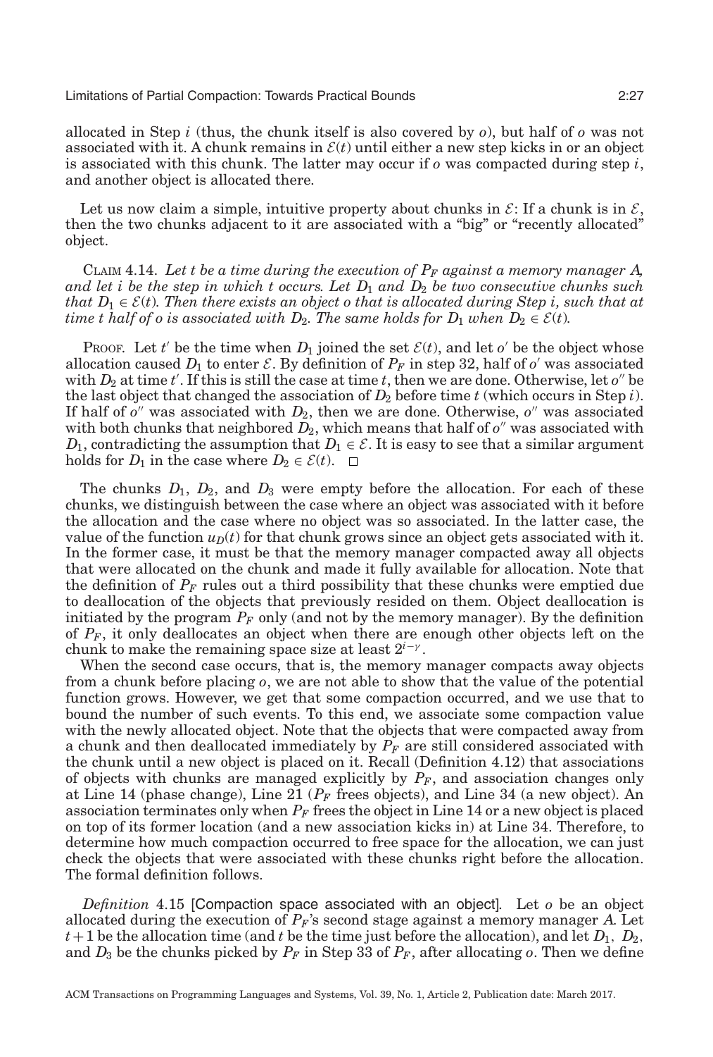allocated in Step $i$ (thus, the chunk itself is also covered by $o$), but half of $o$ was not associated with it. A chunk remains in $\mathcal{E}(t)$ until either a new step kicks in or an object is associated with this chunk. The latter may occur if $o$ was compacted during step $i$, and another object is allocated there.

Let us now claim a simple, intuitive property about chunks in $\mathcal{E}$: If a chunk is in $\mathcal{E}$, then the two chunks adjacent to it are associated with a "big" or "recently allocated" object.

CLAIM 4.14. *Let $t$ be a time during the execution of $P_F$ against a memory manager $\mathcal{A}$, and let $i$ be the step in which $t$ occurs. Let $D_1$ and $D_2$ be two consecutive chunks such that $D_1 \in \mathcal{E}(t)$. Then there exists an object $o$ that is allocated during Step $i$, such that at time $t$ half of $o$ is associated with $D_2$. The same holds for $D_1$ when $D_2 \in \mathcal{E}(t)$.*

PROOF. Let $t'$ be the time when $D_1$ joined the set $\mathcal{E}(t)$, and let $o'$ be the object whose allocation caused $D_1$ to enter $\mathcal{E}$. By definition of $P_F$ in step 32, half of $o'$ was associated with $D_2$ at time $t'$. If this is still the case at time $t$, then we are done. Otherwise, let $o''$ be the last object that changed the association of $D_2$ before time $t$ (which occurs in Step $i$). If half of $o''$ was associated with $D_2$, then we are done. Otherwise, $o''$ was associated with both chunks that neighbored $D_2$, which means that half of $o''$ was associated with $D_1$, contradicting the assumption that $D_1 \in \mathcal{E}$. It is easy to see that a similar argument holds for $D_1$ in the case where $D_2 \in \mathcal{E}(t)$. □

The chunks $D_1$, $D_2$, and $D_3$ were empty before the allocation. For each of these chunks, we distinguish between the case where an object was associated with it before the allocation and the case where no object was so associated. In the latter case, the value of the function $u_D(t)$ for that chunk grows since an object gets associated with it. In the former case, it must be that the memory manager compacted away all objects that were allocated on the chunk and made it fully available for allocation. Note that the definition of $P_F$ rules out a third possibility that these chunks were emptied due to deallocation of the objects that previously resided on them. Object deallocation is initiated by the program $P_F$ only (and not by the memory manager). By the definition of $P_F$, it only deallocates an object when there are enough other objects left on the chunk to make the remaining space size at least $2^{i-\gamma}$.

When the second case occurs, that is, the memory manager compacts away objects from a chunk before placing $o$, we are not able to show that the value of the potential function grows. However, we get that some compaction occurred, and we use that to bound the number of such events. To this end, we associate some compaction value with the newly allocated object. Note that the objects that were compacted away from a chunk and then deallocated immediately by $P_F$ are still considered associated with the chunk until a new object is placed on it. Recall (Definition 4.12) that associations of objects with chunks are managed explicitly by $P_F$, and association changes only at Line 14 (phase change), Line 21 ($P_F$ frees objects), and Line 34 (a new object). An association terminates only when $P_F$ frees the object in Line 14 or a new object is placed on top of its former location (and a new association kicks in) at Line 34. Therefore, to determine how much compaction occurred to free space for the allocation, we can just check the objects that were associated with these chunks right before the allocation. The formal definition follows.

*Definition* 4.15 [Compaction space associated with an object]. Let $o$ be an object allocated during the execution of $P_F$'s second stage against a memory manager $\mathcal{A}$. Let $t+1$ be the allocation time (and $t$ be the time just before the allocation), and let $D_1$, $D_2$, and $D_3$ be the chunks picked by $P_F$ in Step 33 of $P_F$, after allocating $o$. Then we define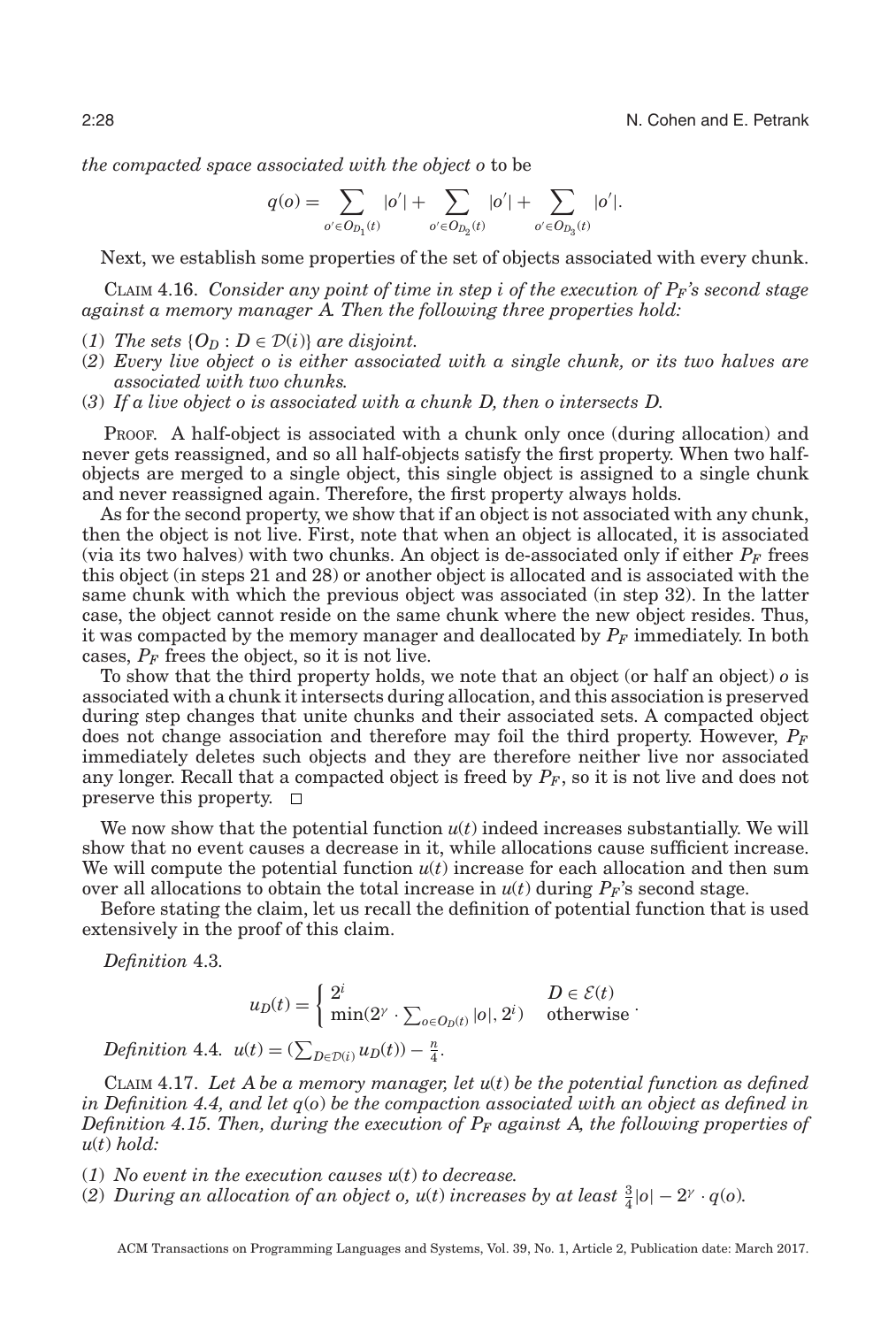*the compacted space associated with the object o* to be

$$q(o) = \sum_{o' \in O_{D_1}(t)} |o'| + \sum_{o' \in O_{D_2}(t)} |o'| + \sum_{o' \in O_{D_3}(t)} |o'|.$$

Next, we establish some properties of the set of objects associated with every chunk.

CLAIM 4.16. *Consider any point of time in step i of the execution of $P_F$'s second stage against a memory manager A. Then the following three properties hold:*

(1) *The sets $\{O_D : D \in \mathcal{D}(i)\}$ are disjoint.*
(2) *Every live object o is either associated with a single chunk, or its two halves are associated with two chunks.*
(3) *If a live object o is associated with a chunk D, then o intersects D.*

PROOF. A half-object is associated with a chunk only once (during allocation) and never gets reassigned, and so all half-objects satisfy the first property. When two half-objects are merged to a single object, this single object is assigned to a single chunk and never reassigned again. Therefore, the first property always holds.

As for the second property, we show that if an object is not associated with any chunk, then the object is not live. First, note that when an object is allocated, it is associated (via its two halves) with two chunks. An object is de-associated only if either $P_F$ frees this object (in steps 21 and 28) or another object is allocated and is associated with the same chunk with which the previous object was associated (in step 32). In the latter case, the object cannot reside on the same chunk where the new object resides. Thus, it was compacted by the memory manager and deallocated by $P_F$ immediately. In both cases, $P_F$ frees the object, so it is not live.

To show that the third property holds, we note that an object (or half an object) $o$ is associated with a chunk it intersects during allocation, and this association is preserved during step changes that unite chunks and their associated sets. A compacted object does not change association and therefore may foil the third property. However, $P_F$ immediately deletes such objects and they are therefore neither live nor associated any longer. Recall that a compacted object is freed by $P_F$, so it is not live and does not preserve this property. □

We now show that the potential function $u(t)$ indeed increases substantially. We will show that no event causes a decrease in it, while allocations cause sufficient increase. We will compute the potential function $u(t)$ increase for each allocation and then sum over all allocations to obtain the total increase in $u(t)$ during $P_F$'s second stage.

Before stating the claim, let us recall the definition of potential function that is used extensively in the proof of this claim.

*Definition* 4.3.

$$u_D(t) = \begin{cases} 2^i & D \in \mathcal{E}(t) \\ \min(2^\gamma \cdot \sum_{o \in O_D(t)} |o|, 2^i) & \text{otherwise} \end{cases}.$$

*Definition* 4.4. $u(t) = (\sum_{D \in \mathcal{D}(i)} u_D(t)) - \frac{n}{4}$.

CLAIM 4.17. *Let A be a memory manager, let $u(t)$ be the potential function as defined in Definition 4.4, and let $q(o)$ be the compaction associated with an object as defined in Definition 4.15. Then, during the execution of $P_F$ against A, the following properties of $u(t)$ hold:*

(1) *No event in the execution causes $u(t)$ to decrease.*
(2) *During an allocation of an object o, $u(t)$ increases by at least $\frac{3}{4}|o| - 2^\gamma \cdot q(o)$.*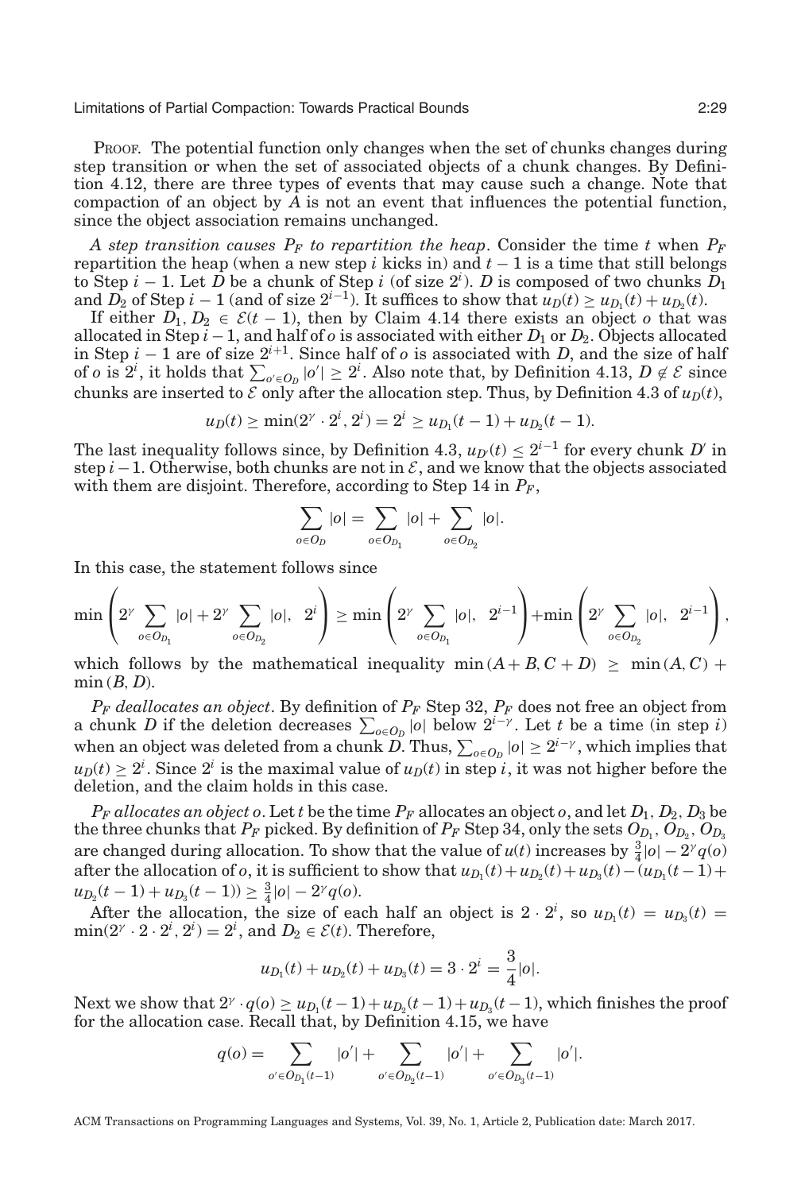PROOF. The potential function only changes when the set of chunks changes during step transition or when the set of associated objects of a chunk changes. By Definition 4.12, there are three types of events that may cause such a change. Note that compaction of an object by $A$ is not an event that influences the potential function, since the object association remains unchanged.

*A step transition causes $P_F$ to repartition the heap*. Consider the time $t$ when $P_F$ repartition the heap (when a new step $i$ kicks in) and $t-1$ is a time that still belongs to Step $i-1$. Let $D$ be a chunk of Step $i$ (of size $2^i$). $D$ is composed of two chunks $D_1$ and $D_2$ of Step $i-1$ (and of size $2^{i-1}$). It suffices to show that $u_D(t) \geq u_{D_1}(t) + u_{D_2}(t)$.

If either $D_1, D_2 \in \mathcal{E}(t-1)$, then by Claim 4.14 there exists an object $o$ that was allocated in Step $i-1$, and half of $o$ is associated with either $D_1$ or $D_2$. Objects allocated in Step $i-1$ are of size $2^{i+1}$. Since half of $o$ is associated with $D$, and the size of half of $o$ is $2^i$, it holds that $\sum_{o' \in O_D} |o'| \geq 2^i$. Also note that, by Definition 4.13, $D \notin \mathcal{E}$ since chunks are inserted to $\mathcal{E}$ only after the allocation step. Thus, by Definition 4.3 of $u_D(t)$,

$$u_D(t) \geq \min(2^\gamma \cdot 2^i, 2^i) = 2^i \geq u_{D_1}(t-1) + u_{D_2}(t-1).$$

The last inequality follows since, by Definition 4.3, $u_{D'}(t) \leq 2^{i-1}$ for every chunk $D'$ in step $i-1$. Otherwise, both chunks are not in $\mathcal{E}$, and we know that the objects associated with them are disjoint. Therefore, according to Step 14 in $P_F$,

$$\sum_{o \in O_D} |o| = \sum_{o \in O_{D_1}} |o| + \sum_{o \in O_{D_2}} |o|.$$

In this case, the statement follows since

$$\min\left(2^\gamma \sum_{o \in O_{D_1}} |o| + 2^\gamma \sum_{o \in O_{D_2}} |o|,\ \ 2^i\right) \geq \min\left(2^\gamma \sum_{o \in O_{D_1}} |o|,\ \ 2^{i-1}\right) + \min\left(2^\gamma \sum_{o \in O_{D_2}} |o|,\ \ 2^{i-1}\right),$$

which follows by the mathematical inequality $\min(A+B, C+D) \geq \min(A, C) + \min(B, D)$.

*$P_F$ deallocates an object*. By definition of $P_F$ Step 32, $P_F$ does not free an object from a chunk $D$ if the deletion decreases $\sum_{o \in O_D} |o|$ below $2^{i-\gamma}$. Let $t$ be a time (in step $i$) when an object was deleted from a chunk $D$. Thus, $\sum_{o \in O_D} |o| \geq 2^{i-\gamma}$, which implies that $u_D(t) \geq 2^i$. Since $2^i$ is the maximal value of $u_D(t)$ in step $i$, it was not higher before the deletion, and the claim holds in this case.

*$P_F$ allocates an object $o$*. Let $t$ be the time $P_F$ allocates an object $o$, and let $D_1, D_2, D_3$ be the three chunks that $P_F$ picked. By definition of $P_F$ Step 34, only the sets $O_{D_1}, O_{D_2}, O_{D_3}$ are changed during allocation. To show that the value of $u(t)$ increases by $\frac{3}{4}|o| - 2^\gamma q(o)$ after the allocation of $o$, it is sufficient to show that $u_{D_1}(t) + u_{D_2}(t) + u_{D_3}(t) - (u_{D_1}(t-1) + u_{D_2}(t-1) + u_{D_3}(t-1)) \geq \frac{3}{4}|o| - 2^\gamma q(o)$.

After the allocation, the size of each half an object is $2 \cdot 2^i$, so $u_{D_1}(t) = u_{D_3}(t) = \min(2^\gamma \cdot 2 \cdot 2^i, 2^i) = 2^i$, and $D_2 \in \mathcal{E}(t)$. Therefore,

$$u_{D_1}(t) + u_{D_2}(t) + u_{D_3}(t) = 3 \cdot 2^i = \frac{3}{4}|o|.$$

Next we show that $2^\gamma \cdot q(o) \geq u_{D_1}(t-1) + u_{D_2}(t-1) + u_{D_3}(t-1)$, which finishes the proof for the allocation case. Recall that, by Definition 4.15, we have

$$q(o) = \sum_{o' \in O_{D_1}(t-1)} |o'| + \sum_{o' \in O_{D_2}(t-1)} |o'| + \sum_{o' \in O_{D_3}(t-1)} |o'|.$$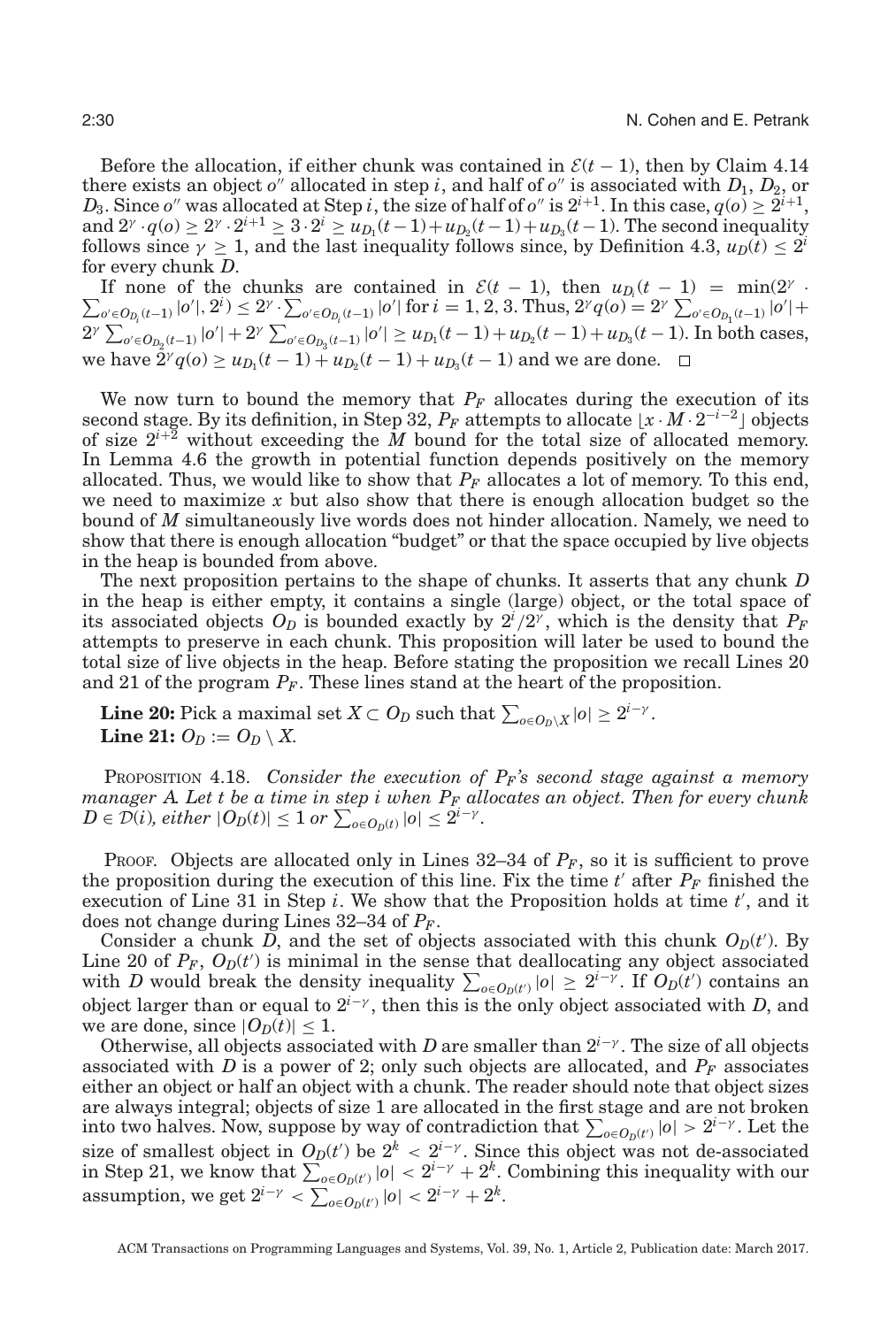Before the allocation, if either chunk was contained in $\mathcal{E}(t-1)$, then by Claim 4.14 there exists an object $o''$ allocated in step $i$, and half of $o''$ is associated with $D_1$, $D_2$, or $D_3$. Since $o''$ was allocated at Step $i$, the size of half of $o''$ is $2^{i+1}$. In this case, $q(o) \geq 2^{i+1}$, and $2^\gamma \cdot q(o) \geq 2^\gamma \cdot 2^{i+1} \geq 3 \cdot 2^i \geq u_{D_1}(t-1) + u_{D_2}(t-1) + u_{D_3}(t-1)$. The second inequality follows since $\gamma \geq 1$, and the last inequality follows since, by Definition 4.3, $u_D(t) \leq 2^i$ for every chunk $D$.

If none of the chunks are contained in $\mathcal{E}(t-1)$, then $u_{D_i}(t-1) = \min(2^\gamma \cdot \sum_{o' \in O_{D_i}(t-1)} |o'|, 2^i) \leq 2^\gamma \cdot \sum_{o' \in O_{D_i}(t-1)} |o'|$ for $i = 1, 2, 3$. Thus, $2^\gamma q(o) = 2^\gamma \sum_{o' \in O_{D_1}(t-1)} |o'| + 2^\gamma \sum_{o' \in O_{D_2}(t-1)} |o'| + 2^\gamma \sum_{o' \in O_{D_3}(t-1)} |o'| \geq u_{D_1}(t-1) + u_{D_2}(t-1) + u_{D_3}(t-1)$. In both cases, we have $2^\gamma q(o) \geq u_{D_1}(t-1) + u_{D_2}(t-1) + u_{D_3}(t-1)$ and we are done. □

We now turn to bound the memory that $P_F$ allocates during the execution of its second stage. By its definition, in Step 32, $P_F$ attempts to allocate $\lfloor x \cdot M \cdot 2^{-i-2} \rfloor$ objects of size $2^{i+2}$ without exceeding the $M$ bound for the total size of allocated memory. In Lemma 4.6 the growth in potential function depends positively on the memory allocated. Thus, we would like to show that $P_F$ allocates a lot of memory. To this end, we need to maximize $x$ but also show that there is enough allocation budget so the bound of $M$ simultaneously live words does not hinder allocation. Namely, we need to show that there is enough allocation "budget" or that the space occupied by live objects in the heap is bounded from above.

The next proposition pertains to the shape of chunks. It asserts that any chunk $D$ in the heap is either empty, it contains a single (large) object, or the total space of its associated objects $O_D$ is bounded exactly by $2^i/2^\gamma$, which is the density that $P_F$ attempts to preserve in each chunk. This proposition will later be used to bound the total size of live objects in the heap. Before stating the proposition we recall Lines 20 and 21 of the program $P_F$. These lines stand at the heart of the proposition.

**Line 20:** Pick a maximal set $X \subset O_D$ such that $\sum_{o \in O_D \setminus X} |o| \geq 2^{i-\gamma}$.
**Line 21:** $O_D := O_D \setminus X$.

PROPOSITION 4.18. *Consider the execution of $P_F$'s second stage against a memory manager $\mathcal{A}$. Let $t$ be a time in step $i$ when $P_F$ allocates an object. Then for every chunk $D \in \mathcal{D}(i)$, either $|O_D(t)| \leq 1$ or $\sum_{o \in O_D(t)} |o| \leq 2^{i-\gamma}$.*

PROOF. Objects are allocated only in Lines 32–34 of $P_F$, so it is sufficient to prove the proposition during the execution of this line. Fix the time $t'$ after $P_F$ finished the execution of Line 31 in Step $i$. We show that the Proposition holds at time $t'$, and it does not change during Lines 32–34 of $P_F$.

Consider a chunk $D$, and the set of objects associated with this chunk $O_D(t')$. By Line 20 of $P_F$, $O_D(t')$ is minimal in the sense that deallocating any object associated with $D$ would break the density inequality $\sum_{o \in O_D(t')} |o| \geq 2^{i-\gamma}$. If $O_D(t')$ contains an object larger than or equal to $2^{i-\gamma}$, then this is the only object associated with $D$, and we are done, since $|O_D(t)| \leq 1$.

Otherwise, all objects associated with $D$ are smaller than $2^{i-\gamma}$. The size of all objects associated with $D$ is a power of 2; only such objects are allocated, and $P_F$ associates either an object or half an object with a chunk. The reader should note that object sizes are always integral; objects of size 1 are allocated in the first stage and are not broken into two halves. Now, suppose by way of contradiction that $\sum_{o \in O_D(t')} |o| > 2^{i-\gamma}$. Let the size of smallest object in $O_D(t')$ be $2^k < 2^{i-\gamma}$. Since this object was not de-associated in Step 21, we know that $\sum_{o \in O_D(t')} |o| < 2^{i-\gamma} + 2^k$. Combining this inequality with our assumption, we get $2^{i-\gamma} < \sum_{o \in O_D(t')} |o| < 2^{i-\gamma} + 2^k$.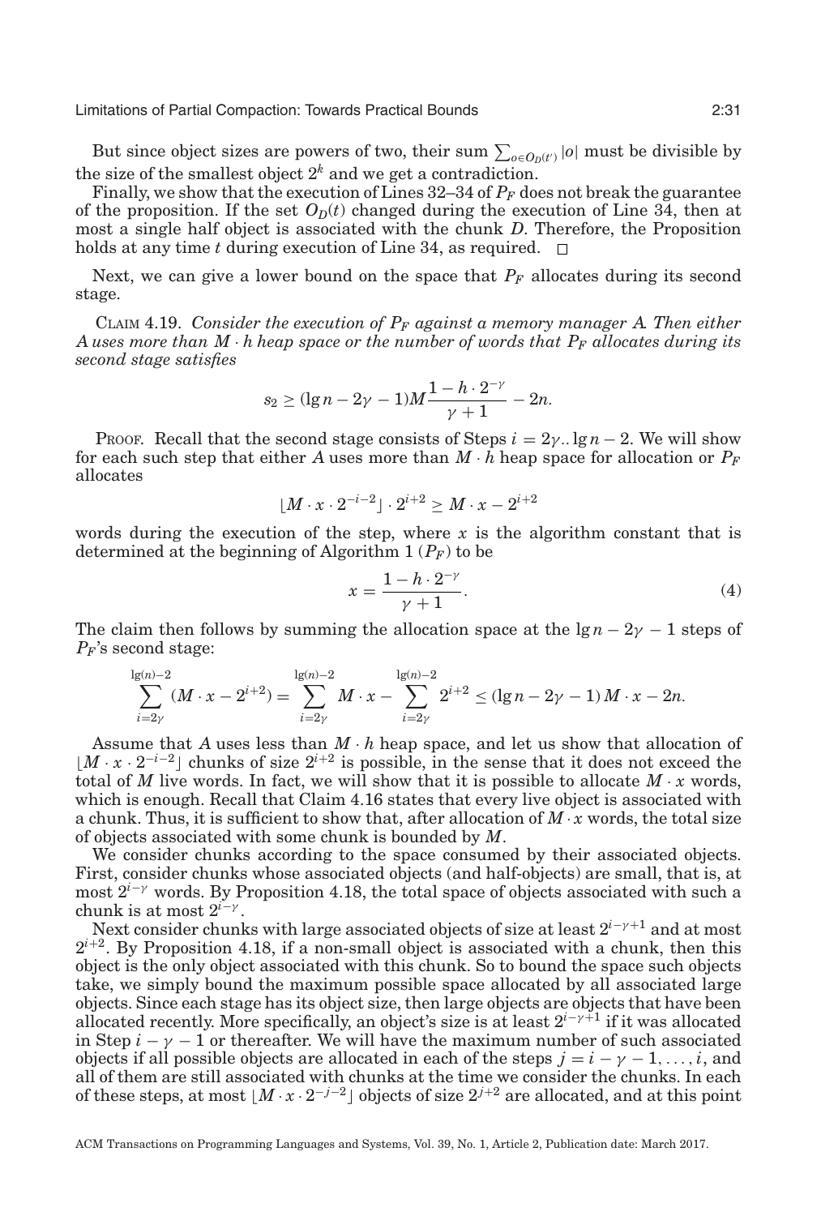But since object sizes are powers of two, their sum $\sum_{o \in O_D(t')} |o|$ must be divisible by the size of the smallest object $2^k$ and we get a contradiction.

Finally, we show that the execution of Lines 32–34 of $P_F$ does not break the guarantee of the proposition. If the set $O_D(t)$ changed during the execution of Line 34, then at most a single half object is associated with the chunk $D$. Therefore, the Proposition holds at any time $t$ during execution of Line 34, as required. □

Next, we can give a lower bound on the space that $P_F$ allocates during its second stage.

CLAIM 4.19. *Consider the execution of $P_F$ against a memory manager A. Then either A uses more than $M \cdot h$ heap space or the number of words that $P_F$ allocates during its second stage satisfies*

$$s_2 \geq (\lg n - 2\gamma - 1)M\frac{1 - h \cdot 2^{-\gamma}}{\gamma + 1} - 2n.$$

PROOF. Recall that the second stage consists of Steps $i = 2\gamma .. \lg n - 2$. We will show for each such step that either $A$ uses more than $M \cdot h$ heap space for allocation or $P_F$ allocates

$$\lfloor M \cdot x \cdot 2^{-i-2} \rfloor \cdot 2^{i+2} \geq M \cdot x - 2^{i+2}$$

words during the execution of the step, where $x$ is the algorithm constant that is determined at the beginning of Algorithm 1 ($P_F$) to be

$$x = \frac{1 - h \cdot 2^{-\gamma}}{\gamma + 1}. \tag{4}$$

The claim then follows by summing the allocation space at the $\lg n - 2\gamma - 1$ steps of $P_F$'s second stage:

$$\sum_{i=2\gamma}^{\lg(n)-2} (M \cdot x - 2^{i+2}) = \sum_{i=2\gamma}^{\lg(n)-2} M \cdot x - \sum_{i=2\gamma}^{\lg(n)-2} 2^{i+2} \leq (\lg n - 2\gamma - 1)\, M \cdot x - 2n.$$

Assume that $A$ uses less than $M \cdot h$ heap space, and let us show that allocation of $\lfloor M \cdot x \cdot 2^{-i-2} \rfloor$ chunks of size $2^{i+2}$ is possible, in the sense that it does not exceed the total of $M$ live words. In fact, we will show that it is possible to allocate $M \cdot x$ words, which is enough. Recall that Claim 4.16 states that every live object is associated with a chunk. Thus, it is sufficient to show that, after allocation of $M \cdot x$ words, the total size of objects associated with some chunk is bounded by $M$.

We consider chunks according to the space consumed by their associated objects. First, consider chunks whose associated objects (and half-objects) are small, that is, at most $2^{i-\gamma}$ words. By Proposition 4.18, the total space of objects associated with such a chunk is at most $2^{i-\gamma}$.

Next consider chunks with large associated objects of size at least $2^{i-\gamma+1}$ and at most $2^{i+2}$. By Proposition 4.18, if a non-small object is associated with a chunk, then this object is the only object associated with this chunk. So to bound the space such objects take, we simply bound the maximum possible space allocated by all associated large objects. Since each stage has its object size, then large objects are objects that have been allocated recently. More specifically, an object's size is at least $2^{i-\gamma+1}$ if it was allocated in Step $i - \gamma - 1$ or thereafter. We will have the maximum number of such associated objects if all possible objects are allocated in each of the steps $j = i - \gamma - 1, \ldots, i$, and all of them are still associated with chunks at the time we consider the chunks. In each of these steps, at most $\lfloor M \cdot x \cdot 2^{-j-2} \rfloor$ objects of size $2^{j+2}$ are allocated, and at this point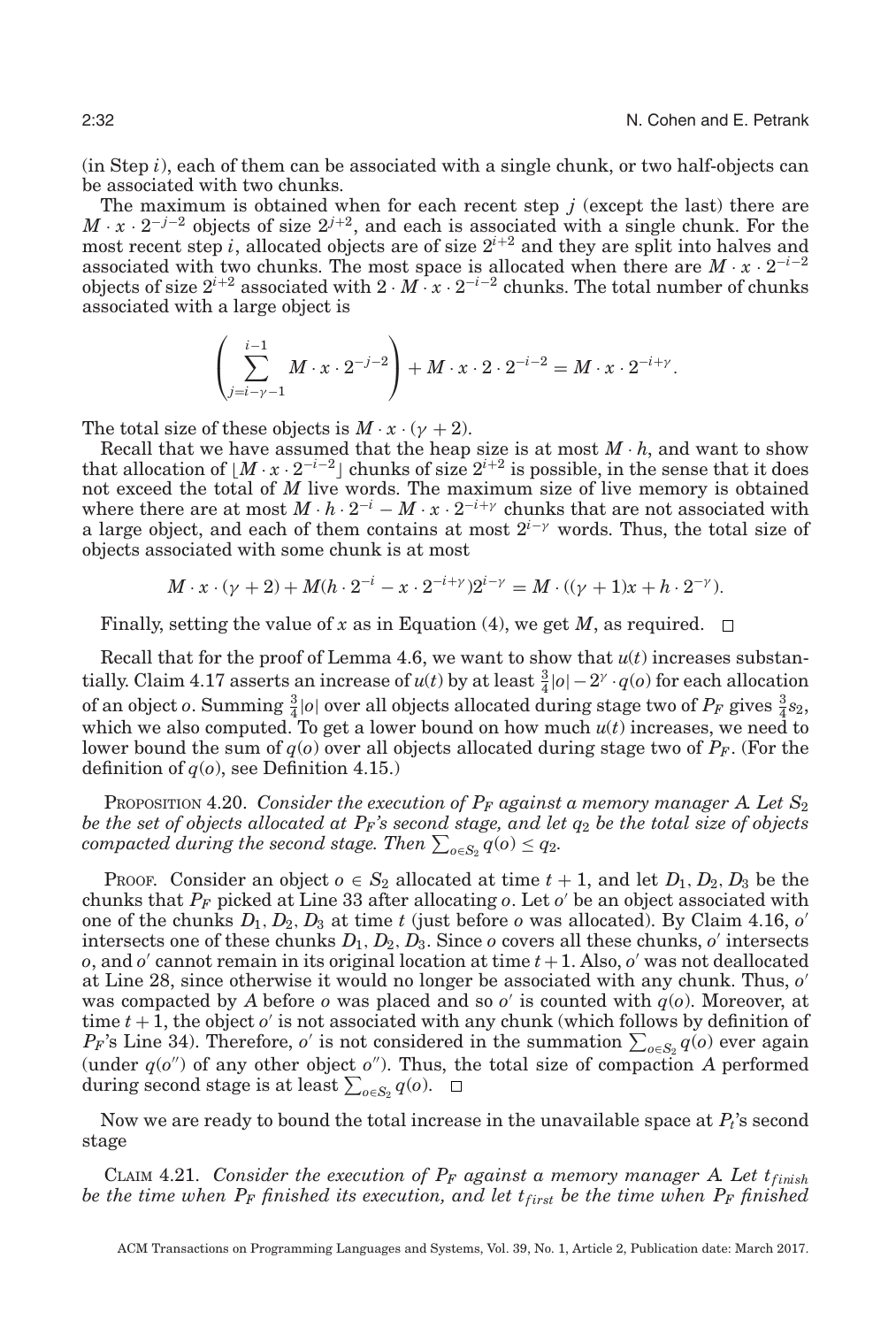(in Step $i$), each of them can be associated with a single chunk, or two half-objects can be associated with two chunks.

The maximum is obtained when for each recent step $j$ (except the last) there are $M \cdot x \cdot 2^{-j-2}$ objects of size $2^{j+2}$, and each is associated with a single chunk. For the most recent step $i$, allocated objects are of size $2^{i+2}$ and they are split into halves and associated with two chunks. The most space is allocated when there are $M \cdot x \cdot 2^{-i-2}$ objects of size $2^{i+2}$ associated with $2 \cdot M \cdot x \cdot 2^{-i-2}$ chunks. The total number of chunks associated with a large object is

$$\left( \sum_{j=i-\gamma-1}^{i-1} M \cdot x \cdot 2^{-j-2} \right) + M \cdot x \cdot 2 \cdot 2^{-i-2} = M \cdot x \cdot 2^{-i+\gamma}.$$

The total size of these objects is $M \cdot x \cdot (\gamma + 2)$.

Recall that we have assumed that the heap size is at most $M \cdot h$, and want to show that allocation of $\lfloor M \cdot x \cdot 2^{-i-2} \rfloor$ chunks of size $2^{i+2}$ is possible, in the sense that it does not exceed the total of $M$ live words. The maximum size of live memory is obtained where there are at most $M \cdot h \cdot 2^{-i} - M \cdot x \cdot 2^{-i+\gamma}$ chunks that are not associated with a large object, and each of them contains at most $2^{i-\gamma}$ words. Thus, the total size of objects associated with some chunk is at most

$$M \cdot x \cdot (\gamma + 2) + M(h \cdot 2^{-i} - x \cdot 2^{-i+\gamma})2^{i-\gamma} = M \cdot ((\gamma + 1)x + h \cdot 2^{-\gamma}).$$

Finally, setting the value of $x$ as in Equation (4), we get $M$, as required. □

Recall that for the proof of Lemma 4.6, we want to show that $u(t)$ increases substantially. Claim 4.17 asserts an increase of $u(t)$ by at least $\frac{3}{4}|o| - 2^{\gamma} \cdot q(o)$ for each allocation of an object $o$. Summing $\frac{3}{4}|o|$ over all objects allocated during stage two of $P_F$ gives $\frac{3}{4}s_2$, which we also computed. To get a lower bound on how much $u(t)$ increases, we need to lower bound the sum of $q(o)$ over all objects allocated during stage two of $P_F$. (For the definition of $q(o)$, see Definition 4.15.)

PROPOSITION 4.20. *Consider the execution of $P_F$ against a memory manager $A$. Let $S_2$ be the set of objects allocated at $P_F$'s second stage, and let $q_2$ be the total size of objects compacted during the second stage. Then $\sum_{o \in S_2} q(o) \leq q_2$.*

PROOF. Consider an object $o \in S_2$ allocated at time $t+1$, and let $D_1, D_2, D_3$ be the chunks that $P_F$ picked at Line 33 after allocating $o$. Let $o'$ be an object associated with one of the chunks $D_1, D_2, D_3$ at time $t$ (just before $o$ was allocated). By Claim 4.16, $o'$ intersects one of these chunks $D_1, D_2, D_3$. Since $o$ covers all these chunks, $o'$ intersects $o$, and $o'$ cannot remain in its original location at time $t+1$. Also, $o'$ was not deallocated at Line 28, since otherwise it would no longer be associated with any chunk. Thus, $o'$ was compacted by $A$ before $o$ was placed and so $o'$ is counted with $q(o)$. Moreover, at time $t+1$, the object $o'$ is not associated with any chunk (which follows by definition of $P_F$'s Line 34). Therefore, $o'$ is not considered in the summation $\sum_{o \in S_2} q(o)$ ever again (under $q(o'')$ of any other object $o''$). Thus, the total size of compaction $A$ performed during second stage is at least $\sum_{o \in S_2} q(o)$. □

Now we are ready to bound the total increase in the unavailable space at $P_t$'s second stage

CLAIM 4.21. *Consider the execution of $P_F$ against a memory manager $A$. Let $t_{finish}$ be the time when $P_F$ finished its execution, and let $t_{first}$ be the time when $P_F$ finished*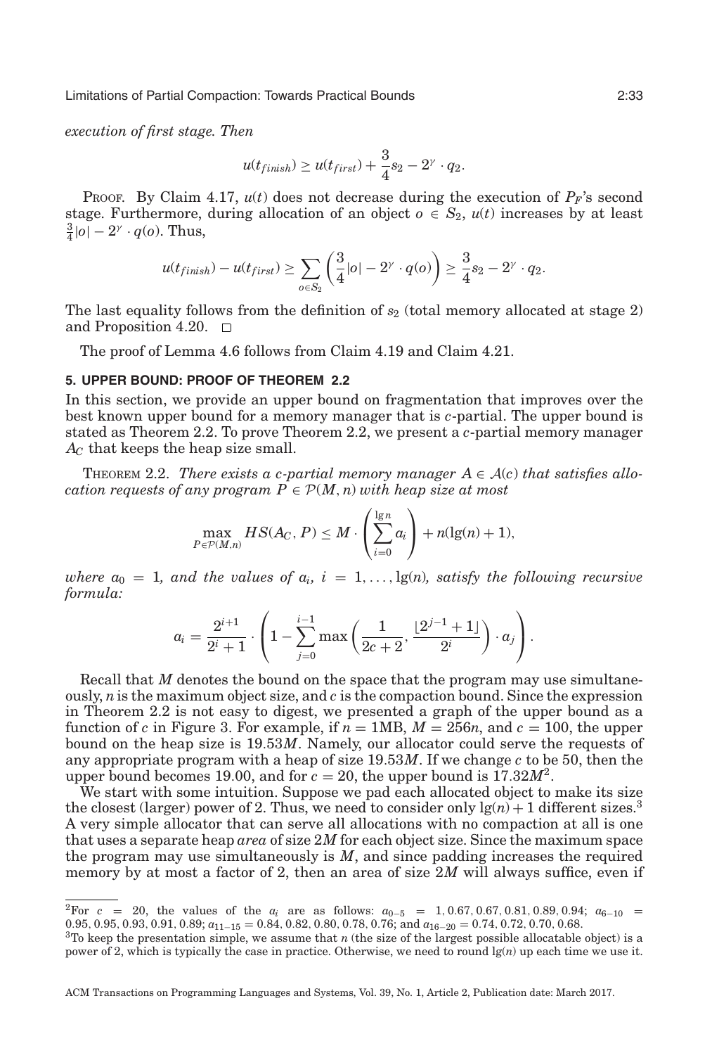*execution of first stage. Then*

$$u(t_{finish}) \geq u(t_{first}) + \frac{3}{4}s_2 - 2^{\gamma} \cdot q_2.$$

PROOF. By Claim 4.17, $u(t)$ does not decrease during the execution of $P_F$'s second stage. Furthermore, during allocation of an object $o \in S_2$, $u(t)$ increases by at least $\frac{3}{4}|o| - 2^{\gamma} \cdot q(o)$. Thus,

$$u(t_{finish}) - u(t_{first}) \geq \sum_{o \in S_2} \left( \frac{3}{4}|o| - 2^{\gamma} \cdot q(o) \right) \geq \frac{3}{4}s_2 - 2^{\gamma} \cdot q_2.$$

The last equality follows from the definition of $s_2$ (total memory allocated at stage 2) and Proposition 4.20. □

The proof of Lemma 4.6 follows from Claim 4.19 and Claim 4.21.

## 5. UPPER BOUND: PROOF OF THEOREM 2.2

In this section, we provide an upper bound on fragmentation that improves over the best known upper bound for a memory manager that is $c$-partial. The upper bound is stated as Theorem 2.2. To prove Theorem 2.2, we present a $c$-partial memory manager $A_C$ that keeps the heap size small.

THEOREM 2.2. *There exists a $c$-partial memory manager $A \in \mathcal{A}(c)$ that satisfies allocation requests of any program $P \in \mathcal{P}(M, n)$ with heap size at most*

$$\max_{P \in \mathcal{P}(M,n)} HS(A_C, P) \leq M \cdot \left( \sum_{i=0}^{\lg n} a_i \right) + n(\lg(n) + 1),$$

*where $a_0 = 1$, and the values of $a_i$, $i = 1, \ldots, \lg(n)$, satisfy the following recursive formula:*

$$a_i = \frac{2^{i+1}}{2^i + 1} \cdot \left( 1 - \sum_{j=0}^{i-1} \max\left( \frac{1}{2c+2}, \frac{\lfloor 2^{j-1} + 1 \rfloor}{2^i} \right) \cdot a_j \right).$$

Recall that $M$ denotes the bound on the space that the program may use simultaneously, $n$ is the maximum object size, and $c$ is the compaction bound. Since the expression in Theorem 2.2 is not easy to digest, we presented a graph of the upper bound as a function of $c$ in Figure 3. For example, if $n = 1$MB, $M = 256n$, and $c = 100$, the upper bound on the heap size is $19.53M$. Namely, our allocator could serve the requests of any appropriate program with a heap of size $19.53M$. If we change $c$ to be 50, then the upper bound becomes 19.00, and for $c = 20$, the upper bound is $17.32M$.[2]

We start with some intuition. Suppose we pad each allocated object to make its size the closest (larger) power of 2. Thus, we need to consider only $\lg(n) + 1$ different sizes.[3] A very simple allocator that can serve all allocations with no compaction at all is one that uses a separate heap *area* of size $2M$ for each object size. Since the maximum space the program may use simultaneously is $M$, and since padding increases the required memory by at most a factor of 2, then an area of size $2M$ will always suffice, even if

[2]For $c = 20$, the values of the $a_i$ are as follows: $a_{0-5} = 1, 0.67, 0.67, 0.81, 0.89, 0.94$; $a_{6-10} = 0.95, 0.95, 0.93, 0.91, 0.89$; $a_{11-15} = 0.84, 0.82, 0.80, 0.78, 0.76$; and $a_{16-20} = 0.74, 0.72, 0.70, 0.68$.

[3]To keep the presentation simple, we assume that $n$ (the size of the largest possible allocatable object) is a power of 2, which is typically the case in practice. Otherwise, we need to round $\lg(n)$ up each time we use it.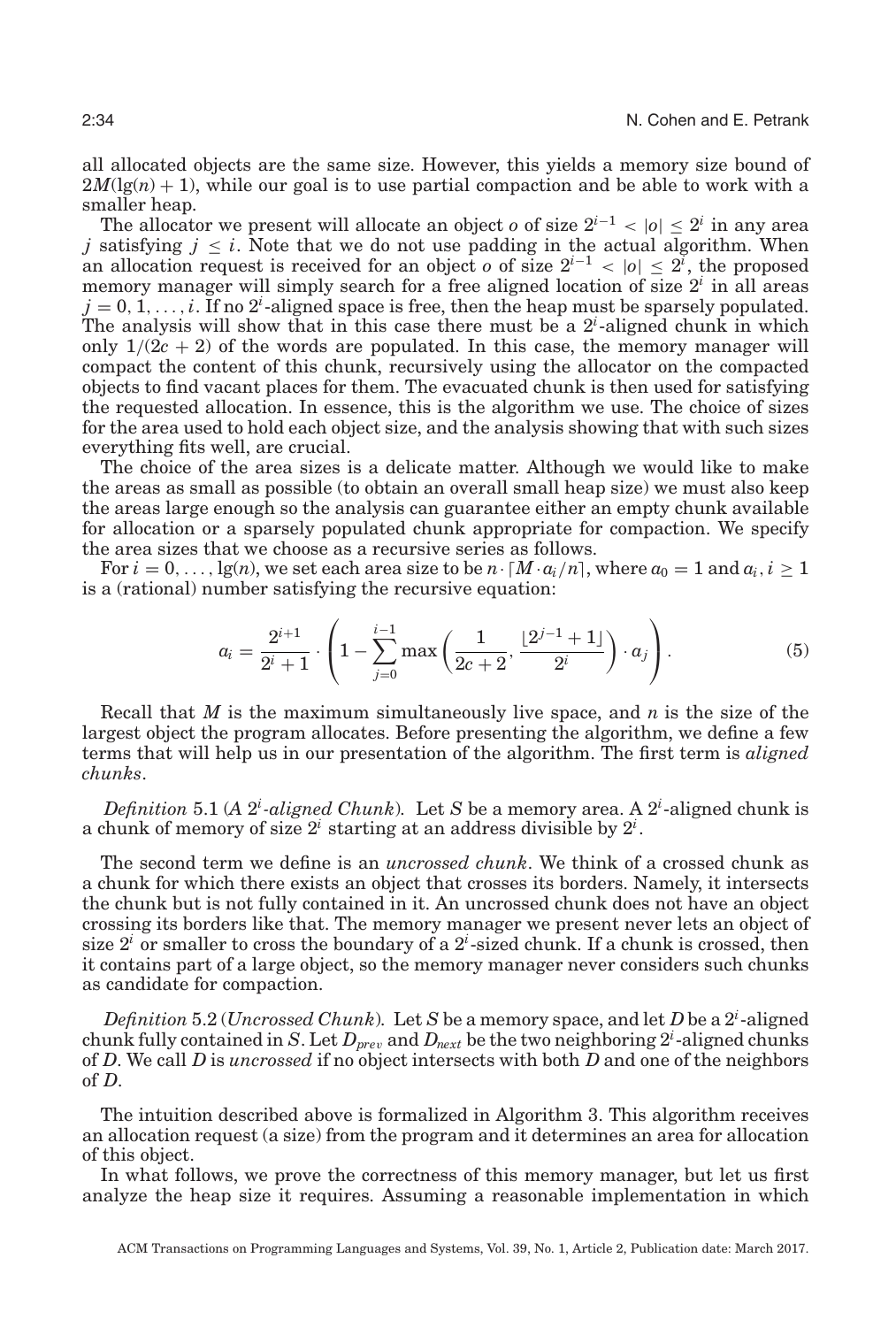all allocated objects are the same size. However, this yields a memory size bound of $2M(\lg(n)+1)$, while our goal is to use partial compaction and be able to work with a smaller heap.

The allocator we present will allocate an object $o$ of size $2^{i-1} < |o| \leq 2^i$ in any area $j$ satisfying $j \leq i$. Note that we do not use padding in the actual algorithm. When an allocation request is received for an object $o$ of size $2^{i-1} < |o| \leq 2^i$, the proposed memory manager will simply search for a free aligned location of size $2^i$ in all areas $j = 0, 1, \ldots, i$. If no $2^i$-aligned space is free, then the heap must be sparsely populated. The analysis will show that in this case there must be a $2^i$-aligned chunk in which only $1/(2c+2)$ of the words are populated. In this case, the memory manager will compact the content of this chunk, recursively using the allocator on the compacted objects to find vacant places for them. The evacuated chunk is then used for satisfying the requested allocation. In essence, this is the algorithm we use. The choice of sizes for the area used to hold each object size, and the analysis showing that with such sizes everything fits well, are crucial.

The choice of the area sizes is a delicate matter. Although we would like to make the areas as small as possible (to obtain an overall small heap size) we must also keep the areas large enough so the analysis can guarantee either an empty chunk available for allocation or a sparsely populated chunk appropriate for compaction. We specify the area sizes that we choose as a recursive series as follows.

For $i = 0, \ldots, \lg(n)$, we set each area size to be $n \cdot \lceil M \cdot a_i / n \rceil$, where $a_0 = 1$ and $a_i, i \geq 1$ is a (rational) number satisfying the recursive equation:

$$a_i = \frac{2^{i+1}}{2^i + 1} \cdot \left( 1 - \sum_{j=0}^{i-1} \max\left( \frac{1}{2c+2}, \frac{\lfloor 2^{j-1} + 1 \rfloor}{2^i} \right) \cdot a_j \right). \tag{5}$$

Recall that $M$ is the maximum simultaneously live space, and $n$ is the size of the largest object the program allocates. Before presenting the algorithm, we define a few terms that will help us in our presentation of the algorithm. The first term is *aligned chunks*.

*Definition* 5.1 (*A $2^i$-aligned Chunk*). Let $S$ be a memory area. A $2^i$-aligned chunk is a chunk of memory of size $2^i$ starting at an address divisible by $2^i$.

The second term we define is an *uncrossed chunk*. We think of a crossed chunk as a chunk for which there exists an object that crosses its borders. Namely, it intersects the chunk but is not fully contained in it. An uncrossed chunk does not have an object crossing its borders like that. The memory manager we present never lets an object of size $2^i$ or smaller to cross the boundary of a $2^i$-sized chunk. If a chunk is crossed, then it contains part of a large object, so the memory manager never considers such chunks as candidate for compaction.

*Definition* 5.2 (*Uncrossed Chunk*). Let $S$ be a memory space, and let $D$ be a $2^i$-aligned chunk fully contained in $S$. Let $D_{prev}$ and $D_{next}$ be the two neighboring $2^i$-aligned chunks of $D$. We call $D$ is *uncrossed* if no object intersects with both $D$ and one of the neighbors of $D$.

The intuition described above is formalized in Algorithm 3. This algorithm receives an allocation request (a size) from the program and it determines an area for allocation of this object.

In what follows, we prove the correctness of this memory manager, but let us first analyze the heap size it requires. Assuming a reasonable implementation in which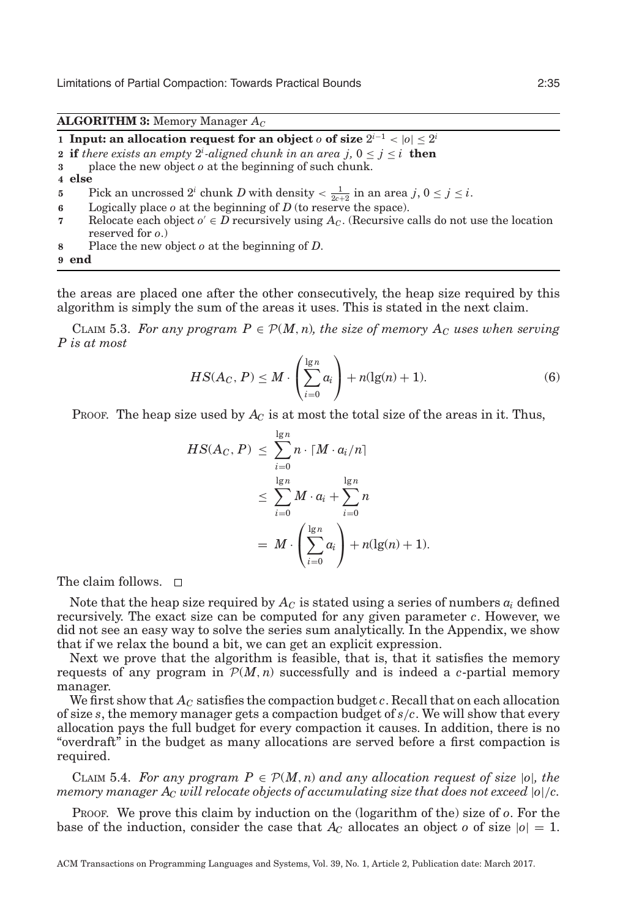**ALGORITHM 3:** Memory Manager $A_C$

```
1 Input: an allocation request for an object o of size 2^{i-1} < |o| ≤ 2^i
2 if there exists an empty 2^i-aligned chunk in an area j, 0 ≤ j ≤ i then
3     place the new object o at the beginning of such chunk.
4 else
5     Pick an uncrossed 2^i chunk D with density < 1/(2c+2) in an area j, 0 ≤ j ≤ i.
6     Logically place o at the beginning of D (to reserve the space).
7     Relocate each object o' ∈ D recursively using A_C. (Recursive calls do not use the location
      reserved for o.)
8     Place the new object o at the beginning of D.
9 end
```

the areas are placed one after the other consecutively, the heap size required by this algorithm is simply the sum of the areas it uses. This is stated in the next claim.

Claim 5.3. *For any program $P \in \mathcal{P}(M, n)$, the size of memory $A_C$ uses when serving $P$ is at most*

$$HS(A_C, P) \leq M \cdot \left( \sum_{i=0}^{\lg n} a_i \right) + n(\lg(n) + 1). \tag{6}$$

Proof. The heap size used by $A_C$ is at most the total size of the areas in it. Thus,

$$\begin{aligned} HS(A_C, P) &\leq \sum_{i=0}^{\lg n} n \cdot \lceil M \cdot a_i / n \rceil \\ &\leq \sum_{i=0}^{\lg n} M \cdot a_i + \sum_{i=0}^{\lg n} n \\ &= M \cdot \left( \sum_{i=0}^{\lg n} a_i \right) + n(\lg(n) + 1). \end{aligned}$$

The claim follows. □

Note that the heap size required by $A_C$ is stated using a series of numbers $a_i$ defined recursively. The exact size can be computed for any given parameter $c$. However, we did not see an easy way to solve the series sum analytically. In the Appendix, we show that if we relax the bound a bit, we can get an explicit expression.

Next we prove that the algorithm is feasible, that is, that it satisfies the memory requests of any program in $\mathcal{P}(M, n)$ successfully and is indeed a $c$-partial memory manager.

We first show that $A_C$ satisfies the compaction budget $c$. Recall that on each allocation of size $s$, the memory manager gets a compaction budget of $s/c$. We will show that every allocation pays the full budget for every compaction it causes. In addition, there is no "overdraft" in the budget as many allocations are served before a first compaction is required.

Claim 5.4. *For any program $P \in \mathcal{P}(M, n)$ and any allocation request of size $|o|$, the memory manager $A_C$ will relocate objects of accumulating size that does not exceed $|o|/c$.*

Proof. We prove this claim by induction on the (logarithm of the) size of $o$. For the base of the induction, consider the case that $A_C$ allocates an object $o$ of size $|o| = 1$.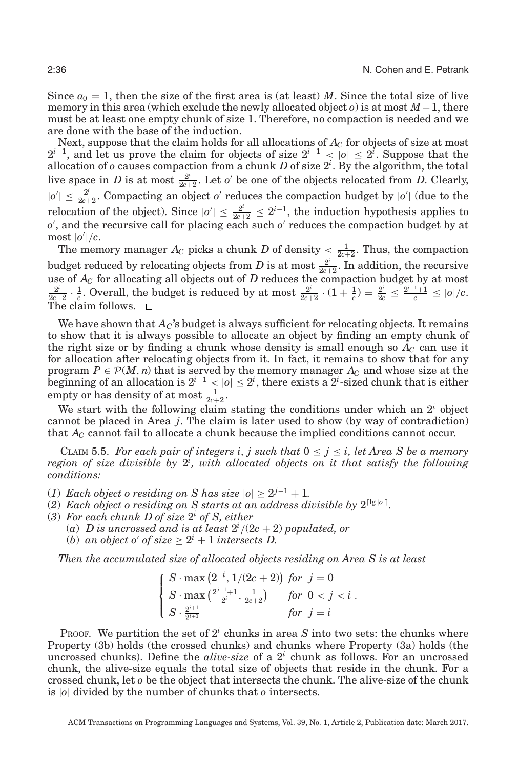Since $a_0 = 1$, then the size of the first area is (at least) $M$. Since the total size of live memory in this area (which exclude the newly allocated object $o$) is at most $M-1$, there must be at least one empty chunk of size 1. Therefore, no compaction is needed and we are done with the base of the induction.

Next, suppose that the claim holds for all allocations of $A_C$ for objects of size at most $2^{i-1}$, and let us prove the claim for objects of size $2^{i-1} < |o| \leq 2^i$. Suppose that the allocation of $o$ causes compaction from a chunk $D$ of size $2^i$. By the algorithm, the total live space in $D$ is at most $\frac{2^i}{2c+2}$. Let $o'$ be one of the objects relocated from $D$. Clearly, $|o'| \leq \frac{2^i}{2c+2}$. Compacting an object $o'$ reduces the compaction budget by $|o'|$ (due to the relocation of the object). Since $|o'| \leq \frac{2^i}{2c+2} \leq 2^{i-1}$, the induction hypothesis applies to $o'$, and the recursive call for placing each such $o'$ reduces the compaction budget by at most $|o'|/c$.

The memory manager $A_C$ picks a chunk $D$ of density $< \frac{1}{2c+2}$. Thus, the compaction budget reduced by relocating objects from $D$ is at most $\frac{2^i}{2c+2}$. In addition, the recursive use of $A_C$ for allocating all objects out of $D$ reduces the compaction budget by at most $\frac{2^i}{2c+2} \cdot \frac{1}{c}$. Overall, the budget is reduced by at most $\frac{2^i}{2c+2} \cdot (1 + \frac{1}{c}) = \frac{2^i}{2c} \leq \frac{2^{i-1}+1}{c} \leq |o|/c$. The claim follows. $\square$

We have shown that $A_C$'s budget is always sufficient for relocating objects. It remains to show that it is always possible to allocate an object by finding an empty chunk of the right size or by finding a chunk whose density is small enough so $A_C$ can use it for allocation after relocating objects from it. In fact, it remains to show that for any program $P \in \mathcal{P}(M, n)$ that is served by the memory manager $A_C$ and whose size at the beginning of an allocation is $2^{i-1} < |o| \leq 2^i$, there exists a $2^i$-sized chunk that is either empty or has density of at most $\frac{1}{2c+2}$.

We start with the following claim stating the conditions under which an $2^i$ object cannot be placed in Area $j$. The claim is later used to show (by way of contradiction) that $A_C$ cannot fail to allocate a chunk because the implied conditions cannot occur.

CLAIM 5.5. *For each pair of integers $i, j$ such that $0 \leq j \leq i$, let Area $S$ be a memory region of size divisible by $2^i$, with allocated objects on it that satisfy the following conditions:*

(1) *Each object $o$ residing on $S$ has size $|o| \geq 2^{j-1} + 1$.*
(2) *Each object $o$ residing on $S$ starts at an address divisible by $2^{\lceil \lg |o| \rceil}$.*
(3) *For each chunk $D$ of size $2^i$ of $S$, either*
 (a) *$D$ is uncrossed and is at least $2^i/(2c+2)$ populated, or*
 (b) *an object $o'$ of size $\geq 2^i + 1$ intersects $D$.*

*Then the accumulated size of allocated objects residing on Area $S$ is at least*

$$\begin{cases} S \cdot \max\left(2^{-i}, 1/(2c+2)\right) & \text{for } j = 0 \\ S \cdot \max\left(\frac{2^{j-1}+1}{2^i}, \frac{1}{2c+2}\right) & \text{for } 0 < j < i \\ S \cdot \frac{2^{i}+1}{2^{i+1}} & \text{for } j = i \end{cases}.$$

PROOF. We partition the set of $2^i$ chunks in area $S$ into two sets: the chunks where Property (3b) holds (the crossed chunks) and chunks where Property (3a) holds (the uncrossed chunks). Define the *alive-size* of a $2^i$ chunk as follows. For an uncrossed chunk, the alive-size equals the total size of objects that reside in the chunk. For a crossed chunk, let $o$ be the object that intersects the chunk. The alive-size of the chunk is $|o|$ divided by the number of chunks that $o$ intersects.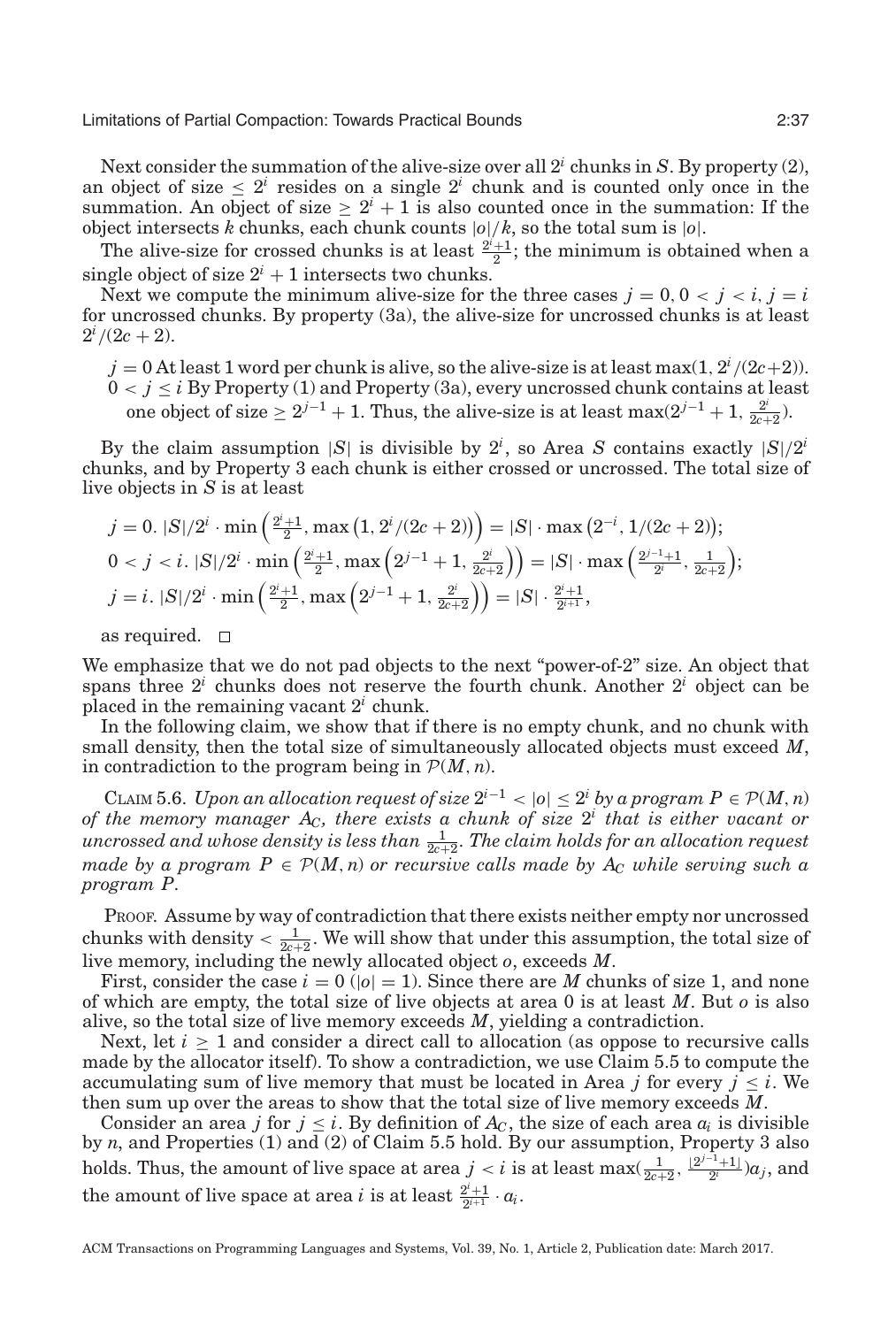Next consider the summation of the alive-size over all $2^i$ chunks in $S$. By property (2), an object of size $\leq 2^i$ resides on a single $2^i$ chunk and is counted only once in the summation. An object of size $\geq 2^i + 1$ is also counted once in the summation: If the object intersects $k$ chunks, each chunk counts $|o|/k$, so the total sum is $|o|$.

The alive-size for crossed chunks is at least $\frac{2^i+1}{2}$; the minimum is obtained when a single object of size $2^i + 1$ intersects two chunks.

Next we compute the minimum alive-size for the three cases $j = 0, 0 < j < i, j = i$ for uncrossed chunks. By property (3a), the alive-size for uncrossed chunks is at least $2^i/(2c+2)$.

$j = 0$ At least 1 word per chunk is alive, so the alive-size is at least $\max(1, 2^i/(2c+2))$.

$0 < j \leq i$ By Property (1) and Property (3a), every uncrossed chunk contains at least one object of size $\geq 2^{j-1} + 1$. Thus, the alive-size is at least $\max(2^{j-1} + 1, \frac{2^i}{2c+2})$.

By the claim assumption $|S|$ is divisible by $2^i$, so Area $S$ contains exactly $|S|/2^i$ chunks, and by Property 3 each chunk is either crossed or uncrossed. The total size of live objects in $S$ is at least

$$j = 0.\ |S|/2^i \cdot \min\left(\tfrac{2^i+1}{2}, \max\left(1, 2^i/(2c+2)\right)\right) = |S| \cdot \max\left(2^{-i}, 1/(2c+2)\right);$$

$$0 < j < i.\ |S|/2^i \cdot \min\left(\tfrac{2^i+1}{2}, \max\left(2^{j-1}+1, \tfrac{2^i}{2c+2}\right)\right) = |S| \cdot \max\left(\tfrac{2^{j-1}+1}{2^i}, \tfrac{1}{2c+2}\right);$$

$$j = i.\ |S|/2^i \cdot \min\left(\tfrac{2^i+1}{2}, \max\left(2^{j-1}+1, \tfrac{2^i}{2c+2}\right)\right) = |S| \cdot \tfrac{2^i+1}{2^{i+1}},$$

as required. □

We emphasize that we do not pad objects to the next "power-of-2" size. An object that spans three $2^i$ chunks does not reserve the fourth chunk. Another $2^i$ object can be placed in the remaining vacant $2^i$ chunk.

In the following claim, we show that if there is no empty chunk, and no chunk with small density, then the total size of simultaneously allocated objects must exceed $M$, in contradiction to the program being in $\mathcal{P}(M, n)$.

CLAIM 5.6. *Upon an allocation request of size $2^{i-1} < |o| \leq 2^i$ by a program $P \in \mathcal{P}(M, n)$ of the memory manager $A_C$, there exists a chunk of size $2^i$ that is either vacant or uncrossed and whose density is less than $\frac{1}{2c+2}$. The claim holds for an allocation request made by a program $P \in \mathcal{P}(M, n)$ or recursive calls made by $A_C$ while serving such a program $P$.*

PROOF. Assume by way of contradiction that there exists neither empty nor uncrossed chunks with density $< \frac{1}{2c+2}$. We will show that under this assumption, the total size of live memory, including the newly allocated object $o$, exceeds $M$.

First, consider the case $i = 0$ ($|o| = 1$). Since there are $M$ chunks of size 1, and none of which are empty, the total size of live objects at area 0 is at least $M$. But $o$ is also alive, so the total size of live memory exceeds $M$, yielding a contradiction.

Next, let $i \geq 1$ and consider a direct call to allocation (as oppose to recursive calls made by the allocator itself). To show a contradiction, we use Claim 5.5 to compute the accumulating sum of live memory that must be located in Area $j$ for every $j \leq i$. We then sum up over the areas to show that the total size of live memory exceeds $M$.

Consider an area $j$ for $j \leq i$. By definition of $A_C$, the size of each area $a_i$ is divisible by $n$, and Properties (1) and (2) of Claim 5.5 hold. By our assumption, Property 3 also holds. Thus, the amount of live space at area $j < i$ is at least $\max(\frac{1}{2c+2}, \frac{\lfloor 2^{j-1}+1 \rfloor}{2^i})a_j$, and the amount of live space at area $i$ is at least $\frac{2^i+1}{2^{i+1}} \cdot a_i$.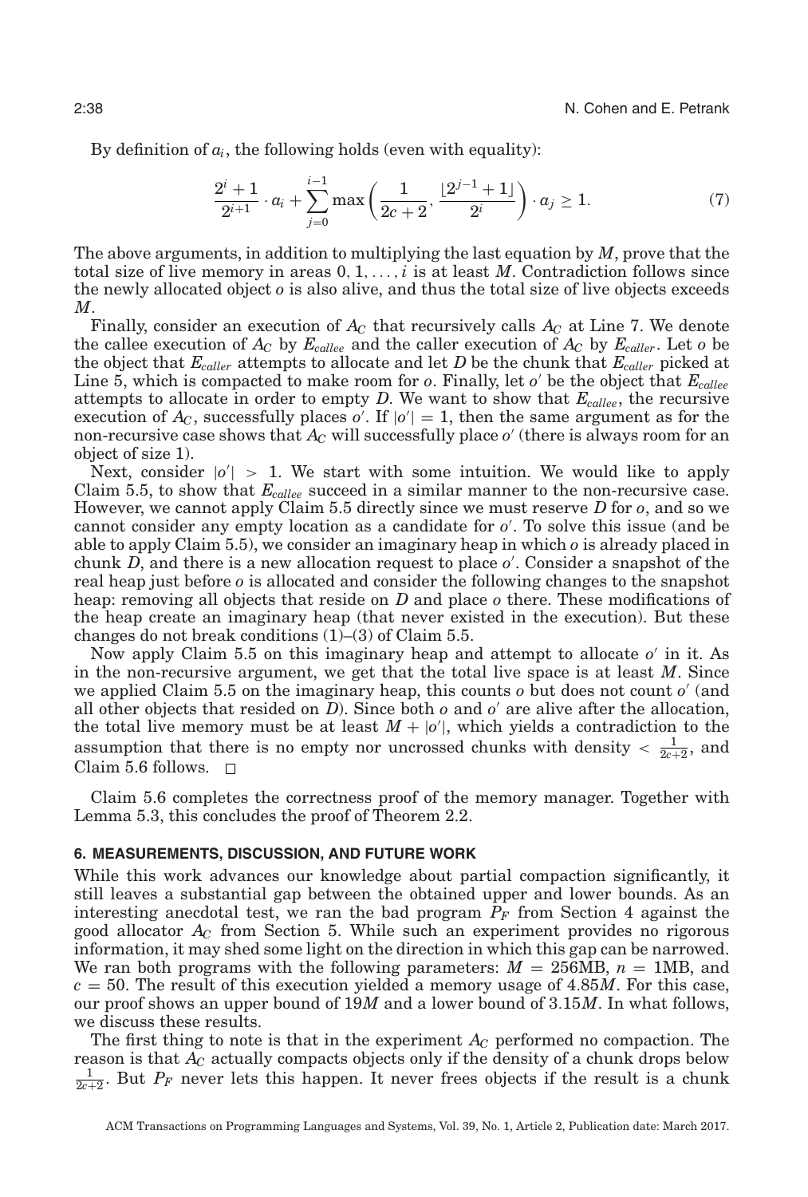By definition of $a_i$, the following holds (even with equality):

$$\frac{2^i+1}{2^{i+1}} \cdot a_i + \sum_{j=0}^{i-1} \max\left(\frac{1}{2c+2}, \frac{\lfloor 2^{j-1}+1 \rfloor}{2^i}\right) \cdot a_j \geq 1. \tag{7}$$

The above arguments, in addition to multiplying the last equation by $M$, prove that the total size of live memory in areas $0, 1, \ldots, i$ is at least $M$. Contradiction follows since the newly allocated object $o$ is also alive, and thus the total size of live objects exceeds $M$.

Finally, consider an execution of $A_C$ that recursively calls $A_C$ at Line 7. We denote the callee execution of $A_C$ by $E_{callee}$ and the caller execution of $A_C$ by $E_{caller}$. Let $o$ be the object that $E_{caller}$ attempts to allocate and let $D$ be the chunk that $E_{caller}$ picked at Line 5, which is compacted to make room for $o$. Finally, let $o'$ be the object that $E_{callee}$ attempts to allocate in order to empty $D$. We want to show that $E_{callee}$, the recursive execution of $A_C$, successfully places $o'$. If $|o'| = 1$, then the same argument as for the non-recursive case shows that $A_C$ will successfully place $o'$ (there is always room for an object of size 1).

Next, consider $|o'| > 1$. We start with some intuition. We would like to apply Claim 5.5, to show that $E_{callee}$ succeed in a similar manner to the non-recursive case. However, we cannot apply Claim 5.5 directly since we must reserve $D$ for $o$, and so we cannot consider any empty location as a candidate for $o'$. To solve this issue (and be able to apply Claim 5.5), we consider an imaginary heap in which $o$ is already placed in chunk $D$, and there is a new allocation request to place $o'$. Consider a snapshot of the real heap just before $o$ is allocated and consider the following changes to the snapshot heap: removing all objects that reside on $D$ and place $o$ there. These modifications of the heap create an imaginary heap (that never existed in the execution). But these changes do not break conditions (1)–(3) of Claim 5.5.

Now apply Claim 5.5 on this imaginary heap and attempt to allocate $o'$ in it. As in the non-recursive argument, we get that the total live space is at least $M$. Since we applied Claim 5.5 on the imaginary heap, this counts $o$ but does not count $o'$ (and all other objects that resided on $D$). Since both $o$ and $o'$ are alive after the allocation, the total live memory must be at least $M + |o'|$, which yields a contradiction to the assumption that there is no empty nor uncrossed chunks with density $< \frac{1}{2c+2}$, and Claim 5.6 follows. □

Claim 5.6 completes the correctness proof of the memory manager. Together with Lemma 5.3, this concludes the proof of Theorem 2.2.

## 6. MEASUREMENTS, DISCUSSION, AND FUTURE WORK

While this work advances our knowledge about partial compaction significantly, it still leaves a substantial gap between the obtained upper and lower bounds. As an interesting anecdotal test, we ran the bad program $P_F$ from Section 4 against the good allocator $A_C$ from Section 5. While such an experiment provides no rigorous information, it may shed some light on the direction in which this gap can be narrowed. We ran both programs with the following parameters: $M = 256$MB, $n = 1$MB, and $c = 50$. The result of this execution yielded a memory usage of $4.85M$. For this case, our proof shows an upper bound of $19M$ and a lower bound of $3.15M$. In what follows, we discuss these results.

The first thing to note is that in the experiment $A_C$ performed no compaction. The reason is that $A_C$ actually compacts objects only if the density of a chunk drops below $\frac{1}{2c+2}$. But $P_F$ never lets this happen. It never frees objects if the result is a chunk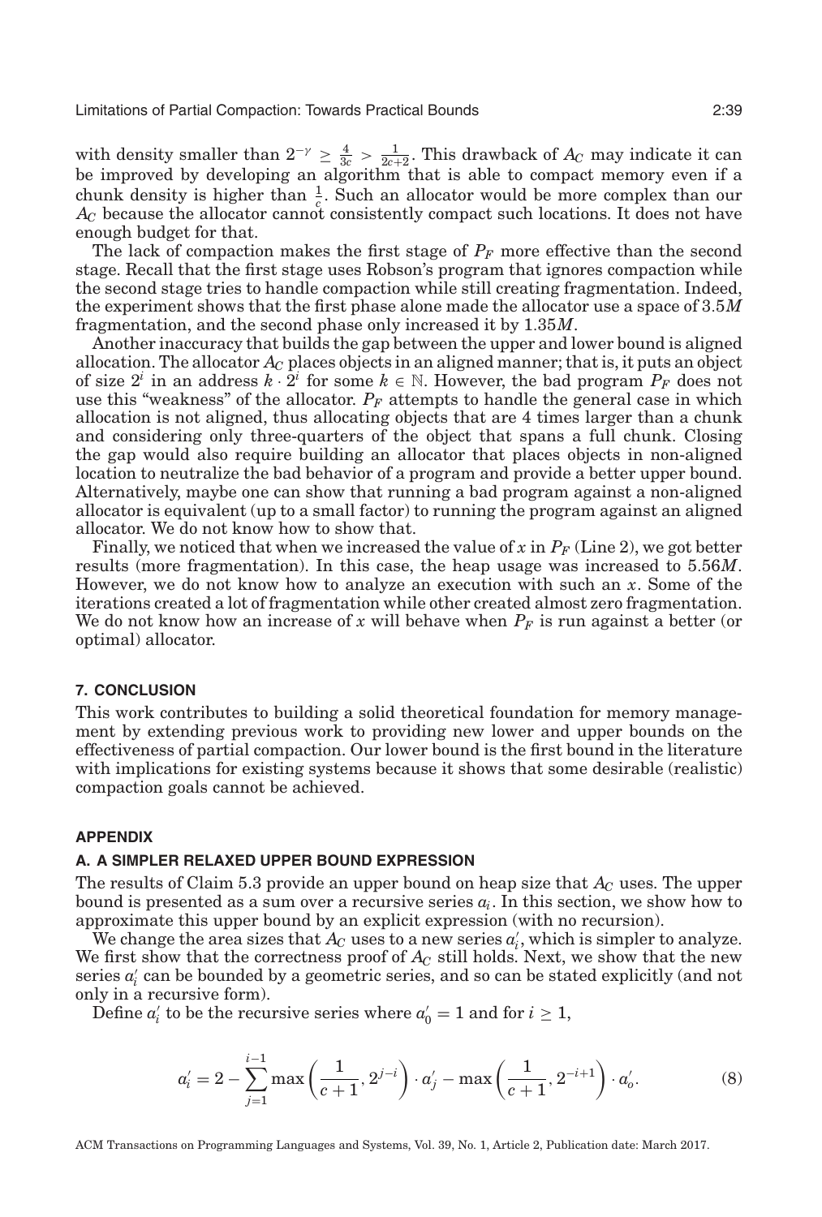with density smaller than $2^{-\gamma} \geq \frac{4}{3c} > \frac{1}{2c+2}$. This drawback of $A_C$ may indicate it can be improved by developing an algorithm that is able to compact memory even if a chunk density is higher than $\frac{1}{c}$. Such an allocator would be more complex than our $A_C$ because the allocator cannot consistently compact such locations. It does not have enough budget for that.

The lack of compaction makes the first stage of $P_F$ more effective than the second stage. Recall that the first stage uses Robson's program that ignores compaction while the second stage tries to handle compaction while still creating fragmentation. Indeed, the experiment shows that the first phase alone made the allocator use a space of $3.5M$ fragmentation, and the second phase only increased it by $1.35M$.

Another inaccuracy that builds the gap between the upper and lower bound is aligned allocation. The allocator $A_C$ places objects in an aligned manner; that is, it puts an object of size $2^i$ in an address $k \cdot 2^i$ for some $k \in \mathbb{N}$. However, the bad program $P_F$ does not use this "weakness" of the allocator. $P_F$ attempts to handle the general case in which allocation is not aligned, thus allocating objects that are 4 times larger than a chunk and considering only three-quarters of the object that spans a full chunk. Closing the gap would also require building an allocator that places objects in non-aligned location to neutralize the bad behavior of a program and provide a better upper bound. Alternatively, maybe one can show that running a bad program against a non-aligned allocator is equivalent (up to a small factor) to running the program against an aligned allocator. We do not know how to show that.

Finally, we noticed that when we increased the value of $x$ in $P_F$ (Line 2), we got better results (more fragmentation). In this case, the heap usage was increased to $5.56M$. However, we do not know how to analyze an execution with such an $x$. Some of the iterations created a lot of fragmentation while other created almost zero fragmentation. We do not know how an increase of $x$ will behave when $P_F$ is run against a better (or optimal) allocator.

## 7. CONCLUSION

This work contributes to building a solid theoretical foundation for memory management by extending previous work to providing new lower and upper bounds on the effectiveness of partial compaction. Our lower bound is the first bound in the literature with implications for existing systems because it shows that some desirable (realistic) compaction goals cannot be achieved.

## APPENDIX

### A. A SIMPLER RELAXED UPPER BOUND EXPRESSION

The results of Claim 5.3 provide an upper bound on heap size that $A_C$ uses. The upper bound is presented as a sum over a recursive series $a_i$. In this section, we show how to approximate this upper bound by an explicit expression (with no recursion).

We change the area sizes that $A_C$ uses to a new series $a'_i$, which is simpler to analyze. We first show that the correctness proof of $A_C$ still holds. Next, we show that the new series $a'_i$ can be bounded by a geometric series, and so can be stated explicitly (and not only in a recursive form).

Define $a'_i$ to be the recursive series where $a'_0 = 1$ and for $i \geq 1$,

$$a'_i = 2 - \sum_{j=1}^{i-1} \max\left(\frac{1}{c+1}, 2^{j-i}\right) \cdot a'_j - \max\left(\frac{1}{c+1}, 2^{-i+1}\right) \cdot a'_o. \tag{8}$$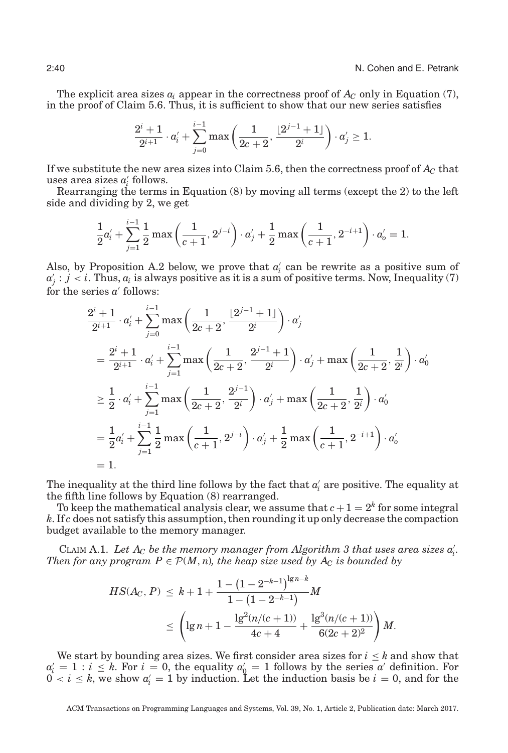The explicit area sizes $a_i$ appear in the correctness proof of $A_C$ only in Equation (7), in the proof of Claim 5.6. Thus, it is sufficient to show that our new series satisfies

$$\frac{2^i+1}{2^{i+1}} \cdot a'_i + \sum_{j=0}^{i-1} \max\left(\frac{1}{2c+2}, \frac{\lfloor 2^{j-1}+1 \rfloor}{2^i}\right) \cdot a'_j \geq 1.$$

If we substitute the new area sizes into Claim 5.6, then the correctness proof of $A_C$ that uses area sizes $a'_i$ follows.

Rearranging the terms in Equation (8) by moving all terms (except the 2) to the left side and dividing by 2, we get

$$\frac{1}{2}a'_i + \sum_{j=1}^{i-1} \frac{1}{2} \max\left(\frac{1}{c+1}, 2^{j-i}\right) \cdot a'_j + \frac{1}{2}\max\left(\frac{1}{c+1}, 2^{-i+1}\right) \cdot a'_o = 1.$$

Also, by Proposition A.2 below, we prove that $a'_i$ can be rewrite as a positive sum of $a'_j : j < i$. Thus, $a_i$ is always positive as it is a sum of positive terms. Now, Inequality (7) for the series $a'$ follows:

$$\begin{aligned}
&\frac{2^i+1}{2^{i+1}} \cdot a'_i + \sum_{j=0}^{i-1} \max\left(\frac{1}{2c+2}, \frac{\lfloor 2^{j-1}+1 \rfloor}{2^i}\right) \cdot a'_j \\
&= \frac{2^i+1}{2^{i+1}} \cdot a'_i + \sum_{j=1}^{i-1} \max\left(\frac{1}{2c+2}, \frac{2^{j-1}+1}{2^i}\right) \cdot a'_j + \max\left(\frac{1}{2c+2}, \frac{1}{2^i}\right) \cdot a'_0 \\
&\geq \frac{1}{2} \cdot a'_i + \sum_{j=1}^{i-1} \max\left(\frac{1}{2c+2}, \frac{2^{j-1}}{2^i}\right) \cdot a'_j + \max\left(\frac{1}{2c+2}, \frac{1}{2^i}\right) \cdot a'_0 \\
&= \frac{1}{2}a'_i + \sum_{j=1}^{i-1} \frac{1}{2} \max\left(\frac{1}{c+1}, 2^{j-i}\right) \cdot a'_j + \frac{1}{2}\max\left(\frac{1}{c+1}, 2^{-i+1}\right) \cdot a'_o \\
&= 1.
\end{aligned}$$

The inequality at the third line follows by the fact that $a'_i$ are positive. The equality at the fifth line follows by Equation (8) rearranged.

To keep the mathematical analysis clear, we assume that $c+1 = 2^k$ for some integral $k$. If $c$ does not satisfy this assumption, then rounding it up only decrease the compaction budget available to the memory manager.

CLAIM A.1. *Let $A_C$ be the memory manager from Algorithm 3 that uses area sizes $a'_i$. Then for any program $P \in \mathcal{P}(M, n)$, the heap size used by $A_C$ is bounded by*

$$\begin{aligned}
HS(A_C, P) &\leq k + 1 + \frac{1 - \left(1 - 2^{-k-1}\right)^{\lg n - k}}{1 - \left(1 - 2^{-k-1}\right)} M \\
&\leq \left(\lg n + 1 - \frac{\lg^2(n/(c+1))}{4c+4} + \frac{\lg^3(n/(c+1))}{6(2c+2)^2}\right) M.
\end{aligned}$$

We start by bounding area sizes. We first consider area sizes for $i \leq k$ and show that $a'_i = 1 : i \leq k$. For $i = 0$, the equality $a'_0 = 1$ follows by the series $a'$ definition. For $0 < i \leq k$, we show $a'_i = 1$ by induction. Let the induction basis be $i = 0$, and for the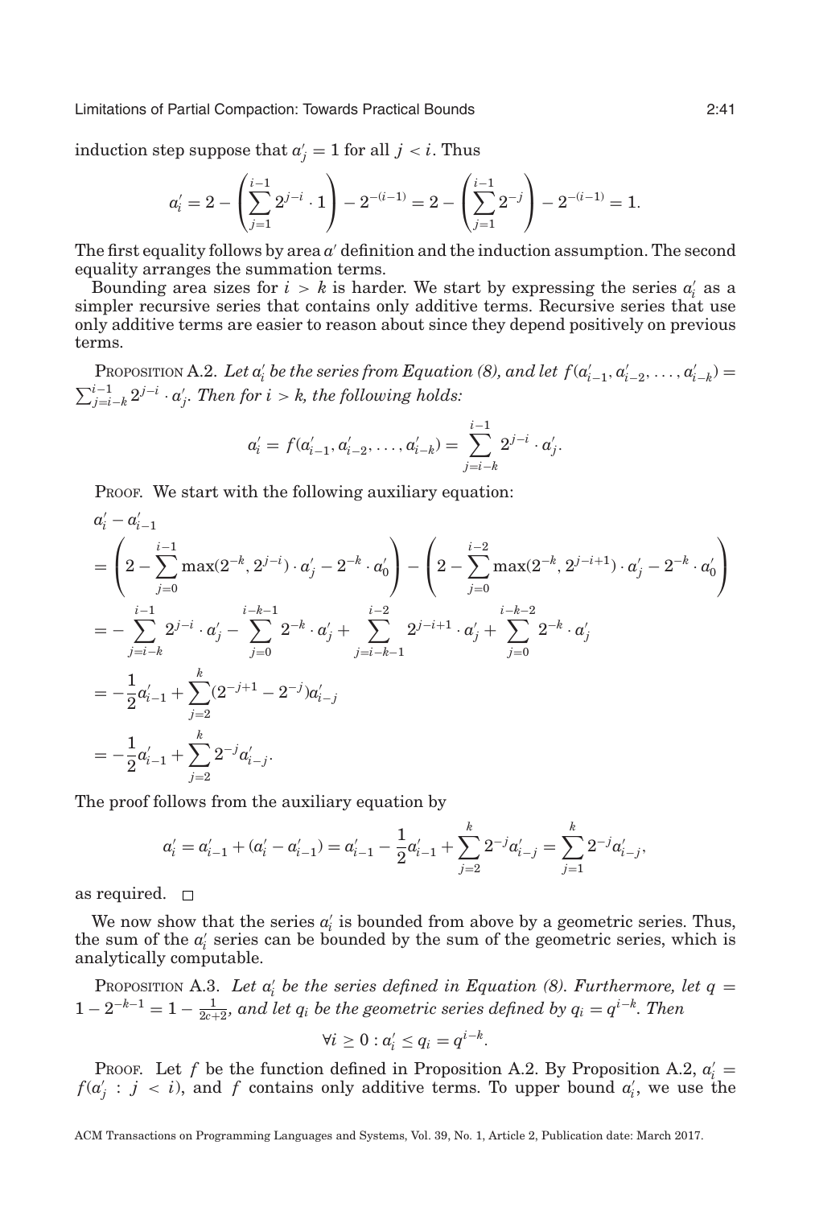induction step suppose that $a'_j = 1$ for all $j < i$. Thus

$$a'_i = 2 - \left( \sum_{j=1}^{i-1} 2^{j-i} \cdot 1 \right) - 2^{-(i-1)} = 2 - \left( \sum_{j=1}^{i-1} 2^{-j} \right) - 2^{-(i-1)} = 1.$$

The first equality follows by area $a'$ definition and the induction assumption. The second equality arranges the summation terms.

Bounding area sizes for $i > k$ is harder. We start by expressing the series $a'_i$ as a simpler recursive series that contains only additive terms. Recursive series that use only additive terms are easier to reason about since they depend positively on previous terms.

PROPOSITION A.2. *Let $a'_i$ be the series from Equation (8), and let $f(a'_{i-1}, a'_{i-2}, \ldots, a'_{i-k}) = \sum_{j=i-k}^{i-1} 2^{j-i} \cdot a'_j$. Then for $i > k$, the following holds:*

$$a'_i = f(a'_{i-1}, a'_{i-2}, \ldots, a'_{i-k}) = \sum_{j=i-k}^{i-1} 2^{j-i} \cdot a'_j.$$

PROOF. We start with the following auxiliary equation:

$$\begin{aligned}
& a'_i - a'_{i-1} \\
&= \left( 2 - \sum_{j=0}^{i-1} \max(2^{-k}, 2^{j-i}) \cdot a'_j - 2^{-k} \cdot a'_0 \right) - \left( 2 - \sum_{j=0}^{i-2} \max(2^{-k}, 2^{j-i+1}) \cdot a'_j - 2^{-k} \cdot a'_0 \right) \\
&= - \sum_{j=i-k}^{i-1} 2^{j-i} \cdot a'_j - \sum_{j=0}^{i-k-1} 2^{-k} \cdot a'_j + \sum_{j=i-k-1}^{i-2} 2^{j-i+1} \cdot a'_j + \sum_{j=0}^{i-k-2} 2^{-k} \cdot a'_j \\
&= -\frac{1}{2} a'_{i-1} + \sum_{j=2}^{k} (2^{-j+1} - 2^{-j}) a'_{i-j} \\
&= -\frac{1}{2} a'_{i-1} + \sum_{j=2}^{k} 2^{-j} a'_{i-j}.
\end{aligned}$$

The proof follows from the auxiliary equation by

$$a'_i = a'_{i-1} + (a'_i - a'_{i-1}) = a'_{i-1} - \frac{1}{2} a'_{i-1} + \sum_{j=2}^{k} 2^{-j} a'_{i-j} = \sum_{j=1}^{k} 2^{-j} a'_{i-j},$$

as required. $\square$

We now show that the series $a'_i$ is bounded from above by a geometric series. Thus, the sum of the $a'_i$ series can be bounded by the sum of the geometric series, which is analytically computable.

PROPOSITION A.3. *Let $a'_i$ be the series defined in Equation (8). Furthermore, let $q = 1 - 2^{-k-1} = 1 - \frac{1}{2c+2}$, and let $q_i$ be the geometric series defined by $q_i = q^{i-k}$. Then*

$$\forall i \geq 0 : a'_i \leq q_i = q^{i-k}.$$

PROOF. Let $f$ be the function defined in Proposition A.2. By Proposition A.2, $a'_i = f(a'_j : j < i)$, and $f$ contains only additive terms. To upper bound $a'_i$, we use the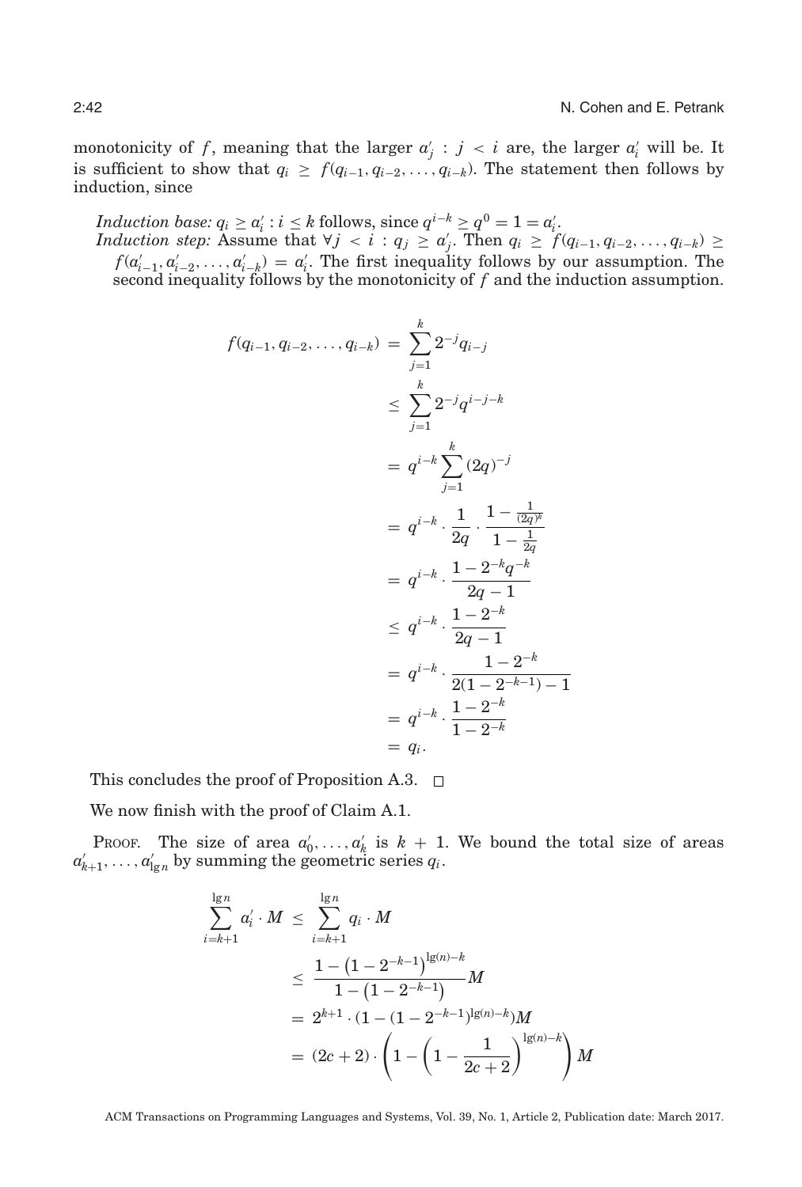monotonicity of $f$, meaning that the larger $a'_j : j < i$ are, the larger $a'_i$ will be. It is sufficient to show that $q_i \geq f(q_{i-1}, q_{i-2}, \ldots, q_{i-k})$. The statement then follows by induction, since

*Induction base:* $q_i \geq a'_i : i \leq k$ follows, since $q^{i-k} \geq q^0 = 1 = a'_i$.
*Induction step:* Assume that $\forall j < i : q_j \geq a'_j$. Then $q_i \geq f(q_{i-1}, q_{i-2}, \ldots, q_{i-k}) \geq f(a'_{i-1}, a'_{i-2}, \ldots, a'_{i-k}) = a'_i$. The first inequality follows by our assumption. The second inequality follows by the monotonicity of $f$ and the induction assumption.

$$
\begin{aligned}
f(q_{i-1}, q_{i-2}, \ldots, q_{i-k}) &= \sum_{j=1}^{k} 2^{-j} q_{i-j} \\
&\leq \sum_{j=1}^{k} 2^{-j} q^{i-j-k} \\
&= q^{i-k} \sum_{j=1}^{k} (2q)^{-j} \\
&= q^{i-k} \cdot \frac{1}{2q} \cdot \frac{1 - \frac{1}{(2q)^k}}{1 - \frac{1}{2q}} \\
&= q^{i-k} \cdot \frac{1 - 2^{-k} q^{-k}}{2q - 1} \\
&\leq q^{i-k} \cdot \frac{1 - 2^{-k}}{2q - 1} \\
&= q^{i-k} \cdot \frac{1 - 2^{-k}}{2(1 - 2^{-k-1}) - 1} \\
&= q^{i-k} \cdot \frac{1 - 2^{-k}}{1 - 2^{-k}} \\
&= q_i.
\end{aligned}
$$

This concludes the proof of Proposition A.3. $\square$

We now finish with the proof of Claim A.1.

PROOF. The size of area $a'_0, \ldots, a'_k$ is $k + 1$. We bound the total size of areas $a'_{k+1}, \ldots, a'_{\lg n}$ by summing the geometric series $q_i$.

$$
\begin{aligned}
\sum_{i=k+1}^{\lg n} a'_i \cdot M &\leq \sum_{i=k+1}^{\lg n} q_i \cdot M \\
&\leq \frac{1 - \left(1 - 2^{-k-1}\right)^{\lg(n)-k}}{1 - \left(1 - 2^{-k-1}\right)} M \\
&= 2^{k+1} \cdot (1 - (1 - 2^{-k-1})^{\lg(n)-k}) M \\
&= (2c + 2) \cdot \left(1 - \left(1 - \frac{1}{2c+2}\right)^{\lg(n)-k}\right) M
\end{aligned}
$$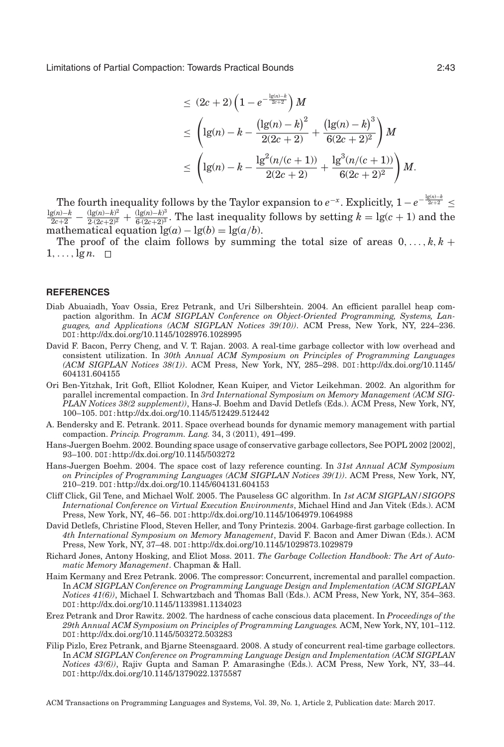$$
\begin{aligned}
&\leq (2c+2)\left(1 - e^{-\frac{\lg(n)-k}{2c+2}}\right) M \\
&\leq \left(\lg(n) - k - \frac{\left(\lg(n)-k\right)^2}{2(2c+2)} + \frac{\left(\lg(n)-k\right)^3}{6(2c+2)^2}\right) M \\
&\leq \left(\lg(n) - k - \frac{\lg^2(n/(c+1))}{2(2c+2)} + \frac{\lg^3(n/(c+1))}{6(2c+2)^2}\right) M.
\end{aligned}
$$

The fourth inequality follows by the Taylor expansion to $e^{-x}$. Explicitly, $1 - e^{-\frac{\lg(n)-k}{2c+2}} \leq \frac{\lg(n)-k}{2c+2} - \frac{(\lg(n)-k)^2}{2\cdot(2c+2)^2} + \frac{(\lg(n)-k)^3}{6\cdot(2c+2)^3}$. The last inequality follows by setting $k = \lg(c+1)$ and the mathematical equation $\lg(a) - \lg(b) = \lg(a/b)$.

The proof of the claim follows by summing the total size of areas $0, \ldots, k, k+1, \ldots, \lg n$. □

## REFERENCES

Diab Abuaiadh, Yoav Ossia, Erez Petrank, and Uri Silbershtein. 2004. An efficient parallel heap compaction algorithm. In *ACM SIGPLAN Conference on Object-Oriented Programming, Systems, Languages, and Applications (ACM SIGPLAN Notices 39(10))*. ACM Press, New York, NY, 224–236. DOI:http://dx.doi.org/10.1145/1028976.1028995

David F. Bacon, Perry Cheng, and V. T. Rajan. 2003. A real-time garbage collector with low overhead and consistent utilization. In *30th Annual ACM Symposium on Principles of Programming Languages (ACM SIGPLAN Notices 38(1))*. ACM Press, New York, NY, 285–298. DOI:http://dx.doi.org/10.1145/604131.604155

Ori Ben-Yitzhak, Irit Goft, Elliot Kolodner, Kean Kuiper, and Victor Leikehman. 2002. An algorithm for parallel incremental compaction. In *3rd International Symposium on Memory Management (ACM SIGPLAN Notices 38(2 supplement))*, Hans-J. Boehm and David Detlefs (Eds.). ACM Press, New York, NY, 100–105. DOI:http://dx.doi.org/10.1145/512429.512442

A. Bendersky and E. Petrank. 2011. Space overhead bounds for dynamic memory management with partial compaction. *Princip. Programm. Lang.* 34, 3 (2011), 491–499.

Hans-Juergen Boehm. 2002. Bounding space usage of conservative garbage collectors, See POPL 2002 [2002], 93–100. DOI:http://dx.doi.org/10.1145/503272

Hans-Juergen Boehm. 2004. The space cost of lazy reference counting. In *31st Annual ACM Symposium on Principles of Programming Languages (ACM SIGPLAN Notices 39(1))*. ACM Press, New York, NY, 210–219. DOI:http://dx.doi.org/10.1145/604131.604153

Cliff Click, Gil Tene, and Michael Wolf. 2005. The Pauseless GC algorithm. In *1st ACM SIGPLAN/SIGOPS International Conference on Virtual Execution Environments*, Michael Hind and Jan Vitek (Eds.). ACM Press, New York, NY, 46–56. DOI:http://dx.doi.org/10.1145/1064979.1064988

David Detlefs, Christine Flood, Steven Heller, and Tony Printezis. 2004. Garbage-first garbage collection. In *4th International Symposium on Memory Management*, David F. Bacon and Amer Diwan (Eds.). ACM Press, New York, NY, 37–48. DOI:http://dx.doi.org/10.1145/1029873.1029879

Richard Jones, Antony Hosking, and Eliot Moss. 2011. *The Garbage Collection Handbook: The Art of Automatic Memory Management*. Chapman & Hall.

Haim Kermany and Erez Petrank. 2006. The compressor: Concurrent, incremental and parallel compaction. In *ACM SIGPLAN Conference on Programming Language Design and Implementation (ACM SIGPLAN Notices 41(6))*, Michael I. Schwartzbach and Thomas Ball (Eds.). ACM Press, New York, NY, 354–363. DOI:http://dx.doi.org/10.1145/1133981.1134023

Erez Petrank and Dror Rawitz. 2002. The hardness of cache conscious data placement. In *Proceedings of the 29th Annual ACM Symposium on Principles of Programming Languages.* ACM, New York, NY, 101–112. DOI:http://dx.doi.org/10.1145/503272.503283

Filip Pizlo, Erez Petrank, and Bjarne Steensgaard. 2008. A study of concurrent real-time garbage collectors. In *ACM SIGPLAN Conference on Programming Language Design and Implementation (ACM SIGPLAN Notices 43(6))*, Rajiv Gupta and Saman P. Amarasinghe (Eds.). ACM Press, New York, NY, 33–44. DOI:http://dx.doi.org/10.1145/1379022.1375587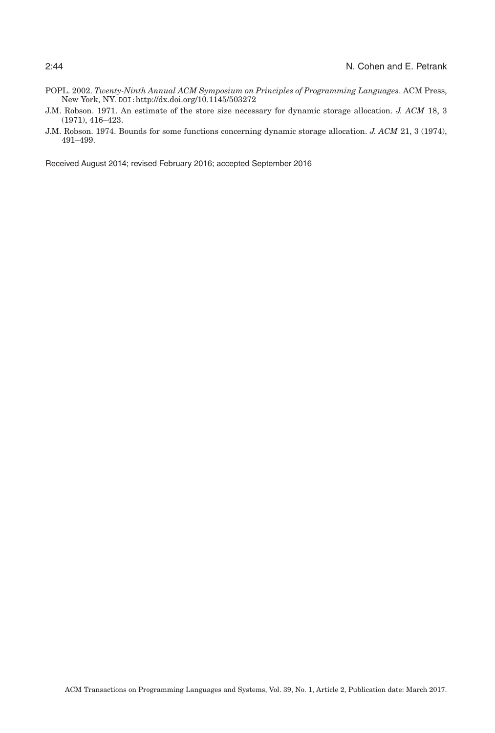POPL. 2002. *Twenty-Ninth Annual ACM Symposium on Principles of Programming Languages*. ACM Press, New York, NY. DOI:http://dx.doi.org/10.1145/503272

J.M. Robson. 1971. An estimate of the store size necessary for dynamic storage allocation. *J. ACM* 18, 3 (1971), 416–423.

J.M. Robson. 1974. Bounds for some functions concerning dynamic storage allocation. *J. ACM* 21, 3 (1974), 491–499.

Received August 2014; revised February 2016; accepted September 2016